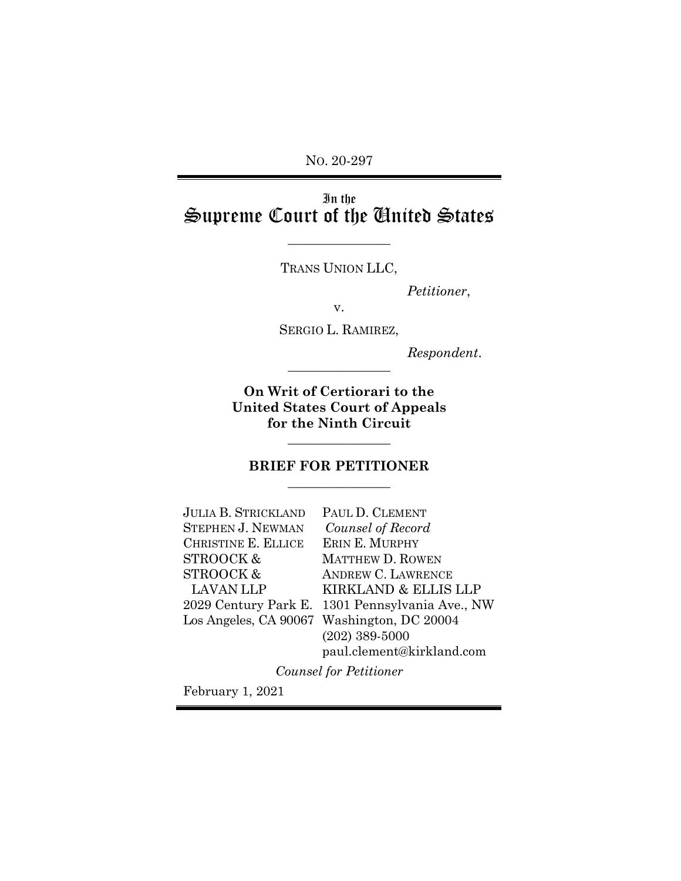No. 20-297

# In the Supreme Court of the United States

---

TRANS UNION LLC,

*Petitioner*,

v.

SERGIO L. RAMIREZ,

*Respondent*.

---

**On Writ of Certiorari to the United States Court of Appeals for the Ninth Circuit**

---

**BRIEF FOR PETITIONER**

---

| | |
|---|---|
| JULIA B. STRICKLAND | PAUL D. CLEMENT |
| STEPHEN J. NEWMAN | *Counsel of Record* |
| CHRISTINE E. ELLICE | ERIN E. MURPHY |
| STROOCK & | MATTHEW D. ROWEN |
| STROOCK & | ANDREW C. LAWRENCE |
| LAVAN LLP | KIRKLAND & ELLIS LLP |
| 2029 Century Park E. | 1301 Pennsylvania Ave., NW |
| Los Angeles, CA 90067 | Washington, DC 20004 |
| | (202) 389-5000 |
| | paul.clement@kirkland.com |

*Counsel for Petitioner*

February 1, 2021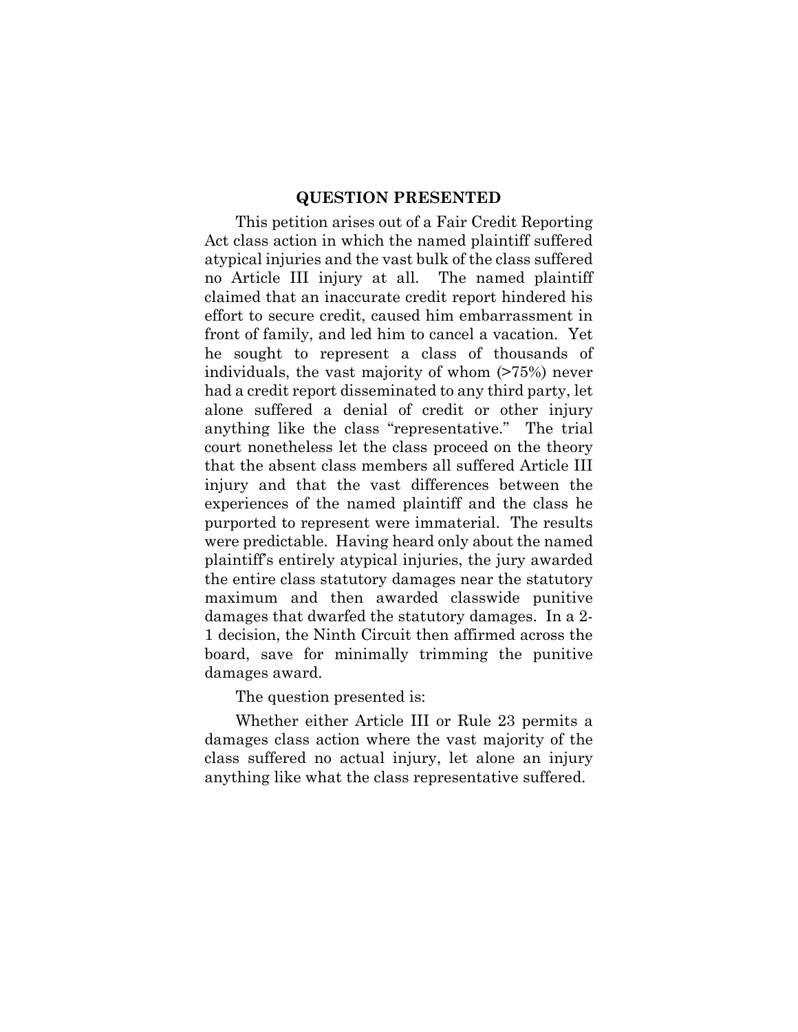## QUESTION PRESENTED

This petition arises out of a Fair Credit Reporting Act class action in which the named plaintiff suffered atypical injuries and the vast bulk of the class suffered no Article III injury at all. The named plaintiff claimed that an inaccurate credit report hindered his effort to secure credit, caused him embarrassment in front of family, and led him to cancel a vacation. Yet he sought to represent a class of thousands of individuals, the vast majority of whom (>75%) never had a credit report disseminated to any third party, let alone suffered a denial of credit or other injury anything like the class "representative." The trial court nonetheless let the class proceed on the theory that the absent class members all suffered Article III injury and that the vast differences between the experiences of the named plaintiff and the class he purported to represent were immaterial. The results were predictable. Having heard only about the named plaintiff's entirely atypical injuries, the jury awarded the entire class statutory damages near the statutory maximum and then awarded classwide punitive damages that dwarfed the statutory damages. In a 2-1 decision, the Ninth Circuit then affirmed across the board, save for minimally trimming the punitive damages award.

The question presented is:

Whether either Article III or Rule 23 permits a damages class action where the vast majority of the class suffered no actual injury, let alone an injury anything like what the class representative suffered.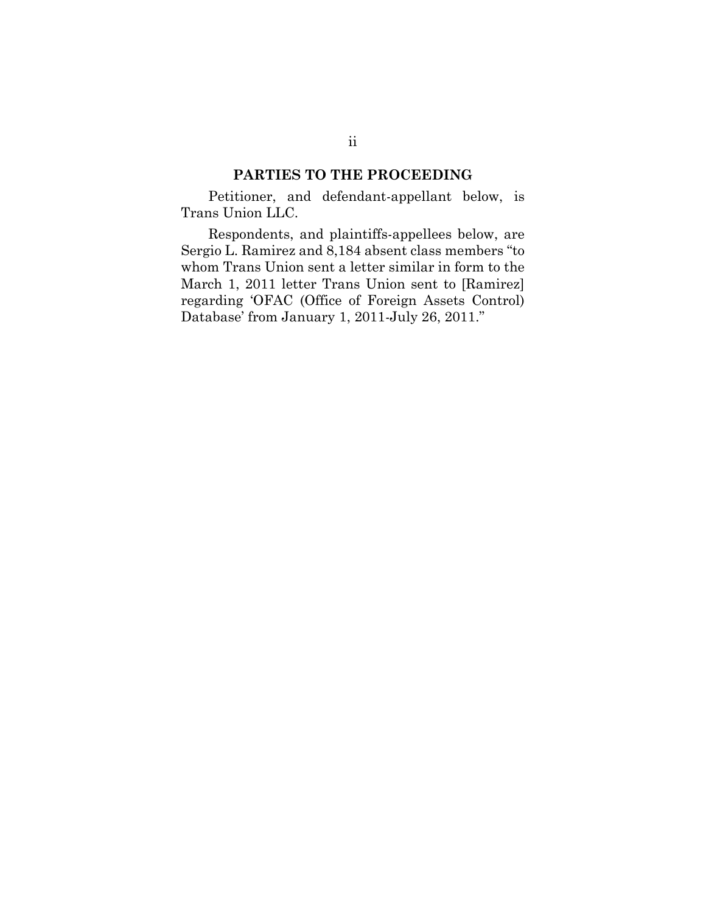## PARTIES TO THE PROCEEDING

Petitioner, and defendant-appellant below, is Trans Union LLC.

Respondents, and plaintiffs-appellees below, are Sergio L. Ramirez and 8,184 absent class members "to whom Trans Union sent a letter similar in form to the March 1, 2011 letter Trans Union sent to [Ramirez] regarding 'OFAC (Office of Foreign Assets Control) Database' from January 1, 2011-July 26, 2011."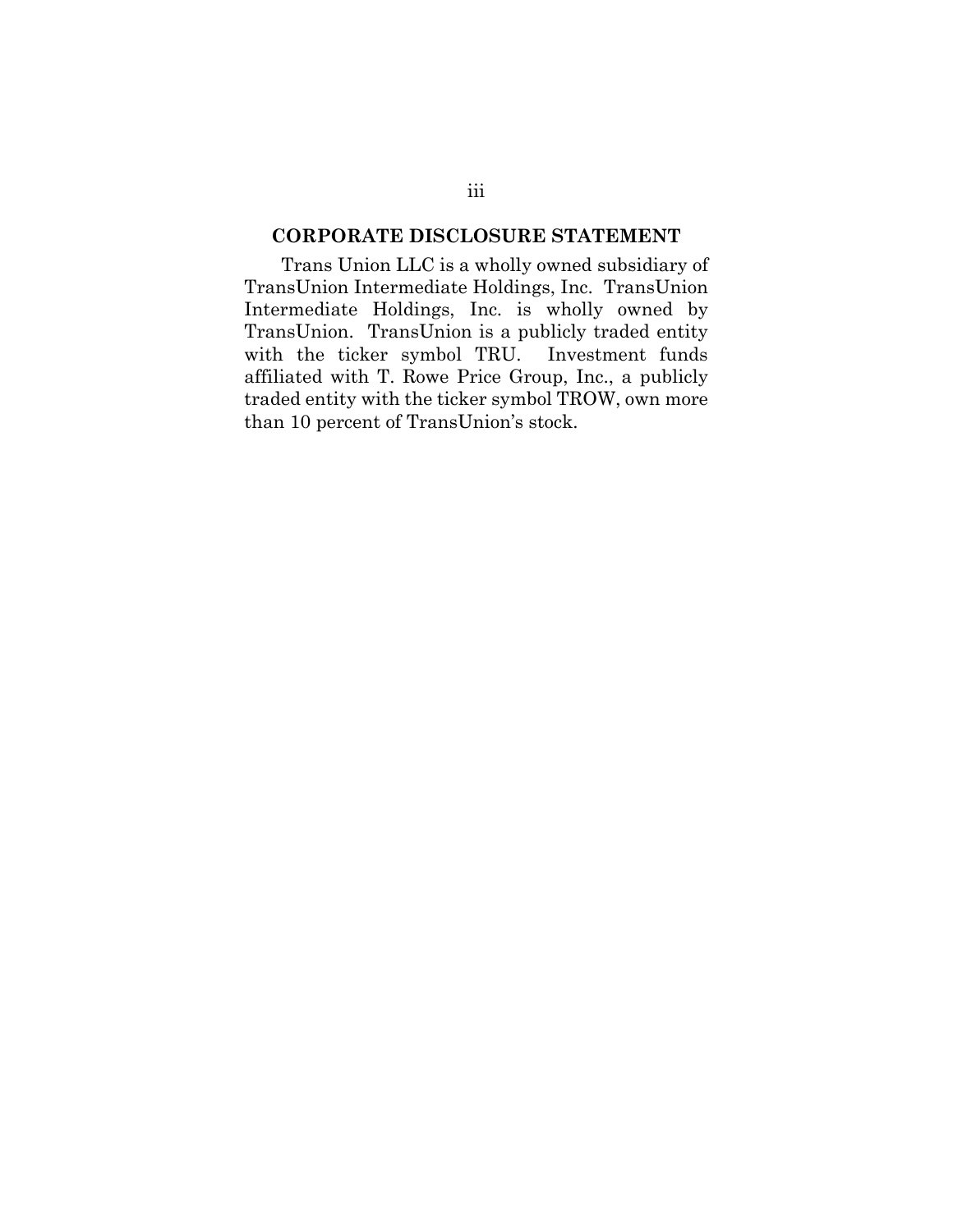## CORPORATE DISCLOSURE STATEMENT

Trans Union LLC is a wholly owned subsidiary of TransUnion Intermediate Holdings, Inc. TransUnion Intermediate Holdings, Inc. is wholly owned by TransUnion. TransUnion is a publicly traded entity with the ticker symbol TRU. Investment funds affiliated with T. Rowe Price Group, Inc., a publicly traded entity with the ticker symbol TROW, own more than 10 percent of TransUnion's stock.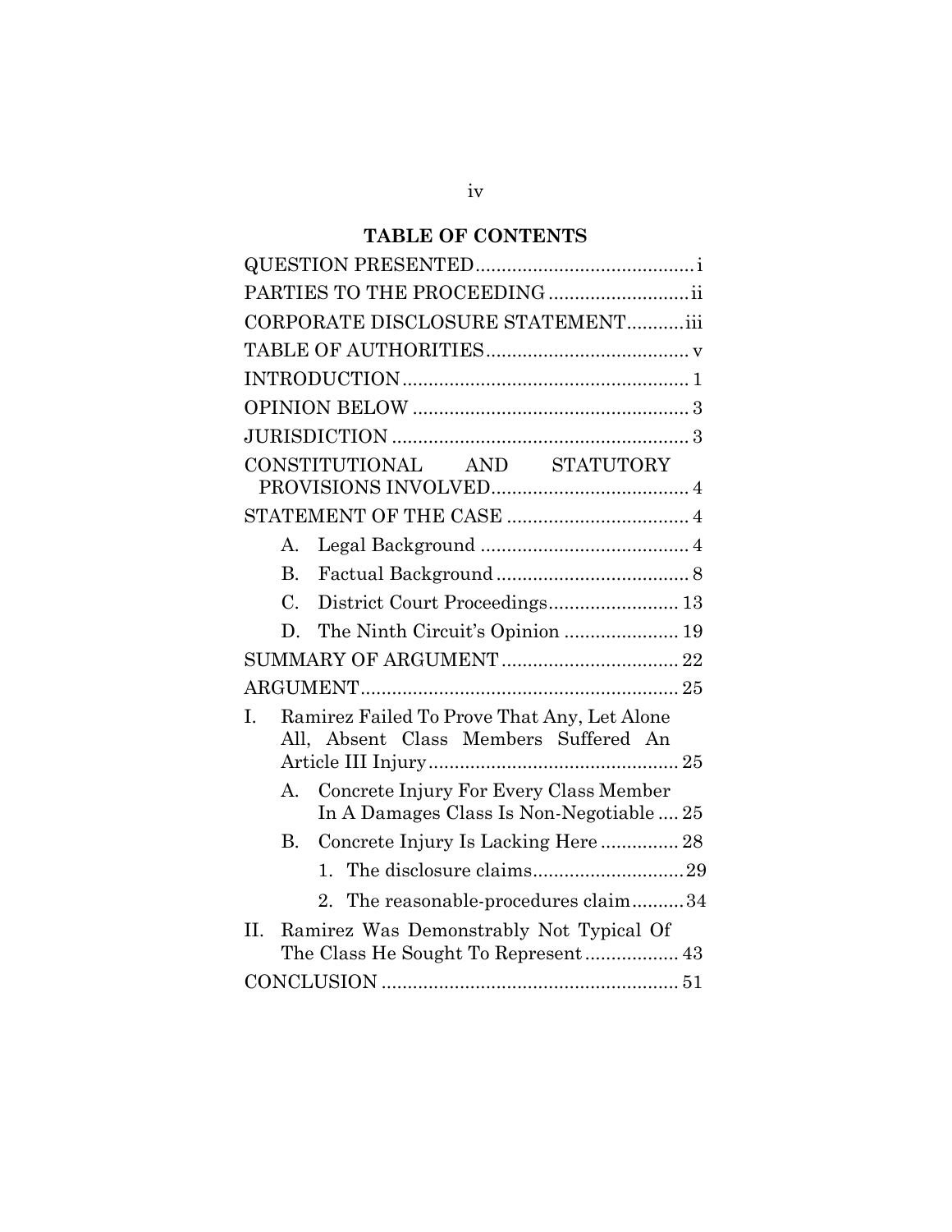# TABLE OF CONTENTS

QUESTION PRESENTED .......................................... i

PARTIES TO THE PROCEEDING ........................... ii

CORPORATE DISCLOSURE STATEMENT ........... iii

TABLE OF AUTHORITIES ....................................... v

INTRODUCTION ...................................................... 1

OPINION BELOW ..................................................... 3

JURISDICTION ......................................................... 3

CONSTITUTIONAL AND STATUTORY PROVISIONS INVOLVED ...................................... 4

STATEMENT OF THE CASE ................................... 4

- A. Legal Background ........................................ 4
- B. Factual Background ..................................... 8
- C. District Court Proceedings ......................... 13
- D. The Ninth Circuit's Opinion ...................... 19

SUMMARY OF ARGUMENT .................................. 22

ARGUMENT ............................................................. 25

I. Ramirez Failed To Prove That Any, Let Alone All, Absent Class Members Suffered An Article III Injury ................................................ 25

- A. Concrete Injury For Every Class Member In A Damages Class Is Non-Negotiable .... 25
- B. Concrete Injury Is Lacking Here ............... 28
  1. The disclosure claims ............................. 29
  2. The reasonable-procedures claim .......... 34

II. Ramirez Was Demonstrably Not Typical Of The Class He Sought To Represent .................. 43

CONCLUSION ......................................................... 51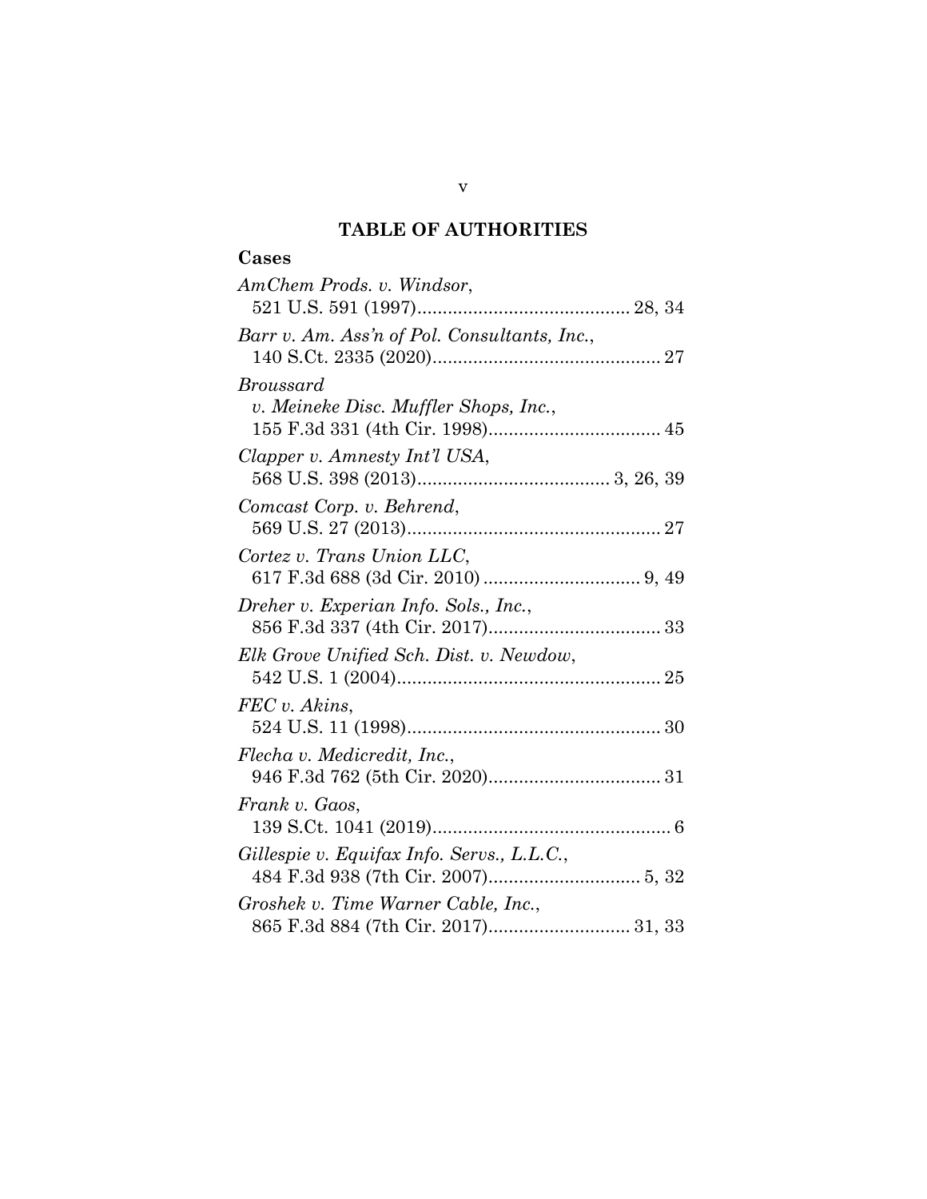# TABLE OF AUTHORITIES

## Cases

*AmChem Prods. v. Windsor*,
521 U.S. 591 (1997)........................................ 28, 34

*Barr v. Am. Ass'n of Pol. Consultants, Inc.*,
140 S.Ct. 2335 (2020)........................................... 27

*Broussard v. Meineke Disc. Muffler Shops, Inc.*,
155 F.3d 331 (4th Cir. 1998)................................ 45

*Clapper v. Amnesty Int'l USA*,
568 U.S. 398 (2013)..................................... 3, 26, 39

*Comcast Corp. v. Behrend*,
569 U.S. 27 (2013)................................................ 27

*Cortez v. Trans Union LLC*,
617 F.3d 688 (3d Cir. 2010) .............................. 9, 49

*Dreher v. Experian Info. Sols., Inc.*,
856 F.3d 337 (4th Cir. 2017)................................ 33

*Elk Grove Unified Sch. Dist. v. Newdow*,
542 U.S. 1 (2004).................................................. 25

*FEC v. Akins*,
524 U.S. 11 (1998)................................................ 30

*Flecha v. Medicredit, Inc.*,
946 F.3d 762 (5th Cir. 2020)................................ 31

*Frank v. Gaos*,
139 S.Ct. 1041 (2019)............................................. 6

*Gillespie v. Equifax Info. Servs., L.L.C.*,
484 F.3d 938 (7th Cir. 2007)............................ 5, 32

*Groshek v. Time Warner Cable, Inc.*,
865 F.3d 884 (7th Cir. 2017).......................... 31, 33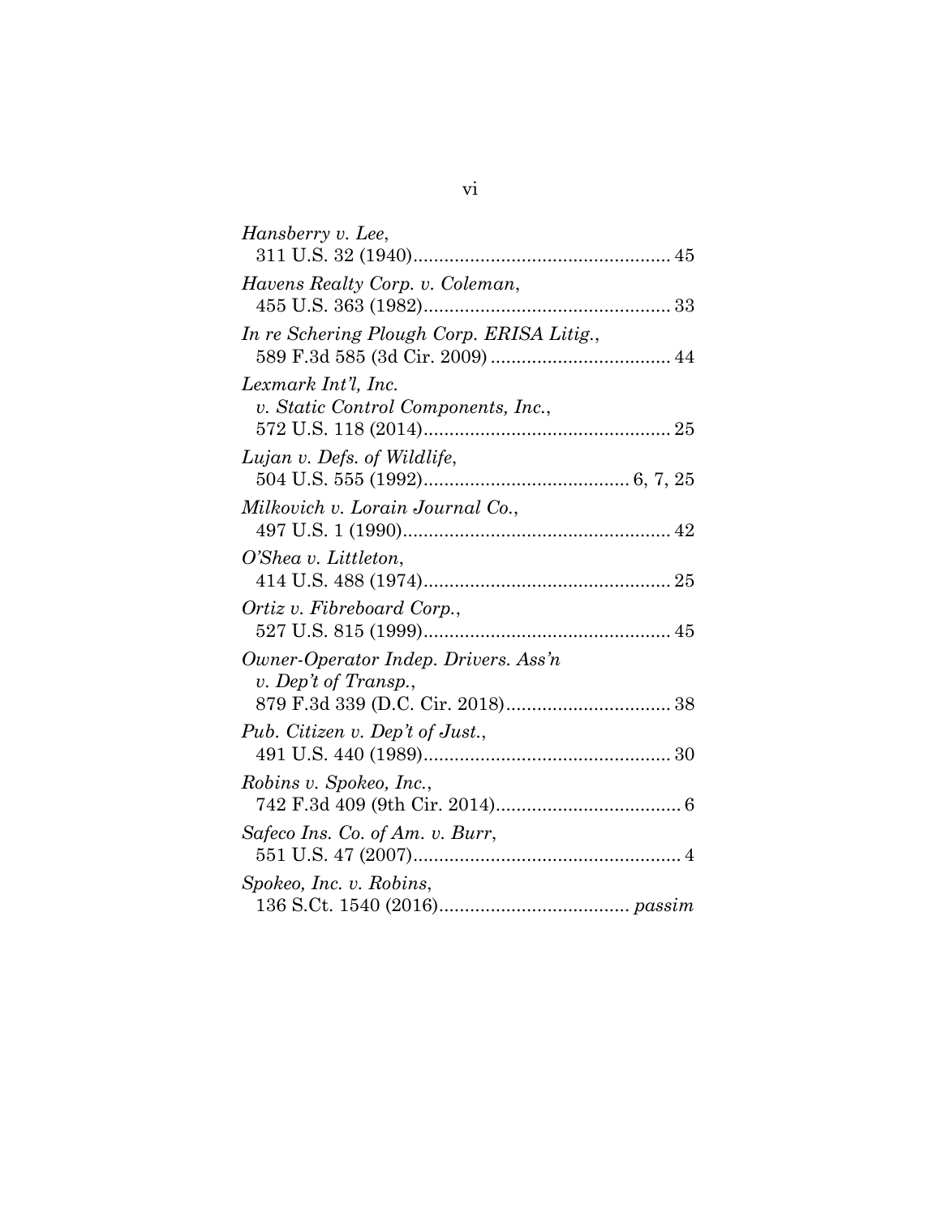*Hansberry v. Lee*,
311 U.S. 32 (1940).................................................. 45

*Havens Realty Corp. v. Coleman*,
455 U.S. 363 (1982)................................................ 33

*In re Schering Plough Corp. ERISA Litig.*,
589 F.3d 585 (3d Cir. 2009) .................................. 44

*Lexmark Int'l, Inc. v. Static Control Components, Inc.*,
572 U.S. 118 (2014)................................................ 25

*Lujan v. Defs. of Wildlife*,
504 U.S. 555 (1992)........................................ 6, 7, 25

*Milkovich v. Lorain Journal Co.*,
497 U.S. 1 (1990).................................................... 42

*O'Shea v. Littleton*,
414 U.S. 488 (1974)................................................ 25

*Ortiz v. Fibreboard Corp.*,
527 U.S. 815 (1999)................................................ 45

*Owner-Operator Indep. Drivers. Ass'n v. Dep't of Transp.*,
879 F.3d 339 (D.C. Cir. 2018)................................ 38

*Pub. Citizen v. Dep't of Just.*,
491 U.S. 440 (1989)................................................ 30

*Robins v. Spokeo, Inc.*,
742 F.3d 409 (9th Cir. 2014).................................... 6

*Safeco Ins. Co. of Am. v. Burr*,
551 U.S. 47 (2007).................................................... 4

*Spokeo, Inc. v. Robins*,
136 S.Ct. 1540 (2016).................................... *passim*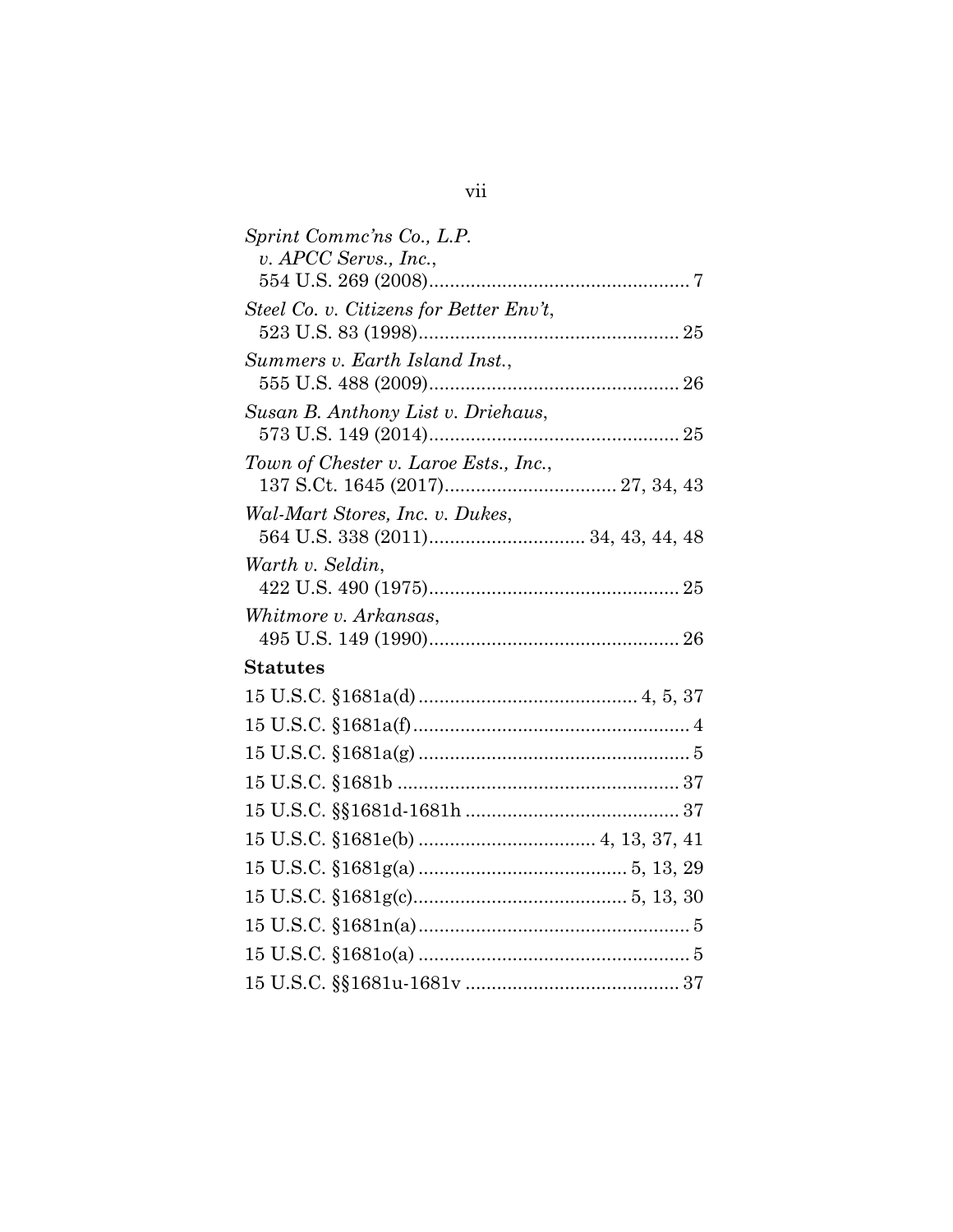*Sprint Commc'ns Co., L.P. v. APCC Servs., Inc.*, 554 U.S. 269 (2008) .................................................. 7

*Steel Co. v. Citizens for Better Env't*, 523 U.S. 83 (1998) .................................................. 25

*Summers v. Earth Island Inst.*, 555 U.S. 488 (2009) ................................................ 26

*Susan B. Anthony List v. Driehaus*, 573 U.S. 149 (2014) ................................................ 25

*Town of Chester v. Laroe Ests., Inc.*, 137 S.Ct. 1645 (2017) ................................. 27, 34, 43

*Wal-Mart Stores, Inc. v. Dukes*, 564 U.S. 338 (2011) .............................. 34, 43, 44, 48

*Warth v. Seldin*, 422 U.S. 490 (1975) ................................................ 25

*Whitmore v. Arkansas*, 495 U.S. 149 (1990) ................................................ 26

**Statutes**

15 U.S.C. §1681a(d) .......................................... 4, 5, 37

15 U.S.C. §1681a(f) ..................................................... 4

15 U.S.C. §1681a(g) .................................................... 5

15 U.S.C. §1681b ...................................................... 37

15 U.S.C. §§1681d-1681h ......................................... 37

15 U.S.C. §1681e(b) ................................. 4, 13, 37, 41

15 U.S.C. §1681g(a) ........................................ 5, 13, 29

15 U.S.C. §1681g(c) ......................................... 5, 13, 30

15 U.S.C. §1681n(a) .................................................... 5

15 U.S.C. §1681o(a) .................................................... 5

15 U.S.C. §§1681u-1681v ......................................... 37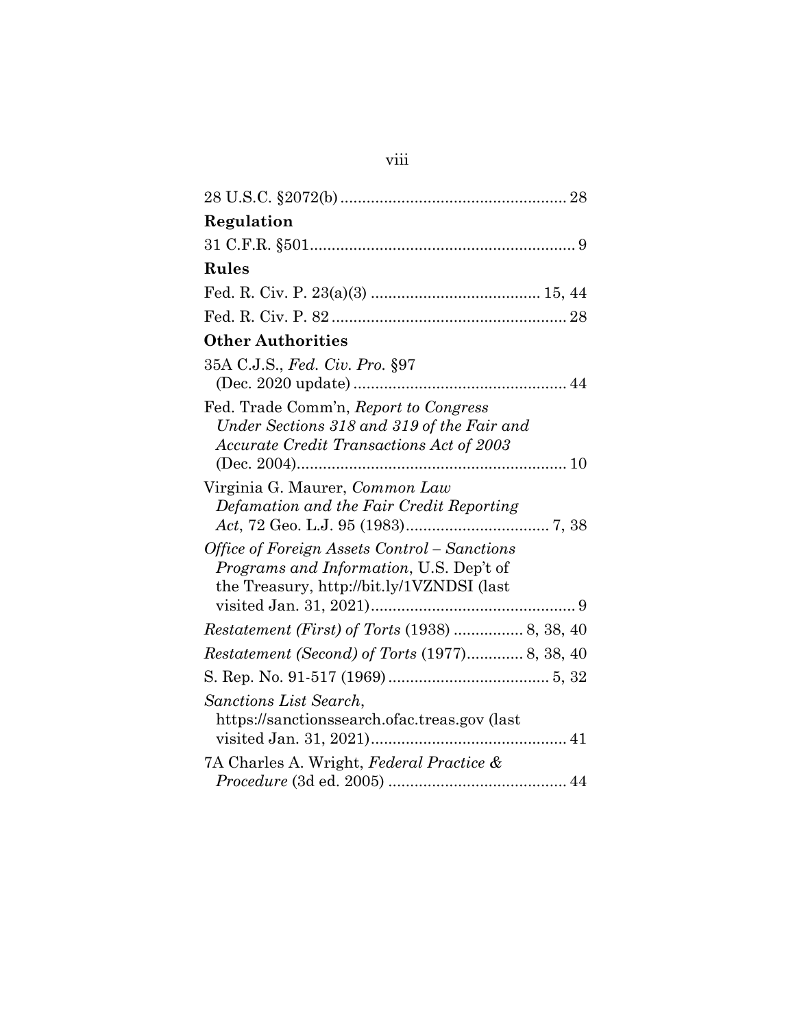28 U.S.C. §2072(b) .................................................... 28

**Regulation**

31 C.F.R. §501 ............................................................ 9

**Rules**

Fed. R. Civ. P. 23(a)(3) ...................................... 15, 44

Fed. R. Civ. P. 82 ...................................................... 28

**Other Authorities**

35A C.J.S., *Fed. Civ. Pro.* §97 (Dec. 2020 update) ................................................. 44

Fed. Trade Comm'n, *Report to Congress Under Sections 318 and 319 of the Fair and Accurate Credit Transactions Act of 2003* (Dec. 2004) .............................................................. 10

Virginia G. Maurer, *Common Law Defamation and the Fair Credit Reporting Act*, 72 Geo. L.J. 95 (1983) ................................. 7, 38

*Office of Foreign Assets Control – Sanctions Programs and Information*, U.S. Dep't of the Treasury, http://bit.ly/1VZNDSI (last visited Jan. 31, 2021) .............................................. 9

*Restatement (First) of Torts* (1938) ................ 8, 38, 40

*Restatement (Second) of Torts* (1977) ............. 8, 38, 40

S. Rep. No. 91-517 (1969) ..................................... 5, 32

*Sanctions List Search*, https://sanctionssearch.ofac.treas.gov (last visited Jan. 31, 2021) ............................................ 41

7A Charles A. Wright, *Federal Practice & Procedure* (3d ed. 2005) ......................................... 44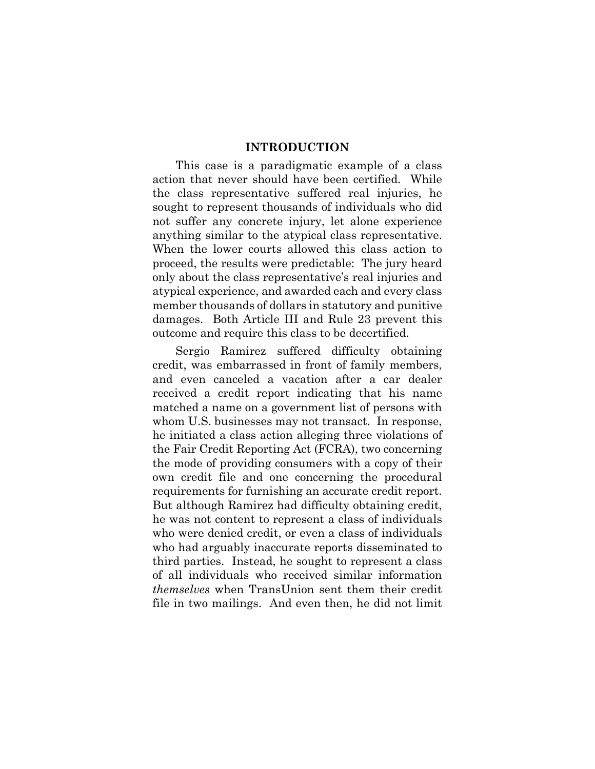# INTRODUCTION

This case is a paradigmatic example of a class action that never should have been certified. While the class representative suffered real injuries, he sought to represent thousands of individuals who did not suffer any concrete injury, let alone experience anything similar to the atypical class representative. When the lower courts allowed this class action to proceed, the results were predictable: The jury heard only about the class representative's real injuries and atypical experience, and awarded each and every class member thousands of dollars in statutory and punitive damages. Both Article III and Rule 23 prevent this outcome and require this class to be decertified.

Sergio Ramirez suffered difficulty obtaining credit, was embarrassed in front of family members, and even canceled a vacation after a car dealer received a credit report indicating that his name matched a name on a government list of persons with whom U.S. businesses may not transact. In response, he initiated a class action alleging three violations of the Fair Credit Reporting Act (FCRA), two concerning the mode of providing consumers with a copy of their own credit file and one concerning the procedural requirements for furnishing an accurate credit report. But although Ramirez had difficulty obtaining credit, he was not content to represent a class of individuals who were denied credit, or even a class of individuals who had arguably inaccurate reports disseminated to third parties. Instead, he sought to represent a class of all individuals who received similar information *themselves* when TransUnion sent them their credit file in two mailings. And even then, he did not limit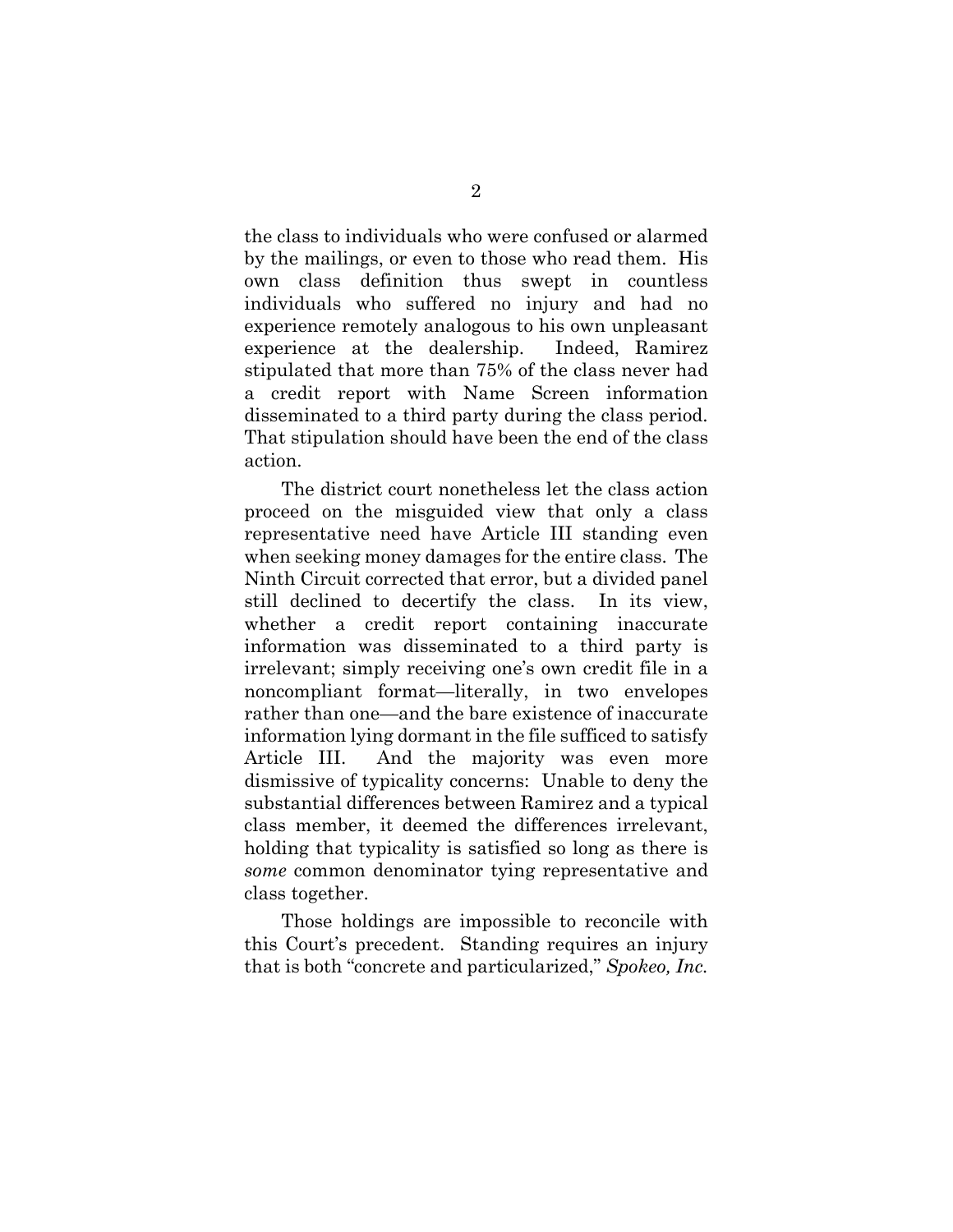the class to individuals who were confused or alarmed by the mailings, or even to those who read them. His own class definition thus swept in countless individuals who suffered no injury and had no experience remotely analogous to his own unpleasant experience at the dealership. Indeed, Ramirez stipulated that more than 75% of the class never had a credit report with Name Screen information disseminated to a third party during the class period. That stipulation should have been the end of the class action.

The district court nonetheless let the class action proceed on the misguided view that only a class representative need have Article III standing even when seeking money damages for the entire class. The Ninth Circuit corrected that error, but a divided panel still declined to decertify the class. In its view, whether a credit report containing inaccurate information was disseminated to a third party is irrelevant; simply receiving one's own credit file in a noncompliant format—literally, in two envelopes rather than one—and the bare existence of inaccurate information lying dormant in the file sufficed to satisfy Article III. And the majority was even more dismissive of typicality concerns: Unable to deny the substantial differences between Ramirez and a typical class member, it deemed the differences irrelevant, holding that typicality is satisfied so long as there is *some* common denominator tying representative and class together.

Those holdings are impossible to reconcile with this Court's precedent. Standing requires an injury that is both "concrete and particularized," *Spokeo, Inc.*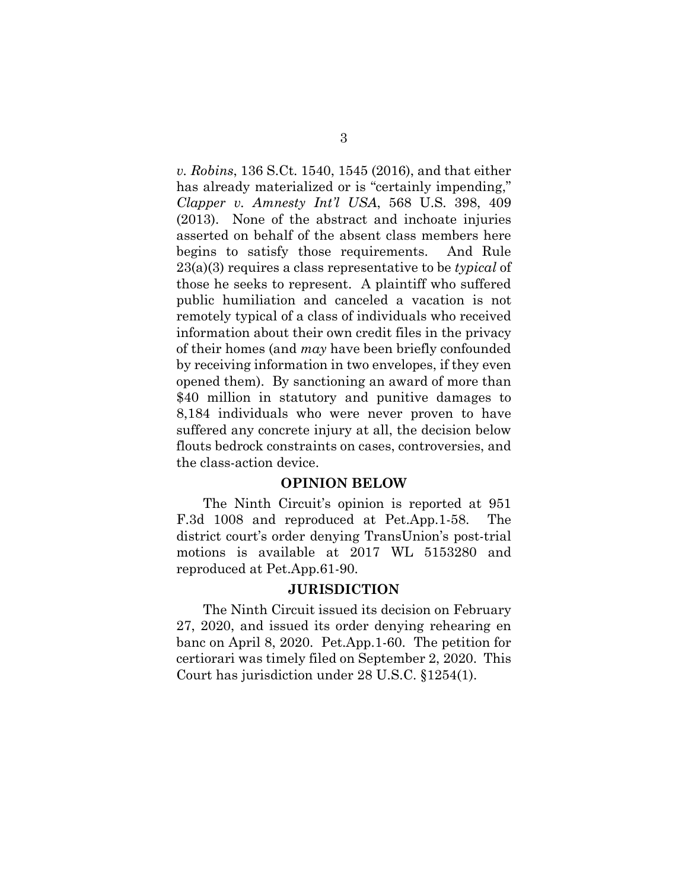*v. Robins*, 136 S.Ct. 1540, 1545 (2016), and that either has already materialized or is "certainly impending," *Clapper v. Amnesty Int'l USA*, 568 U.S. 398, 409 (2013). None of the abstract and inchoate injuries asserted on behalf of the absent class members here begins to satisfy those requirements. And Rule 23(a)(3) requires a class representative to be *typical* of those he seeks to represent. A plaintiff who suffered public humiliation and canceled a vacation is not remotely typical of a class of individuals who received information about their own credit files in the privacy of their homes (and *may* have been briefly confounded by receiving information in two envelopes, if they even opened them). By sanctioning an award of more than $40 million in statutory and punitive damages to 8,184 individuals who were never proven to have suffered any concrete injury at all, the decision below flouts bedrock constraints on cases, controversies, and the class-action device.

## OPINION BELOW

The Ninth Circuit's opinion is reported at 951 F.3d 1008 and reproduced at Pet.App.1-58. The district court's order denying TransUnion's post-trial motions is available at 2017 WL 5153280 and reproduced at Pet.App.61-90.

## JURISDICTION

The Ninth Circuit issued its decision on February 27, 2020, and issued its order denying rehearing en banc on April 8, 2020. Pet.App.1-60. The petition for certiorari was timely filed on September 2, 2020. This Court has jurisdiction under 28 U.S.C. §1254(1).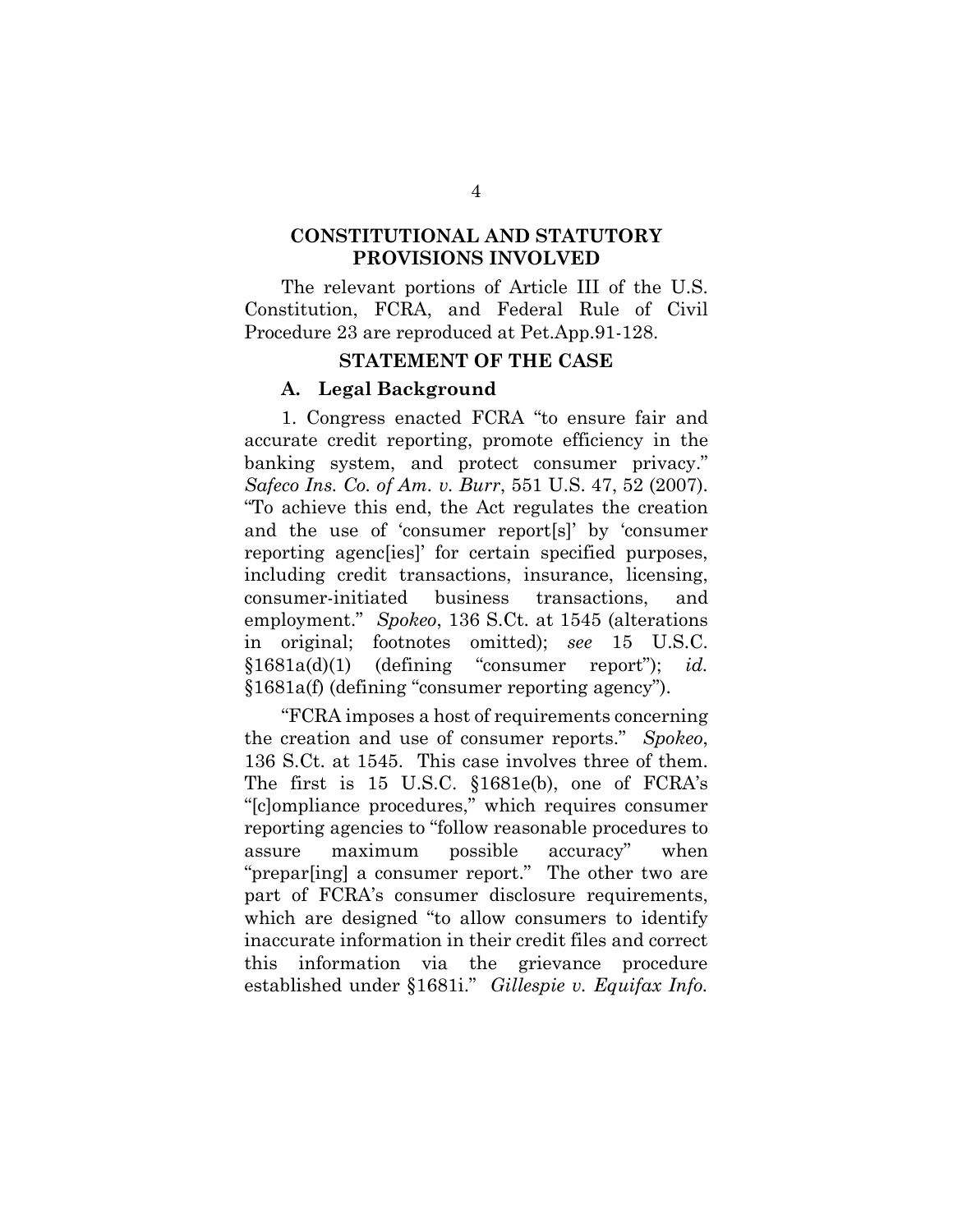## CONSTITUTIONAL AND STATUTORY PROVISIONS INVOLVED

The relevant portions of Article III of the U.S. Constitution, FCRA, and Federal Rule of Civil Procedure 23 are reproduced at Pet.App.91-128.

## STATEMENT OF THE CASE

### A. Legal Background

1. Congress enacted FCRA "to ensure fair and accurate credit reporting, promote efficiency in the banking system, and protect consumer privacy." *Safeco Ins. Co. of Am. v. Burr*, 551 U.S. 47, 52 (2007). "To achieve this end, the Act regulates the creation and the use of 'consumer report[s]' by 'consumer reporting agenc[ies]' for certain specified purposes, including credit transactions, insurance, licensing, consumer-initiated business transactions, and employment." *Spokeo*, 136 S.Ct. at 1545 (alterations in original; footnotes omitted); *see* 15 U.S.C. §1681a(d)(1) (defining "consumer report"); *id.* §1681a(f) (defining "consumer reporting agency").

"FCRA imposes a host of requirements concerning the creation and use of consumer reports." *Spokeo*, 136 S.Ct. at 1545. This case involves three of them. The first is 15 U.S.C. §1681e(b), one of FCRA's "[c]ompliance procedures," which requires consumer reporting agencies to "follow reasonable procedures to assure maximum possible accuracy" when "prepar[ing] a consumer report." The other two are part of FCRA's consumer disclosure requirements, which are designed "to allow consumers to identify inaccurate information in their credit files and correct this information via the grievance procedure established under §1681i." *Gillespie v. Equifax Info.*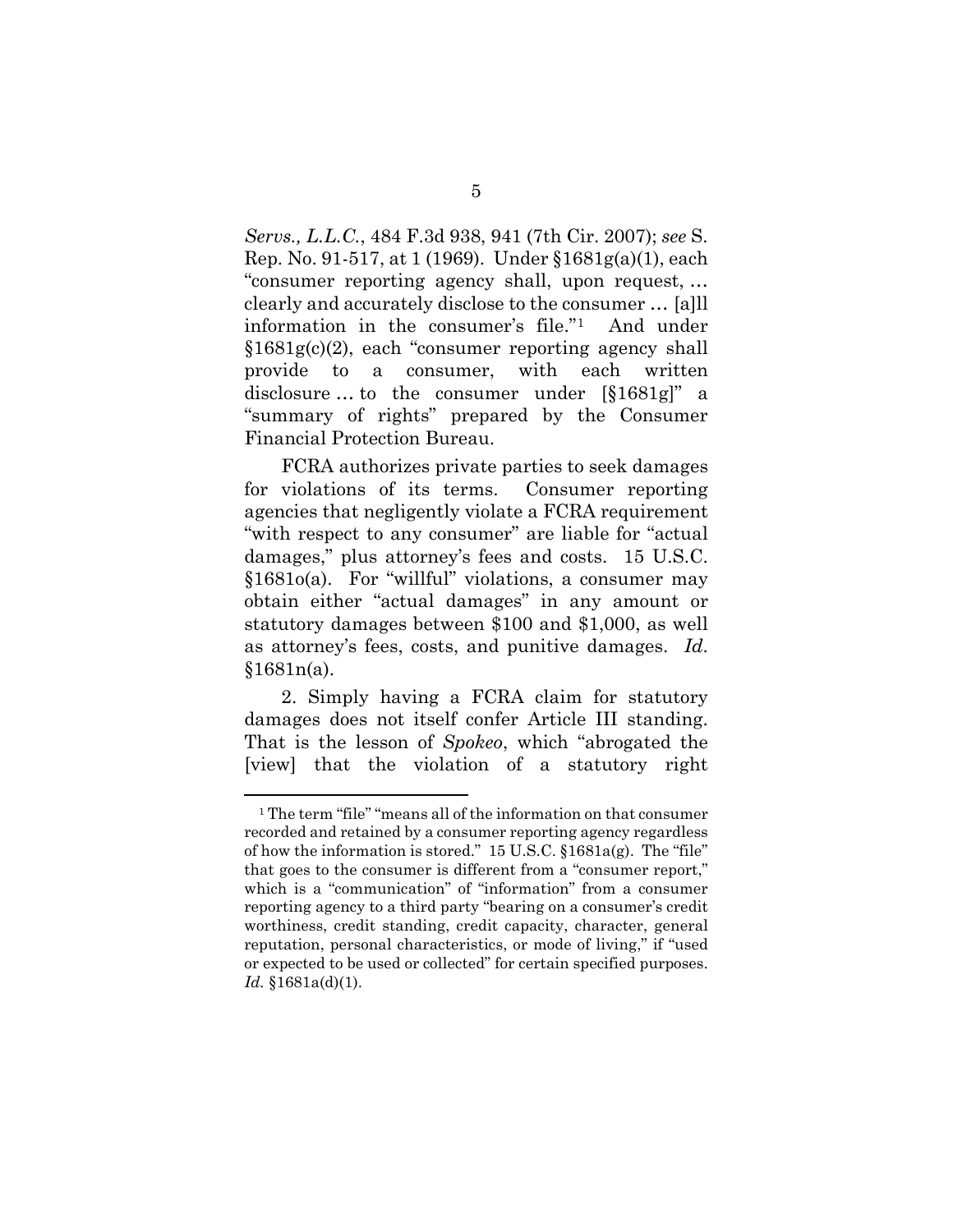*Servs., L.L.C.*, 484 F.3d 938, 941 (7th Cir. 2007); *see* S. Rep. No. 91-517, at 1 (1969). Under §1681g(a)(1), each "consumer reporting agency shall, upon request, … clearly and accurately disclose to the consumer … [a]ll information in the consumer's file."[1] And under §1681g(c)(2), each "consumer reporting agency shall provide to a consumer, with each written disclosure … to the consumer under [§1681g]" a "summary of rights" prepared by the Consumer Financial Protection Bureau.

FCRA authorizes private parties to seek damages for violations of its terms. Consumer reporting agencies that negligently violate a FCRA requirement "with respect to any consumer" are liable for "actual damages," plus attorney's fees and costs. 15 U.S.C. §1681o(a). For "willful" violations, a consumer may obtain either "actual damages" in any amount or statutory damages between $100 and $1,000, as well as attorney's fees, costs, and punitive damages. *Id.* §1681n(a).

2. Simply having a FCRA claim for statutory damages does not itself confer Article III standing. That is the lesson of *Spokeo*, which "abrogated the [view] that the violation of a statutory right

---

[1] The term "file" "means all of the information on that consumer recorded and retained by a consumer reporting agency regardless of how the information is stored." 15 U.S.C. §1681a(g). The "file" that goes to the consumer is different from a "consumer report," which is a "communication" of "information" from a consumer reporting agency to a third party "bearing on a consumer's credit worthiness, credit standing, credit capacity, character, general reputation, personal characteristics, or mode of living," if "used or expected to be used or collected" for certain specified purposes. *Id.* §1681a(d)(1).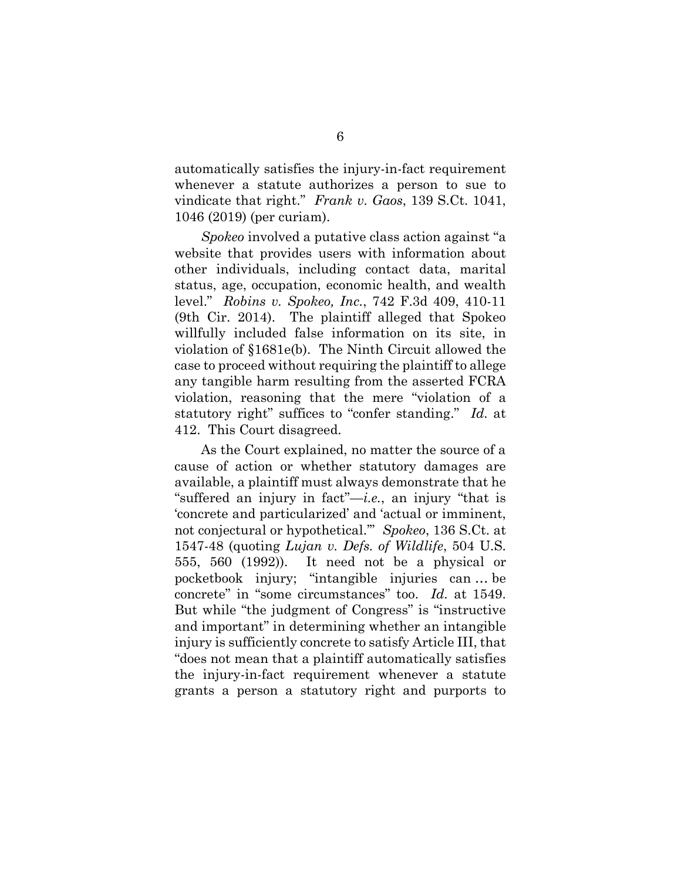automatically satisfies the injury-in-fact requirement whenever a statute authorizes a person to sue to vindicate that right." *Frank v. Gaos*, 139 S.Ct. 1041, 1046 (2019) (per curiam).

*Spokeo* involved a putative class action against "a website that provides users with information about other individuals, including contact data, marital status, age, occupation, economic health, and wealth level." *Robins v. Spokeo, Inc.*, 742 F.3d 409, 410-11 (9th Cir. 2014). The plaintiff alleged that Spokeo willfully included false information on its site, in violation of §1681e(b). The Ninth Circuit allowed the case to proceed without requiring the plaintiff to allege any tangible harm resulting from the asserted FCRA violation, reasoning that the mere "violation of a statutory right" suffices to "confer standing." *Id.* at 412. This Court disagreed.

As the Court explained, no matter the source of a cause of action or whether statutory damages are available, a plaintiff must always demonstrate that he "suffered an injury in fact"—*i.e.*, an injury "that is 'concrete and particularized' and 'actual or imminent, not conjectural or hypothetical.'" *Spokeo*, 136 S.Ct. at 1547-48 (quoting *Lujan v. Defs. of Wildlife*, 504 U.S. 555, 560 (1992)). It need not be a physical or pocketbook injury; "intangible injuries can … be concrete" in "some circumstances" too. *Id.* at 1549. But while "the judgment of Congress" is "instructive and important" in determining whether an intangible injury is sufficiently concrete to satisfy Article III, that "does not mean that a plaintiff automatically satisfies the injury-in-fact requirement whenever a statute grants a person a statutory right and purports to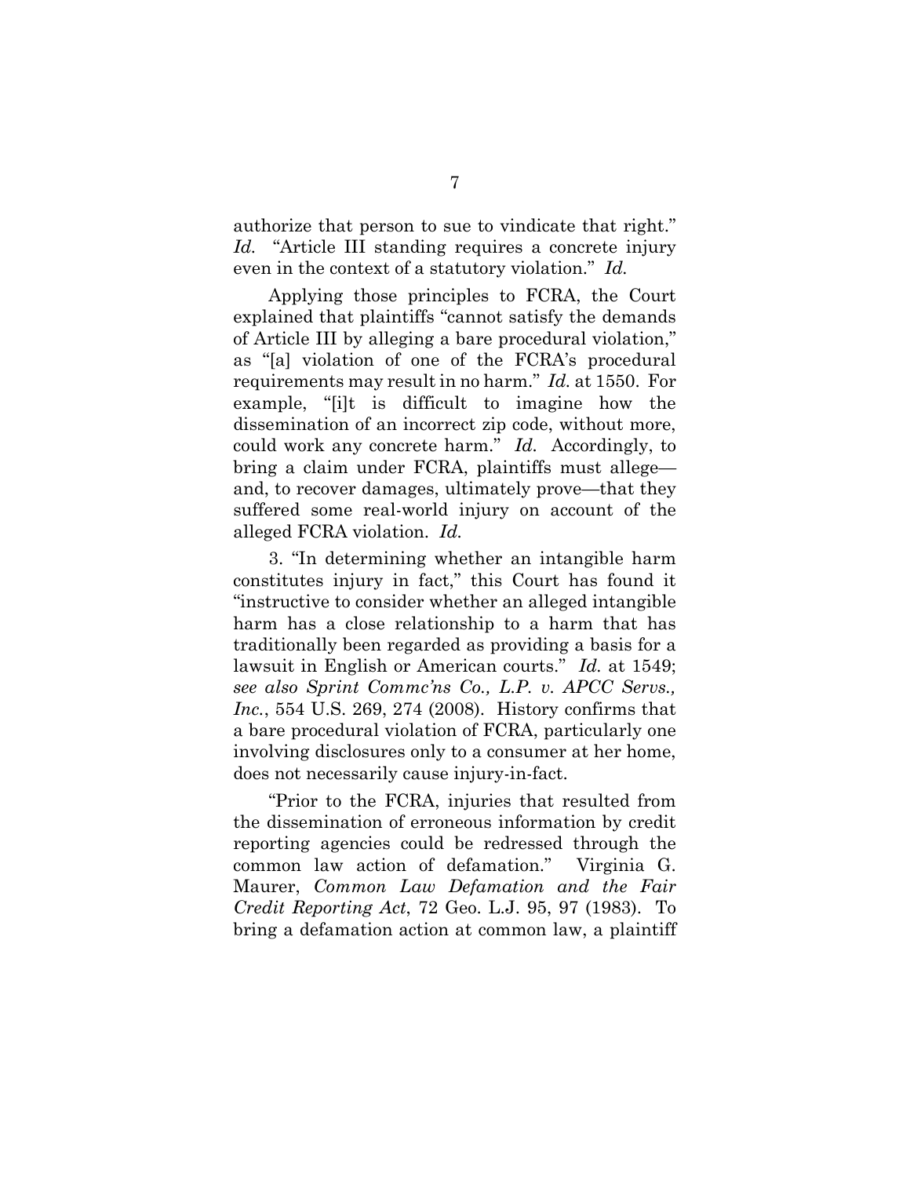authorize that person to sue to vindicate that right." *Id.* "Article III standing requires a concrete injury even in the context of a statutory violation." *Id.*

Applying those principles to FCRA, the Court explained that plaintiffs "cannot satisfy the demands of Article III by alleging a bare procedural violation," as "[a] violation of one of the FCRA's procedural requirements may result in no harm." *Id.* at 1550. For example, "[i]t is difficult to imagine how the dissemination of an incorrect zip code, without more, could work any concrete harm." *Id.* Accordingly, to bring a claim under FCRA, plaintiffs must allege—and, to recover damages, ultimately prove—that they suffered some real-world injury on account of the alleged FCRA violation. *Id.*

3. "In determining whether an intangible harm constitutes injury in fact," this Court has found it "instructive to consider whether an alleged intangible harm has a close relationship to a harm that has traditionally been regarded as providing a basis for a lawsuit in English or American courts." *Id.* at 1549; *see also Sprint Commc'ns Co., L.P. v. APCC Servs., Inc.*, 554 U.S. 269, 274 (2008). History confirms that a bare procedural violation of FCRA, particularly one involving disclosures only to a consumer at her home, does not necessarily cause injury-in-fact.

"Prior to the FCRA, injuries that resulted from the dissemination of erroneous information by credit reporting agencies could be redressed through the common law action of defamation." Virginia G. Maurer, *Common Law Defamation and the Fair Credit Reporting Act*, 72 Geo. L.J. 95, 97 (1983). To bring a defamation action at common law, a plaintiff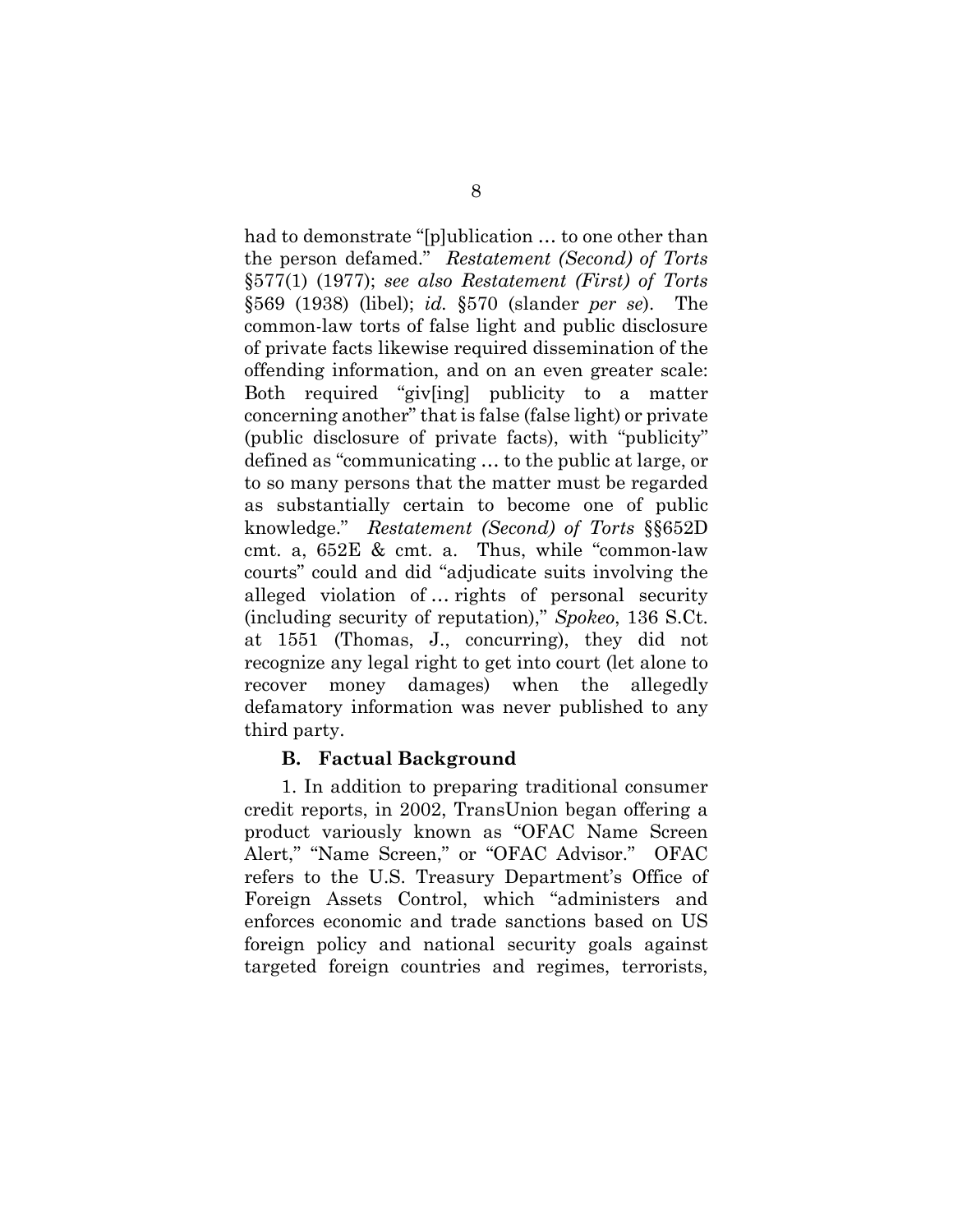had to demonstrate "[p]ublication … to one other than the person defamed." *Restatement (Second) of Torts* §577(1) (1977); *see also Restatement (First) of Torts* §569 (1938) (libel); *id.* §570 (slander *per se*). The common-law torts of false light and public disclosure of private facts likewise required dissemination of the offending information, and on an even greater scale: Both required "giv[ing] publicity to a matter concerning another" that is false (false light) or private (public disclosure of private facts), with "publicity" defined as "communicating … to the public at large, or to so many persons that the matter must be regarded as substantially certain to become one of public knowledge." *Restatement (Second) of Torts* §§652D cmt. a, 652E & cmt. a. Thus, while "common-law courts" could and did "adjudicate suits involving the alleged violation of … rights of personal security (including security of reputation)," *Spokeo*, 136 S.Ct. at 1551 (Thomas, J., concurring), they did not recognize any legal right to get into court (let alone to recover money damages) when the allegedly defamatory information was never published to any third party.

### B. Factual Background

1. In addition to preparing traditional consumer credit reports, in 2002, TransUnion began offering a product variously known as "OFAC Name Screen Alert," "Name Screen," or "OFAC Advisor." OFAC refers to the U.S. Treasury Department's Office of Foreign Assets Control, which "administers and enforces economic and trade sanctions based on US foreign policy and national security goals against targeted foreign countries and regimes, terrorists,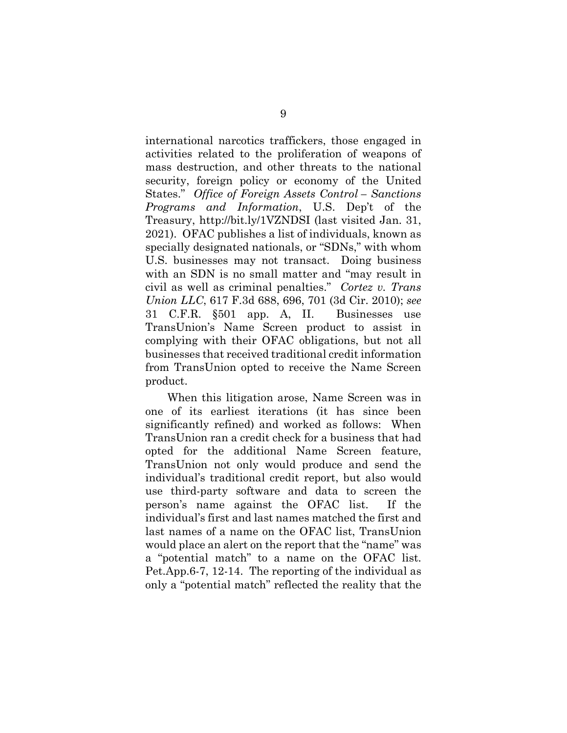international narcotics traffickers, those engaged in activities related to the proliferation of weapons of mass destruction, and other threats to the national security, foreign policy or economy of the United States." *Office of Foreign Assets Control – Sanctions Programs and Information*, U.S. Dep't of the Treasury, http://bit.ly/1VZNDSI (last visited Jan. 31, 2021). OFAC publishes a list of individuals, known as specially designated nationals, or "SDNs," with whom U.S. businesses may not transact. Doing business with an SDN is no small matter and "may result in civil as well as criminal penalties." *Cortez v. Trans Union LLC*, 617 F.3d 688, 696, 701 (3d Cir. 2010); *see* 31 C.F.R. §501 app. A, II. Businesses use TransUnion's Name Screen product to assist in complying with their OFAC obligations, but not all businesses that received traditional credit information from TransUnion opted to receive the Name Screen product.

When this litigation arose, Name Screen was in one of its earliest iterations (it has since been significantly refined) and worked as follows: When TransUnion ran a credit check for a business that had opted for the additional Name Screen feature, TransUnion not only would produce and send the individual's traditional credit report, but also would use third-party software and data to screen the person's name against the OFAC list. If the individual's first and last names matched the first and last names of a name on the OFAC list, TransUnion would place an alert on the report that the "name" was a "potential match" to a name on the OFAC list. Pet.App.6-7, 12-14. The reporting of the individual as only a "potential match" reflected the reality that the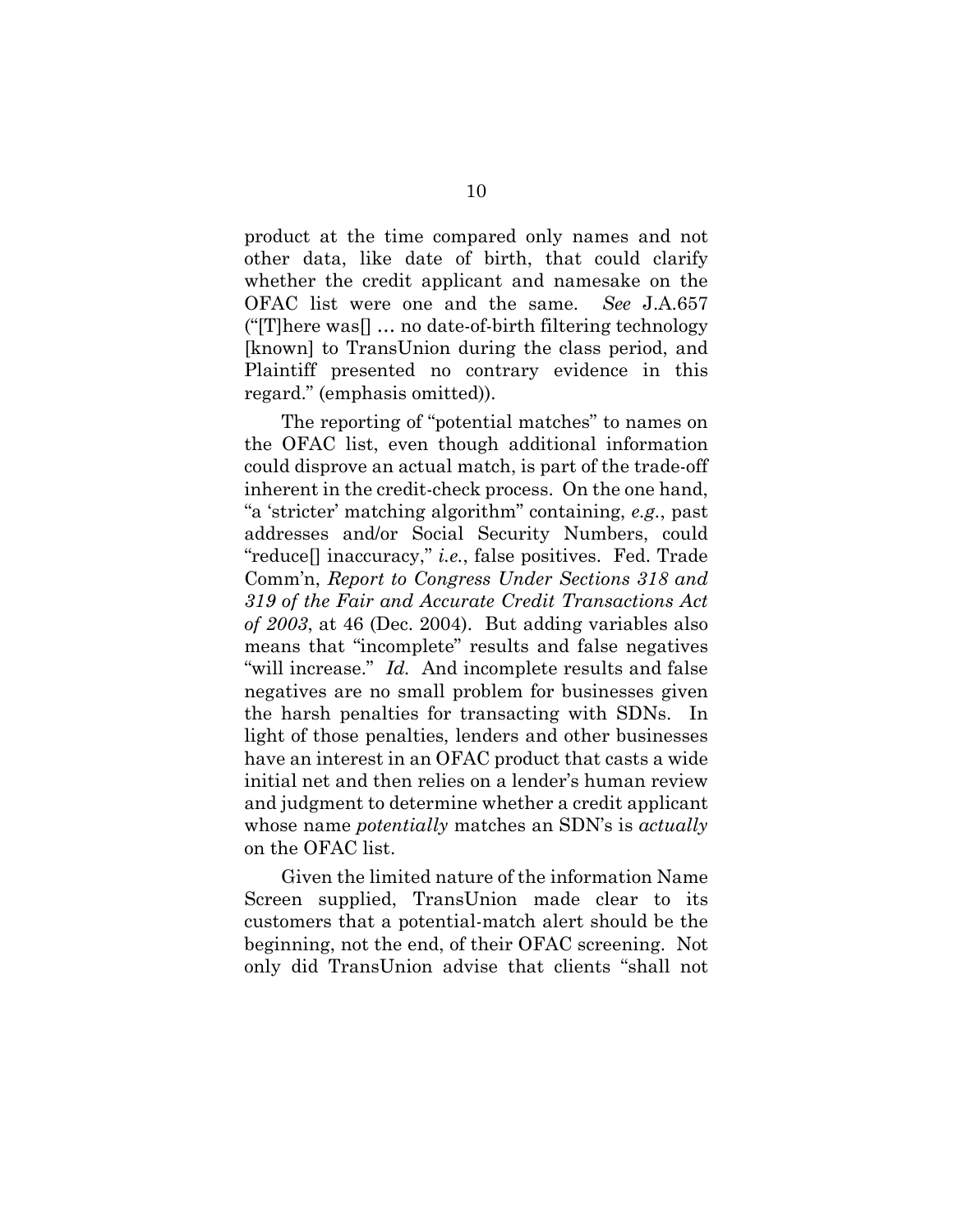product at the time compared only names and not other data, like date of birth, that could clarify whether the credit applicant and namesake on the OFAC list were one and the same. *See* J.A.657 ("[T]here was[] … no date-of-birth filtering technology [known] to TransUnion during the class period, and Plaintiff presented no contrary evidence in this regard." (emphasis omitted)).

The reporting of "potential matches" to names on the OFAC list, even though additional information could disprove an actual match, is part of the trade-off inherent in the credit-check process. On the one hand, "a 'stricter' matching algorithm" containing, *e.g.*, past addresses and/or Social Security Numbers, could "reduce[] inaccuracy," *i.e.*, false positives. Fed. Trade Comm'n, *Report to Congress Under Sections 318 and 319 of the Fair and Accurate Credit Transactions Act of 2003*, at 46 (Dec. 2004). But adding variables also means that "incomplete" results and false negatives "will increase." *Id.* And incomplete results and false negatives are no small problem for businesses given the harsh penalties for transacting with SDNs. In light of those penalties, lenders and other businesses have an interest in an OFAC product that casts a wide initial net and then relies on a lender's human review and judgment to determine whether a credit applicant whose name *potentially* matches an SDN's is *actually* on the OFAC list.

Given the limited nature of the information Name Screen supplied, TransUnion made clear to its customers that a potential-match alert should be the beginning, not the end, of their OFAC screening. Not only did TransUnion advise that clients "shall not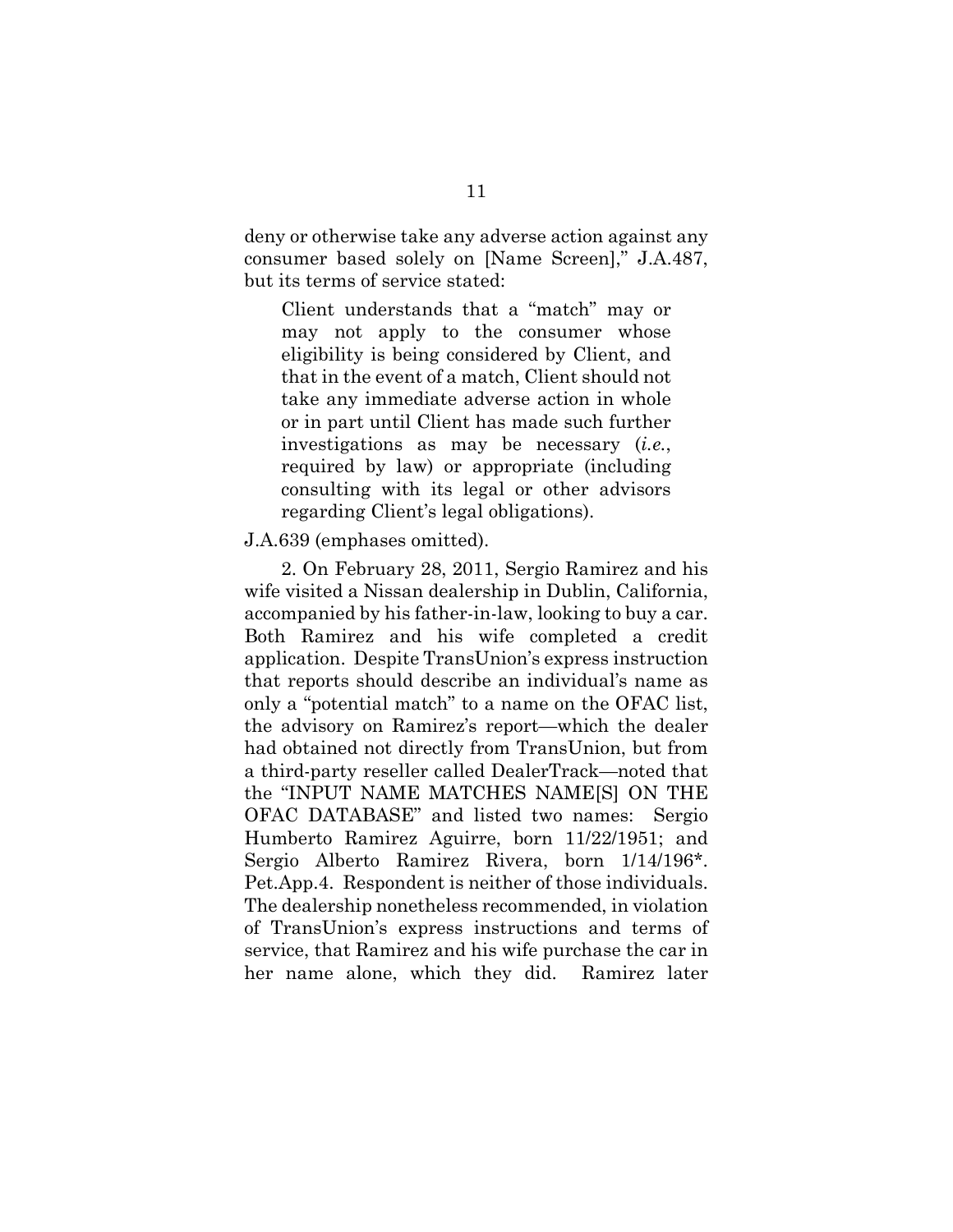deny or otherwise take any adverse action against any consumer based solely on [Name Screen]," J.A.487, but its terms of service stated:

> Client understands that a "match" may or may not apply to the consumer whose eligibility is being considered by Client, and that in the event of a match, Client should not take any immediate adverse action in whole or in part until Client has made such further investigations as may be necessary (*i.e.*, required by law) or appropriate (including consulting with its legal or other advisors regarding Client's legal obligations).

J.A.639 (emphases omitted).

2. On February 28, 2011, Sergio Ramirez and his wife visited a Nissan dealership in Dublin, California, accompanied by his father-in-law, looking to buy a car. Both Ramirez and his wife completed a credit application. Despite TransUnion's express instruction that reports should describe an individual's name as only a "potential match" to a name on the OFAC list, the advisory on Ramirez's report—which the dealer had obtained not directly from TransUnion, but from a third-party reseller called DealerTrack—noted that the "INPUT NAME MATCHES NAME[S] ON THE OFAC DATABASE" and listed two names: Sergio Humberto Ramirez Aguirre, born 11/22/1951; and Sergio Alberto Ramirez Rivera, born 1/14/196*. Pet.App.4. Respondent is neither of those individuals. The dealership nonetheless recommended, in violation of TransUnion's express instructions and terms of service, that Ramirez and his wife purchase the car in her name alone, which they did. Ramirez later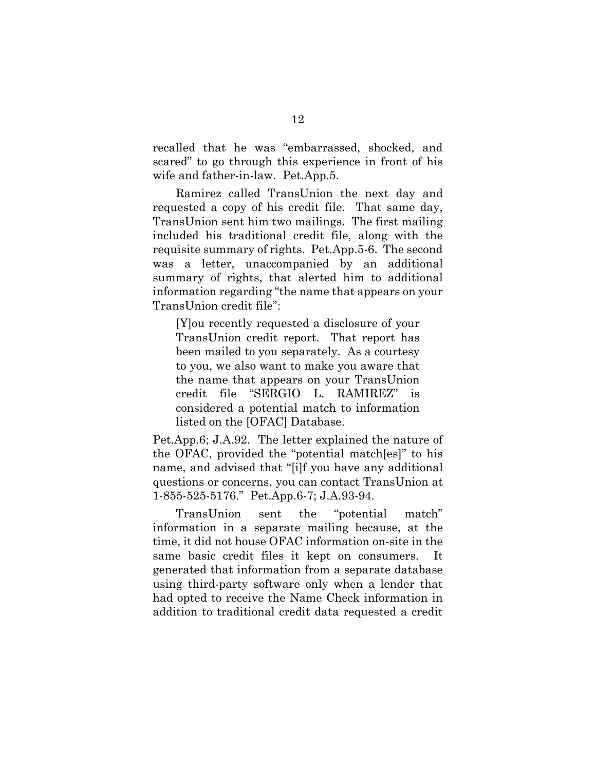recalled that he was "embarrassed, shocked, and scared" to go through this experience in front of his wife and father-in-law. Pet.App.5.

Ramirez called TransUnion the next day and requested a copy of his credit file. That same day, TransUnion sent him two mailings. The first mailing included his traditional credit file, along with the requisite summary of rights. Pet.App.5-6. The second was a letter, unaccompanied by an additional summary of rights, that alerted him to additional information regarding "the name that appears on your TransUnion credit file":

> [Y]ou recently requested a disclosure of your TransUnion credit report. That report has been mailed to you separately. As a courtesy to you, we also want to make you aware that the name that appears on your TransUnion credit file "SERGIO L. RAMIREZ" is considered a potential match to information listed on the [OFAC] Database.

Pet.App.6; J.A.92. The letter explained the nature of the OFAC, provided the "potential match[es]" to his name, and advised that "[i]f you have any additional questions or concerns, you can contact TransUnion at 1-855-525-5176." Pet.App.6-7; J.A.93-94.

TransUnion sent the "potential match" information in a separate mailing because, at the time, it did not house OFAC information on-site in the same basic credit files it kept on consumers. It generated that information from a separate database using third-party software only when a lender that had opted to receive the Name Check information in addition to traditional credit data requested a credit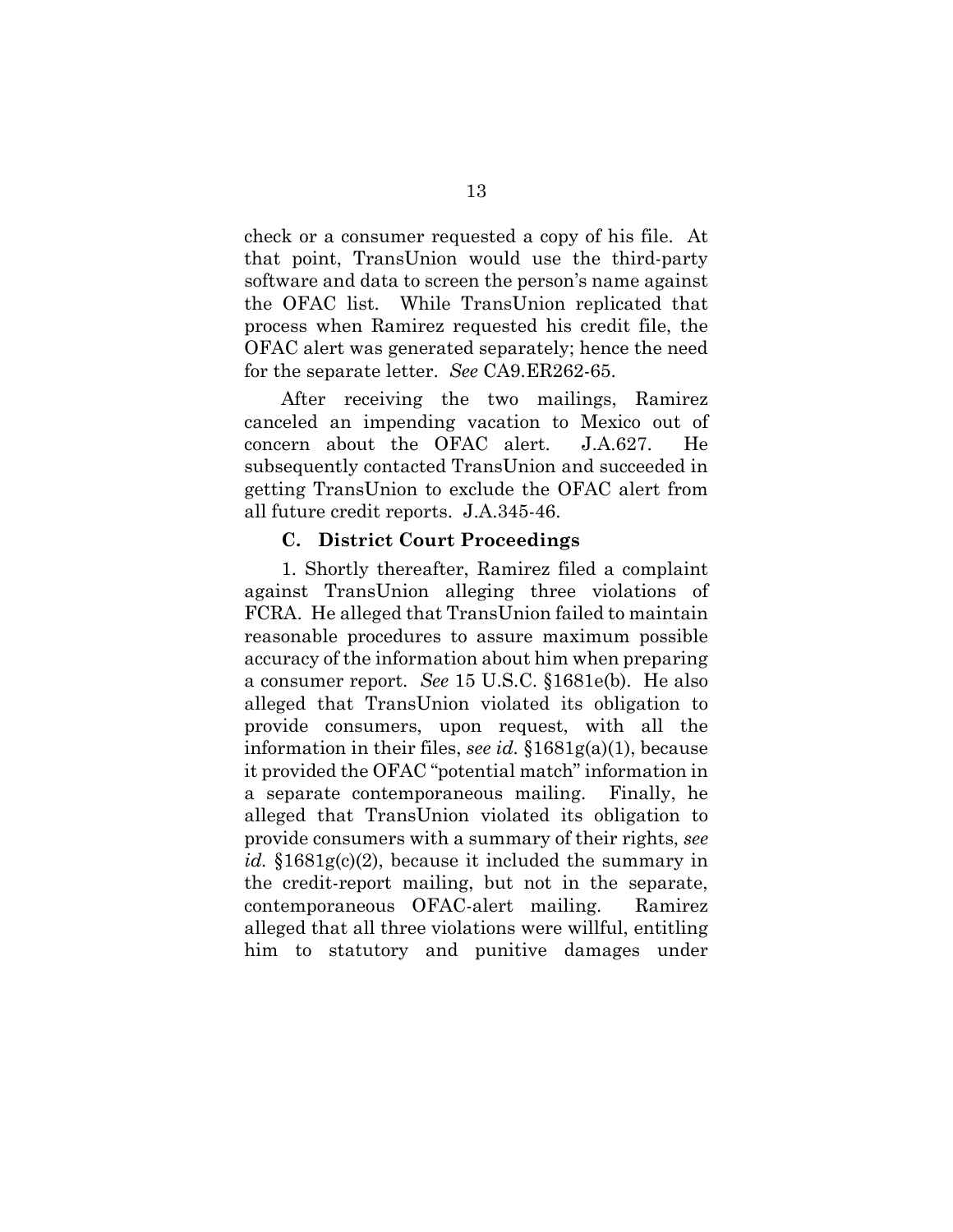check or a consumer requested a copy of his file. At that point, TransUnion would use the third-party software and data to screen the person's name against the OFAC list. While TransUnion replicated that process when Ramirez requested his credit file, the OFAC alert was generated separately; hence the need for the separate letter. *See* CA9.ER262-65.

After receiving the two mailings, Ramirez canceled an impending vacation to Mexico out of concern about the OFAC alert. J.A.627. He subsequently contacted TransUnion and succeeded in getting TransUnion to exclude the OFAC alert from all future credit reports. J.A.345-46.

### C. District Court Proceedings

1. Shortly thereafter, Ramirez filed a complaint against TransUnion alleging three violations of FCRA. He alleged that TransUnion failed to maintain reasonable procedures to assure maximum possible accuracy of the information about him when preparing a consumer report. *See* 15 U.S.C. §1681e(b). He also alleged that TransUnion violated its obligation to provide consumers, upon request, with all the information in their files, *see id.* §1681g(a)(1), because it provided the OFAC "potential match" information in a separate contemporaneous mailing. Finally, he alleged that TransUnion violated its obligation to provide consumers with a summary of their rights, *see id.* §1681g(c)(2), because it included the summary in the credit-report mailing, but not in the separate, contemporaneous OFAC-alert mailing. Ramirez alleged that all three violations were willful, entitling him to statutory and punitive damages under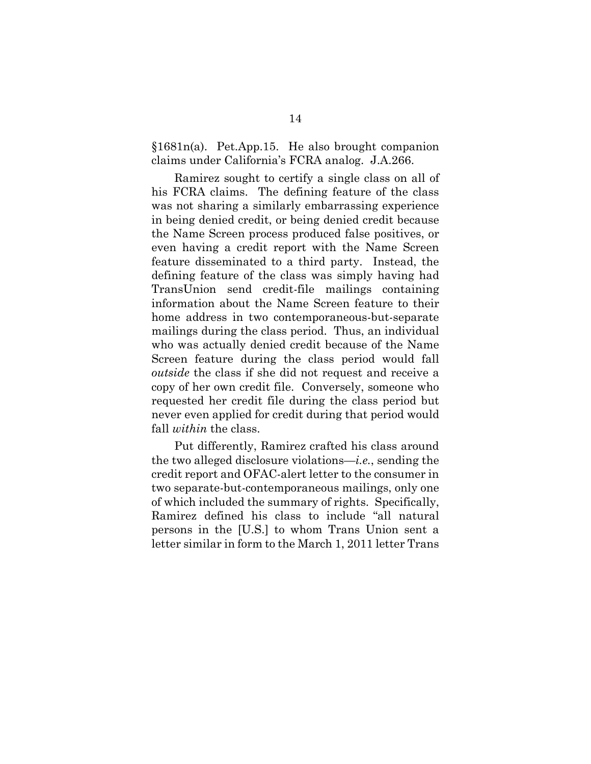§1681n(a). Pet.App.15. He also brought companion claims under California's FCRA analog. J.A.266.

Ramirez sought to certify a single class on all of his FCRA claims. The defining feature of the class was not sharing a similarly embarrassing experience in being denied credit, or being denied credit because the Name Screen process produced false positives, or even having a credit report with the Name Screen feature disseminated to a third party. Instead, the defining feature of the class was simply having had TransUnion send credit-file mailings containing information about the Name Screen feature to their home address in two contemporaneous-but-separate mailings during the class period. Thus, an individual who was actually denied credit because of the Name Screen feature during the class period would fall *outside* the class if she did not request and receive a copy of her own credit file. Conversely, someone who requested her credit file during the class period but never even applied for credit during that period would fall *within* the class.

Put differently, Ramirez crafted his class around the two alleged disclosure violations—*i.e.*, sending the credit report and OFAC-alert letter to the consumer in two separate-but-contemporaneous mailings, only one of which included the summary of rights. Specifically, Ramirez defined his class to include "all natural persons in the [U.S.] to whom Trans Union sent a letter similar in form to the March 1, 2011 letter Trans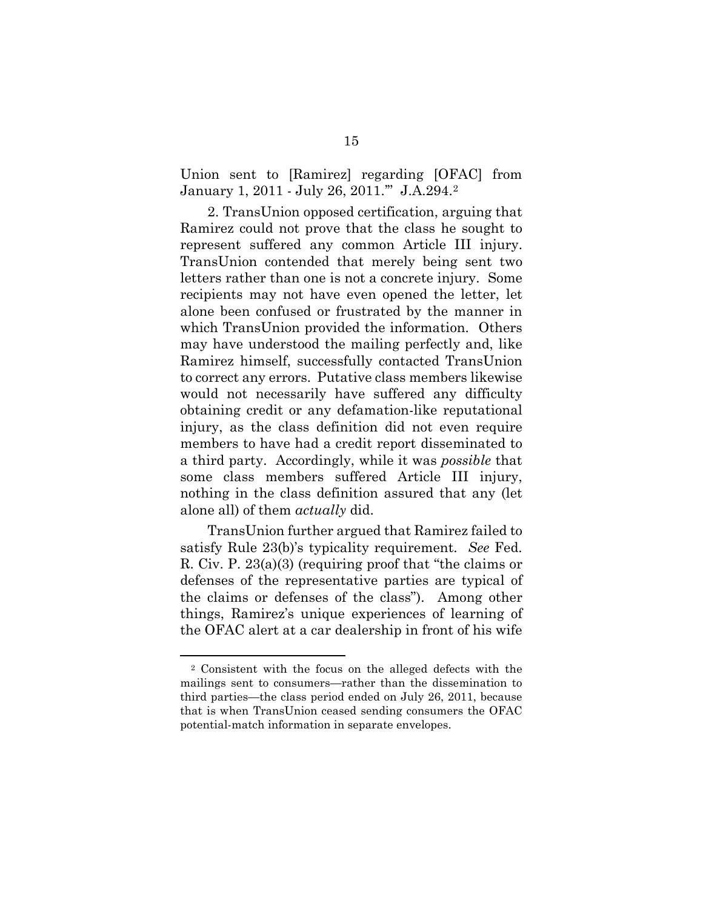Union sent to [Ramirez] regarding [OFAC] from January 1, 2011 - July 26, 2011.'" J.A.294.[2]

2. TransUnion opposed certification, arguing that Ramirez could not prove that the class he sought to represent suffered any common Article III injury. TransUnion contended that merely being sent two letters rather than one is not a concrete injury. Some recipients may not have even opened the letter, let alone been confused or frustrated by the manner in which TransUnion provided the information. Others may have understood the mailing perfectly and, like Ramirez himself, successfully contacted TransUnion to correct any errors. Putative class members likewise would not necessarily have suffered any difficulty obtaining credit or any defamation-like reputational injury, as the class definition did not even require members to have had a credit report disseminated to a third party. Accordingly, while it was *possible* that some class members suffered Article III injury, nothing in the class definition assured that any (let alone all) of them *actually* did.

TransUnion further argued that Ramirez failed to satisfy Rule 23(b)'s typicality requirement. *See* Fed. R. Civ. P. 23(a)(3) (requiring proof that "the claims or defenses of the representative parties are typical of the claims or defenses of the class"). Among other things, Ramirez's unique experiences of learning of the OFAC alert at a car dealership in front of his wife

---

[2] Consistent with the focus on the alleged defects with the mailings sent to consumers—rather than the dissemination to third parties—the class period ended on July 26, 2011, because that is when TransUnion ceased sending consumers the OFAC potential-match information in separate envelopes.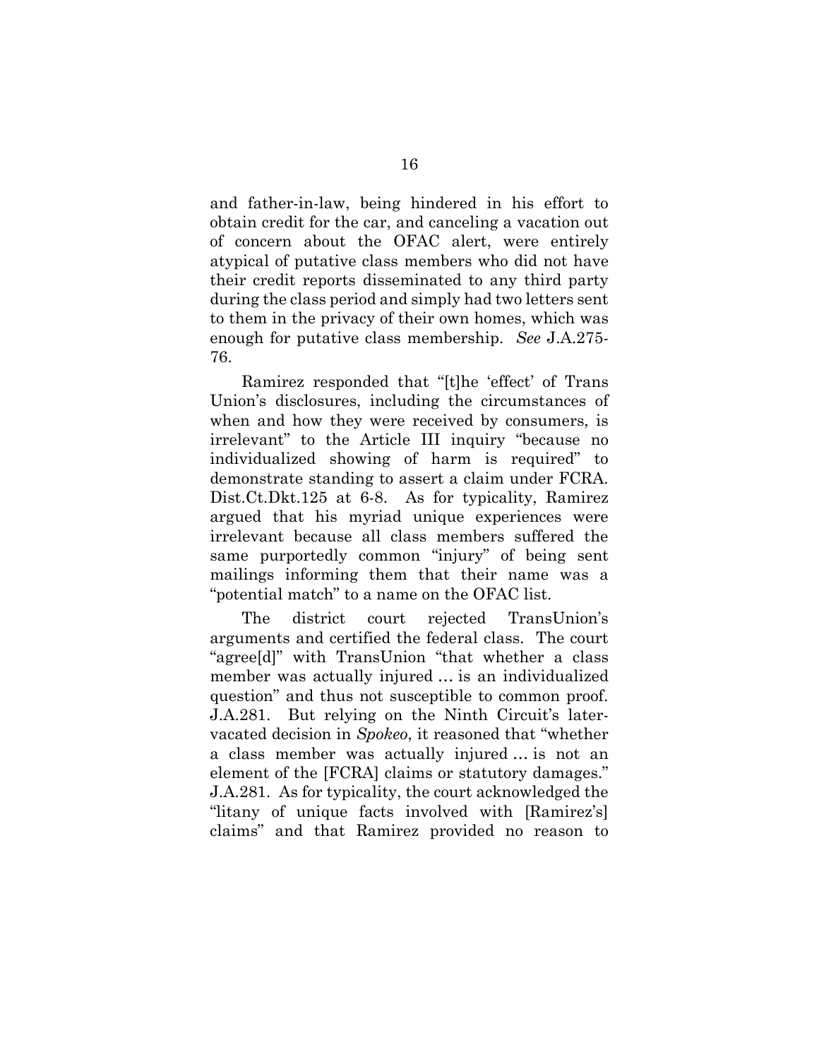and father-in-law, being hindered in his effort to obtain credit for the car, and canceling a vacation out of concern about the OFAC alert, were entirely atypical of putative class members who did not have their credit reports disseminated to any third party during the class period and simply had two letters sent to them in the privacy of their own homes, which was enough for putative class membership. *See* J.A.275-76.

Ramirez responded that "[t]he 'effect' of Trans Union's disclosures, including the circumstances of when and how they were received by consumers, is irrelevant" to the Article III inquiry "because no individualized showing of harm is required" to demonstrate standing to assert a claim under FCRA. Dist.Ct.Dkt.125 at 6-8. As for typicality, Ramirez argued that his myriad unique experiences were irrelevant because all class members suffered the same purportedly common "injury" of being sent mailings informing them that their name was a "potential match" to a name on the OFAC list.

The district court rejected TransUnion's arguments and certified the federal class. The court "agree[d]" with TransUnion "that whether a class member was actually injured … is an individualized question" and thus not susceptible to common proof. J.A.281. But relying on the Ninth Circuit's later-vacated decision in *Spokeo*, it reasoned that "whether a class member was actually injured … is not an element of the [FCRA] claims or statutory damages." J.A.281. As for typicality, the court acknowledged the "litany of unique facts involved with [Ramirez's] claims" and that Ramirez provided no reason to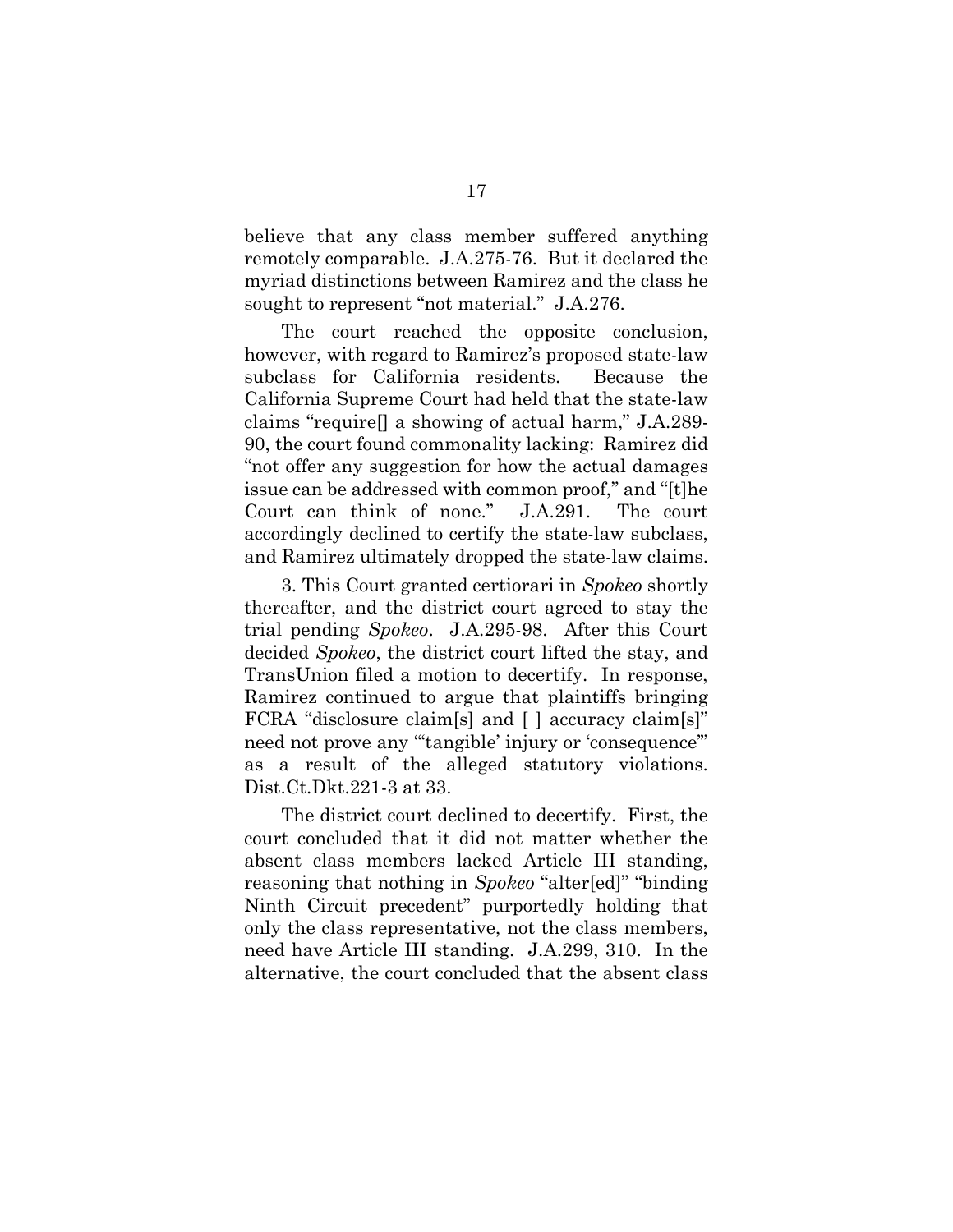believe that any class member suffered anything remotely comparable. J.A.275-76. But it declared the myriad distinctions between Ramirez and the class he sought to represent "not material." J.A.276.

The court reached the opposite conclusion, however, with regard to Ramirez's proposed state-law subclass for California residents. Because the California Supreme Court had held that the state-law claims "require[] a showing of actual harm," J.A.289-90, the court found commonality lacking: Ramirez did "not offer any suggestion for how the actual damages issue can be addressed with common proof," and "[t]he Court can think of none." J.A.291. The court accordingly declined to certify the state-law subclass, and Ramirez ultimately dropped the state-law claims.

3. This Court granted certiorari in *Spokeo* shortly thereafter, and the district court agreed to stay the trial pending *Spokeo*. J.A.295-98. After this Court decided *Spokeo*, the district court lifted the stay, and TransUnion filed a motion to decertify. In response, Ramirez continued to argue that plaintiffs bringing FCRA "disclosure claim[s] and [ ] accuracy claim[s]" need not prove any "'tangible' injury or 'consequence'" as a result of the alleged statutory violations. Dist.Ct.Dkt.221-3 at 33.

The district court declined to decertify. First, the court concluded that it did not matter whether the absent class members lacked Article III standing, reasoning that nothing in *Spokeo* "alter[ed]" "binding Ninth Circuit precedent" purportedly holding that only the class representative, not the class members, need have Article III standing. J.A.299, 310. In the alternative, the court concluded that the absent class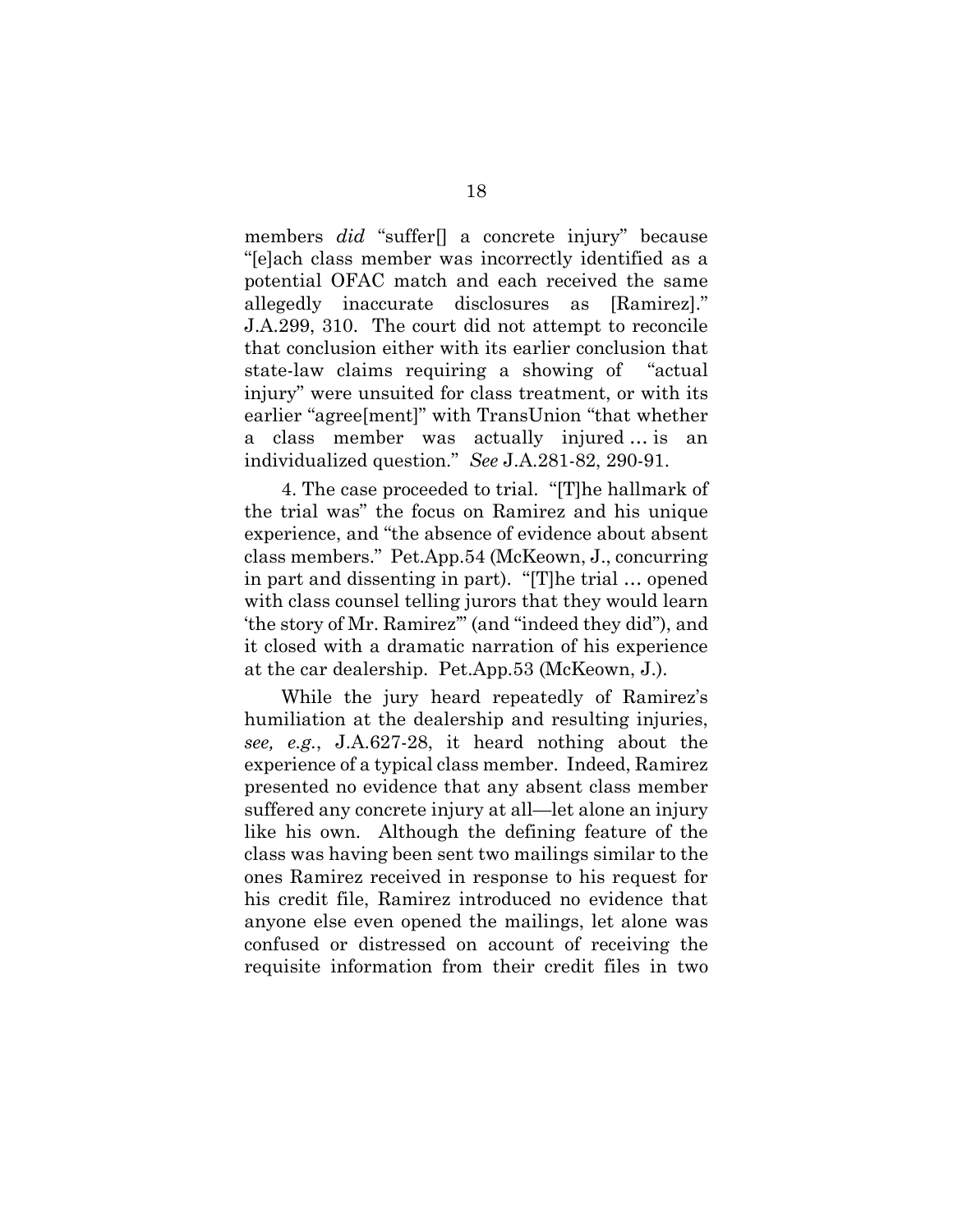members *did* "suffer[] a concrete injury" because "[e]ach class member was incorrectly identified as a potential OFAC match and each received the same allegedly inaccurate disclosures as [Ramirez]." J.A.299, 310. The court did not attempt to reconcile that conclusion either with its earlier conclusion that state-law claims requiring a showing of "actual injury" were unsuited for class treatment, or with its earlier "agree[ment]" with TransUnion "that whether a class member was actually injured … is an individualized question." *See* J.A.281-82, 290-91.

4. The case proceeded to trial. "[T]he hallmark of the trial was" the focus on Ramirez and his unique experience, and "the absence of evidence about absent class members." Pet.App.54 (McKeown, J., concurring in part and dissenting in part). "[T]he trial … opened with class counsel telling jurors that they would learn 'the story of Mr. Ramirez'" (and "indeed they did"), and it closed with a dramatic narration of his experience at the car dealership. Pet.App.53 (McKeown, J.).

While the jury heard repeatedly of Ramirez's humiliation at the dealership and resulting injuries, *see, e.g.*, J.A.627-28, it heard nothing about the experience of a typical class member. Indeed, Ramirez presented no evidence that any absent class member suffered any concrete injury at all—let alone an injury like his own. Although the defining feature of the class was having been sent two mailings similar to the ones Ramirez received in response to his request for his credit file, Ramirez introduced no evidence that anyone else even opened the mailings, let alone was confused or distressed on account of receiving the requisite information from their credit files in two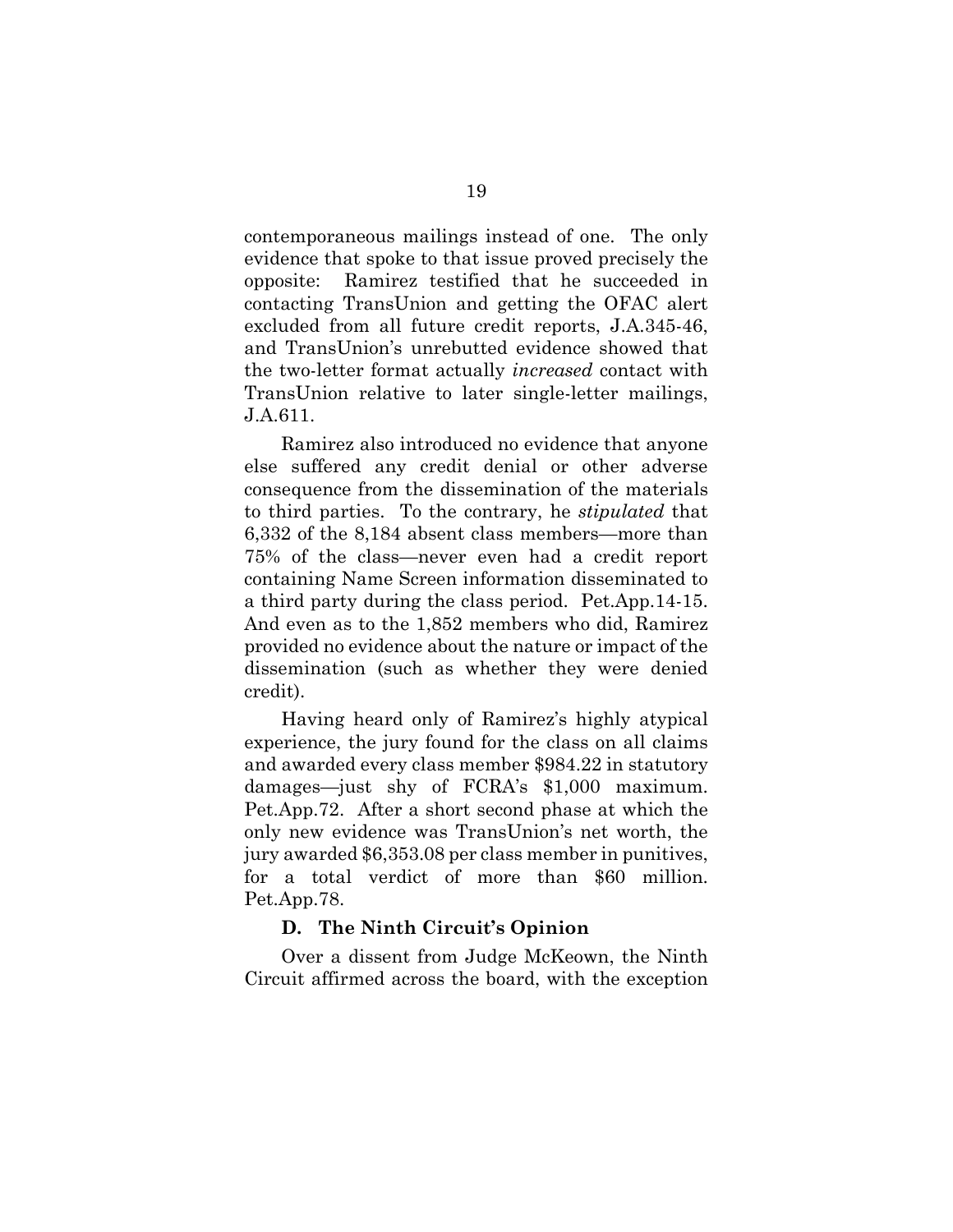contemporaneous mailings instead of one. The only evidence that spoke to that issue proved precisely the opposite: Ramirez testified that he succeeded in contacting TransUnion and getting the OFAC alert excluded from all future credit reports, J.A.345-46, and TransUnion's unrebutted evidence showed that the two-letter format actually *increased* contact with TransUnion relative to later single-letter mailings, J.A.611.

Ramirez also introduced no evidence that anyone else suffered any credit denial or other adverse consequence from the dissemination of the materials to third parties. To the contrary, he *stipulated* that 6,332 of the 8,184 absent class members—more than 75% of the class—never even had a credit report containing Name Screen information disseminated to a third party during the class period. Pet.App.14-15. And even as to the 1,852 members who did, Ramirez provided no evidence about the nature or impact of the dissemination (such as whether they were denied credit).

Having heard only of Ramirez's highly atypical experience, the jury found for the class on all claims and awarded every class member $984.22 in statutory damages—just shy of FCRA's $1,000 maximum. Pet.App.72. After a short second phase at which the only new evidence was TransUnion's net worth, the jury awarded $6,353.08 per class member in punitives, for a total verdict of more than $60 million. Pet.App.78.

### D. The Ninth Circuit's Opinion

Over a dissent from Judge McKeown, the Ninth Circuit affirmed across the board, with the exception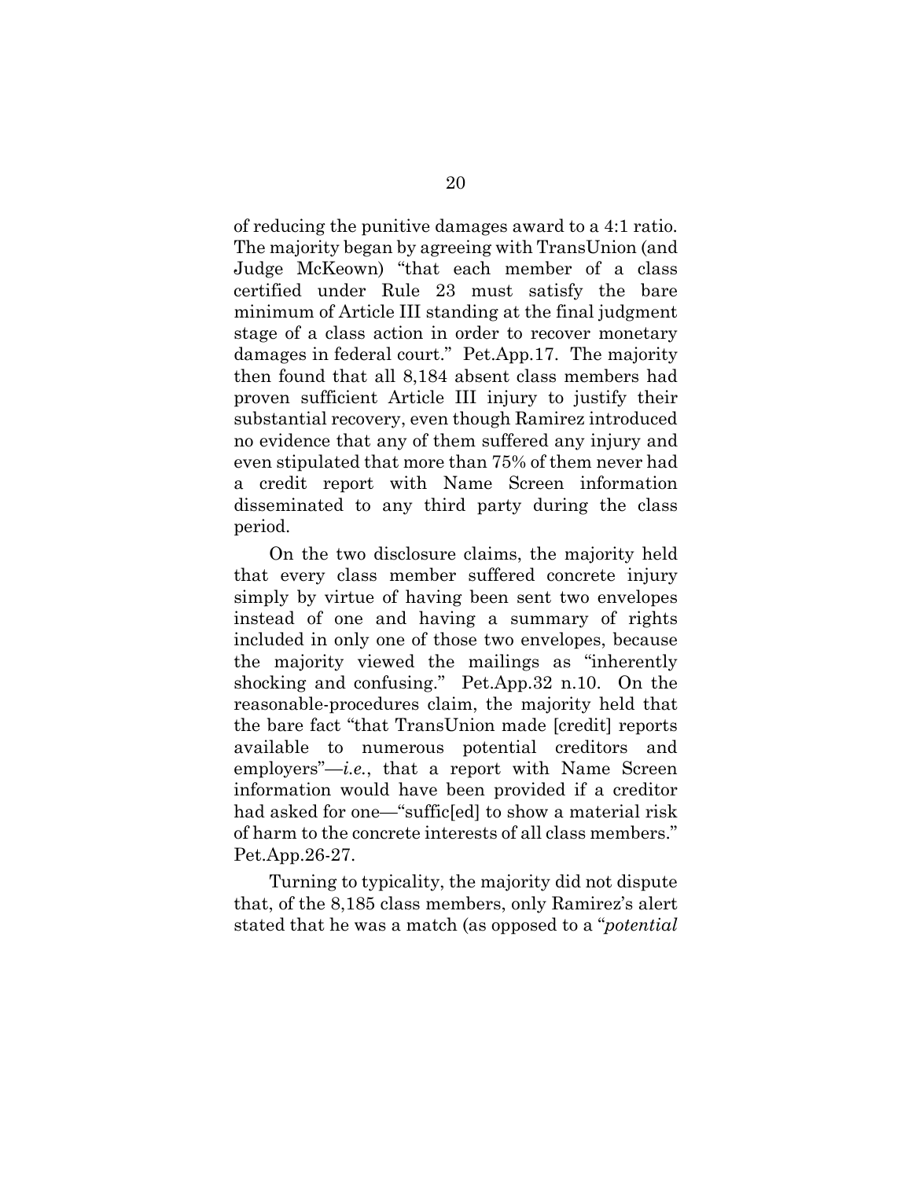of reducing the punitive damages award to a 4:1 ratio. The majority began by agreeing with TransUnion (and Judge McKeown) "that each member of a class certified under Rule 23 must satisfy the bare minimum of Article III standing at the final judgment stage of a class action in order to recover monetary damages in federal court." Pet.App.17. The majority then found that all 8,184 absent class members had proven sufficient Article III injury to justify their substantial recovery, even though Ramirez introduced no evidence that any of them suffered any injury and even stipulated that more than 75% of them never had a credit report with Name Screen information disseminated to any third party during the class period.

On the two disclosure claims, the majority held that every class member suffered concrete injury simply by virtue of having been sent two envelopes instead of one and having a summary of rights included in only one of those two envelopes, because the majority viewed the mailings as "inherently shocking and confusing." Pet.App.32 n.10. On the reasonable-procedures claim, the majority held that the bare fact "that TransUnion made [credit] reports available to numerous potential creditors and employers"—*i.e.*, that a report with Name Screen information would have been provided if a creditor had asked for one—"suffic[ed] to show a material risk of harm to the concrete interests of all class members." Pet.App.26-27.

Turning to typicality, the majority did not dispute that, of the 8,185 class members, only Ramirez's alert stated that he was a match (as opposed to a "*potential*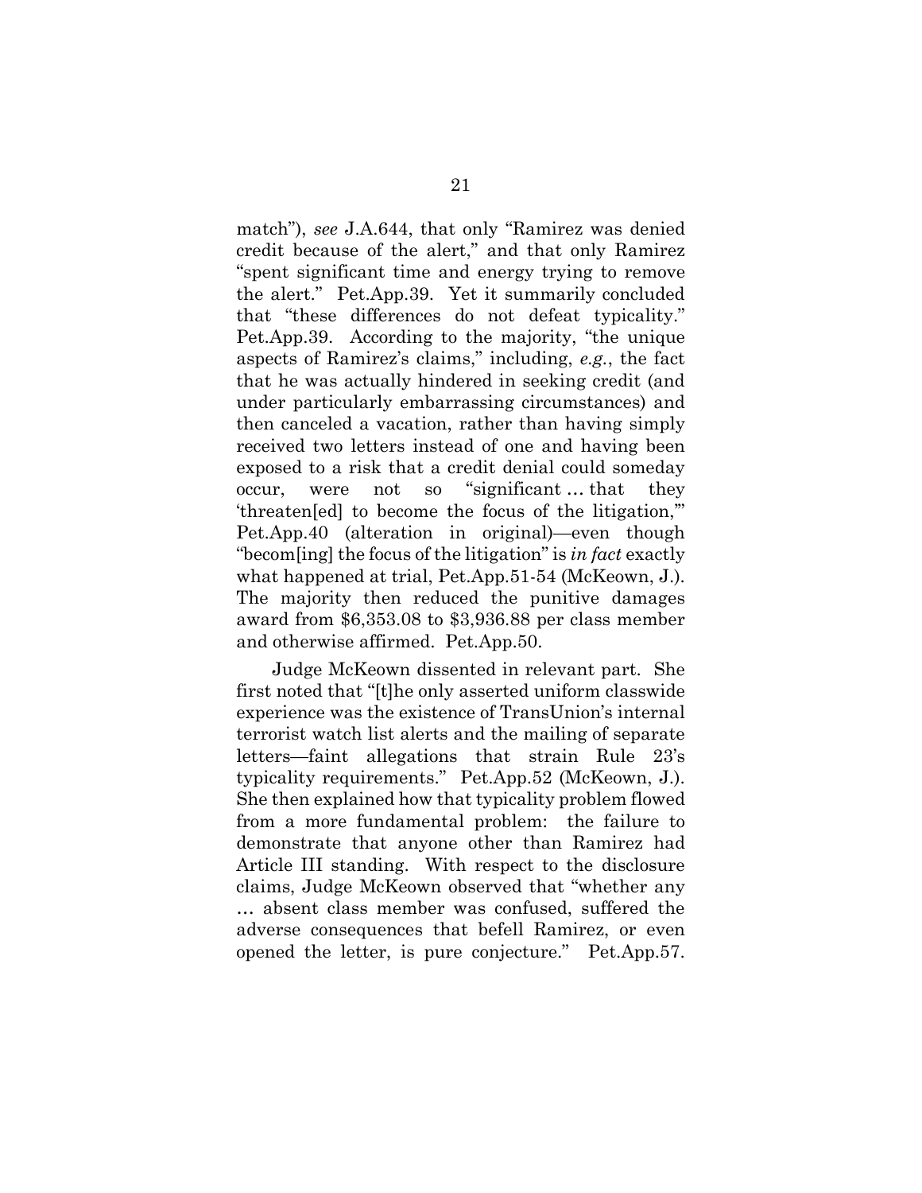match"), *see* J.A.644, that only "Ramirez was denied credit because of the alert," and that only Ramirez "spent significant time and energy trying to remove the alert." Pet.App.39. Yet it summarily concluded that "these differences do not defeat typicality." Pet.App.39. According to the majority, "the unique aspects of Ramirez's claims," including, *e.g.*, the fact that he was actually hindered in seeking credit (and under particularly embarrassing circumstances) and then canceled a vacation, rather than having simply received two letters instead of one and having been exposed to a risk that a credit denial could someday occur, were not so "significant … that they 'threaten[ed] to become the focus of the litigation,'" Pet.App.40 (alteration in original)—even though "becom[ing] the focus of the litigation" is *in fact* exactly what happened at trial, Pet.App.51-54 (McKeown, J.). The majority then reduced the punitive damages award from $6,353.08 to $3,936.88 per class member and otherwise affirmed. Pet.App.50.

Judge McKeown dissented in relevant part. She first noted that "[t]he only asserted uniform classwide experience was the existence of TransUnion's internal terrorist watch list alerts and the mailing of separate letters—faint allegations that strain Rule 23's typicality requirements." Pet.App.52 (McKeown, J.). She then explained how that typicality problem flowed from a more fundamental problem: the failure to demonstrate that anyone other than Ramirez had Article III standing. With respect to the disclosure claims, Judge McKeown observed that "whether any … absent class member was confused, suffered the adverse consequences that befell Ramirez, or even opened the letter, is pure conjecture." Pet.App.57.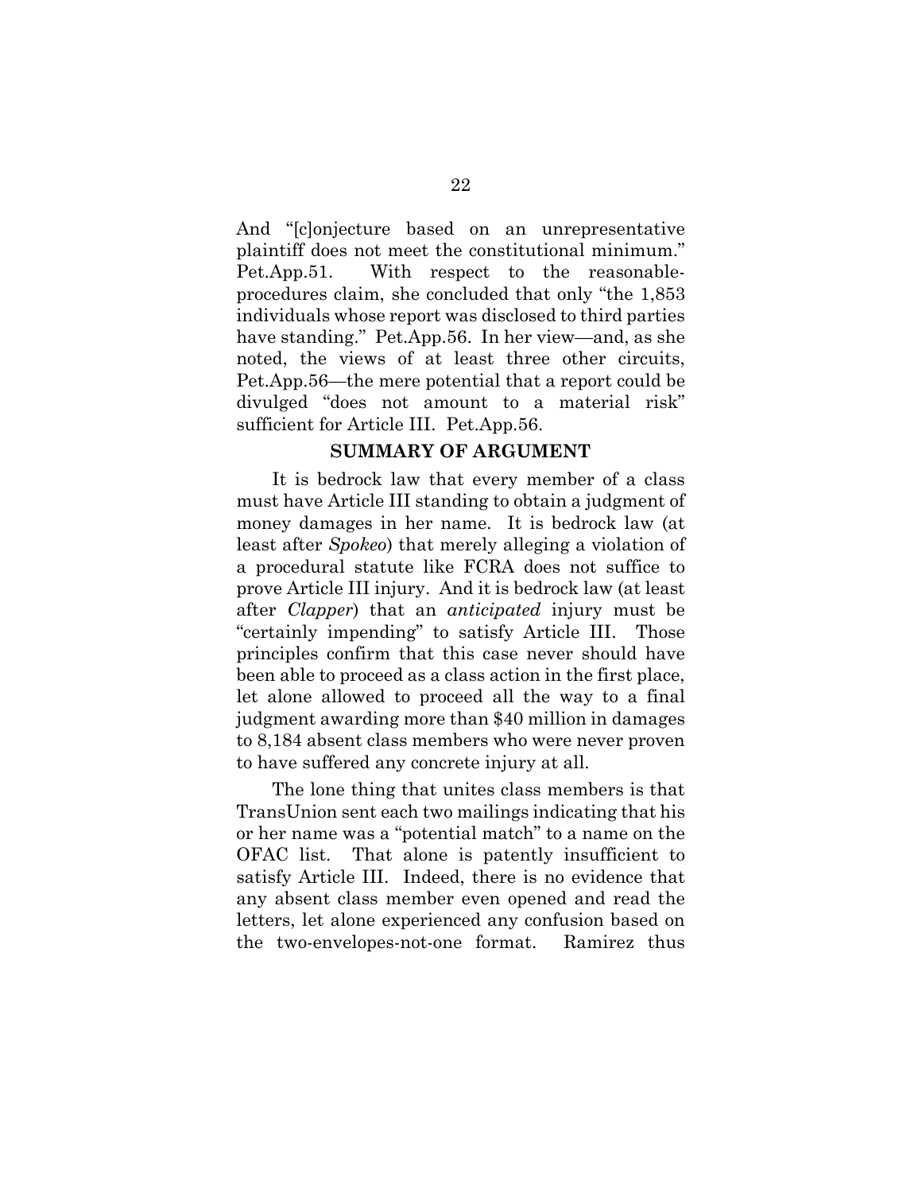And "[c]onjecture based on an unrepresentative plaintiff does not meet the constitutional minimum." Pet.App.51. With respect to the reasonable-procedures claim, she concluded that only "the 1,853 individuals whose report was disclosed to third parties have standing." Pet.App.56. In her view—and, as she noted, the views of at least three other circuits, Pet.App.56—the mere potential that a report could be divulged "does not amount to a material risk" sufficient for Article III. Pet.App.56.

## SUMMARY OF ARGUMENT

It is bedrock law that every member of a class must have Article III standing to obtain a judgment of money damages in her name. It is bedrock law (at least after *Spokeo*) that merely alleging a violation of a procedural statute like FCRA does not suffice to prove Article III injury. And it is bedrock law (at least after *Clapper*) that an *anticipated* injury must be "certainly impending" to satisfy Article III. Those principles confirm that this case never should have been able to proceed as a class action in the first place, let alone allowed to proceed all the way to a final judgment awarding more than $40 million in damages to 8,184 absent class members who were never proven to have suffered any concrete injury at all.

The lone thing that unites class members is that TransUnion sent each two mailings indicating that his or her name was a "potential match" to a name on the OFAC list. That alone is patently insufficient to satisfy Article III. Indeed, there is no evidence that any absent class member even opened and read the letters, let alone experienced any confusion based on the two-envelopes-not-one format. Ramirez thus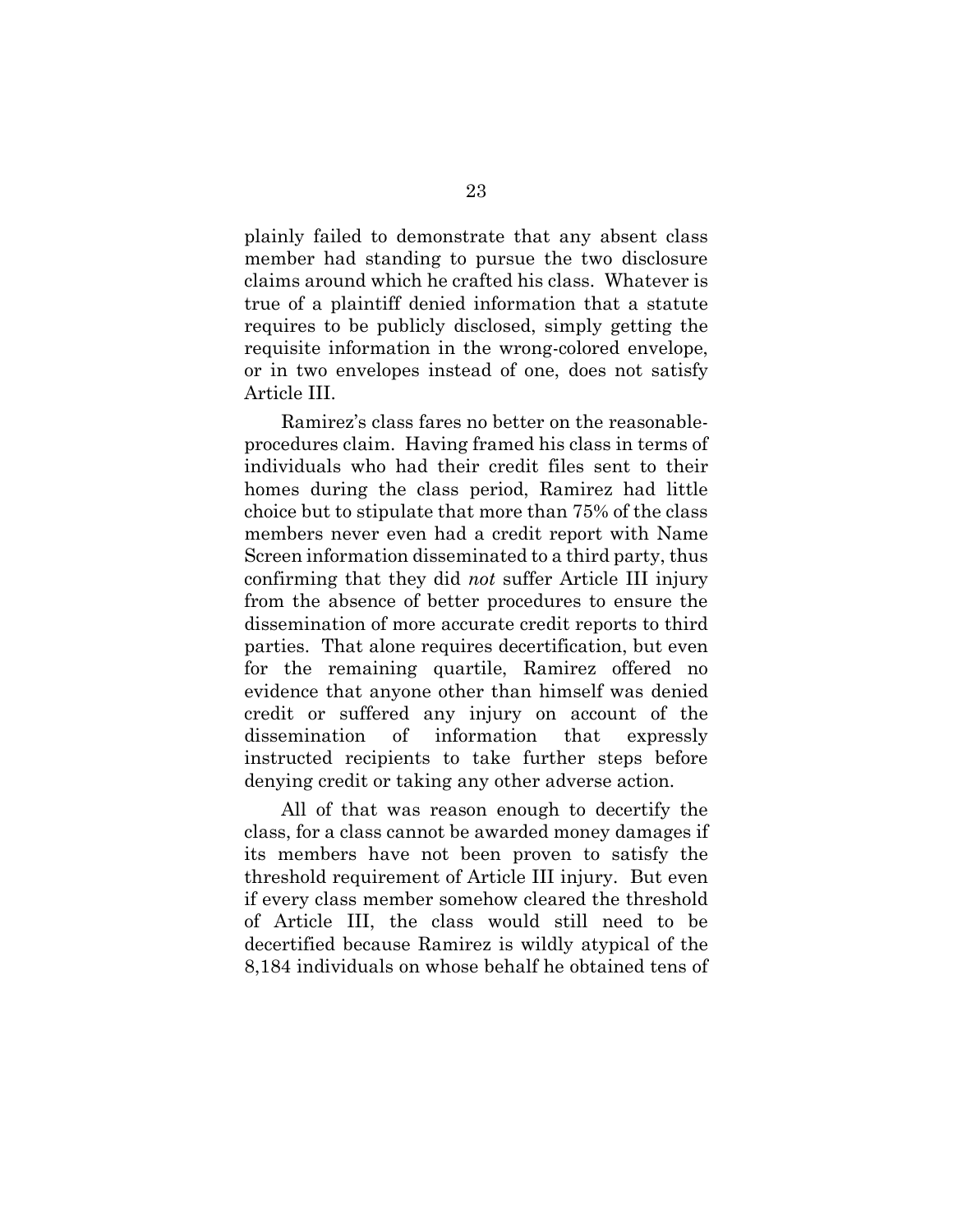plainly failed to demonstrate that any absent class member had standing to pursue the two disclosure claims around which he crafted his class. Whatever is true of a plaintiff denied information that a statute requires to be publicly disclosed, simply getting the requisite information in the wrong-colored envelope, or in two envelopes instead of one, does not satisfy Article III.

Ramirez's class fares no better on the reasonable-procedures claim. Having framed his class in terms of individuals who had their credit files sent to their homes during the class period, Ramirez had little choice but to stipulate that more than 75% of the class members never even had a credit report with Name Screen information disseminated to a third party, thus confirming that they did *not* suffer Article III injury from the absence of better procedures to ensure the dissemination of more accurate credit reports to third parties. That alone requires decertification, but even for the remaining quartile, Ramirez offered no evidence that anyone other than himself was denied credit or suffered any injury on account of the dissemination of information that expressly instructed recipients to take further steps before denying credit or taking any other adverse action.

All of that was reason enough to decertify the class, for a class cannot be awarded money damages if its members have not been proven to satisfy the threshold requirement of Article III injury. But even if every class member somehow cleared the threshold of Article III, the class would still need to be decertified because Ramirez is wildly atypical of the 8,184 individuals on whose behalf he obtained tens of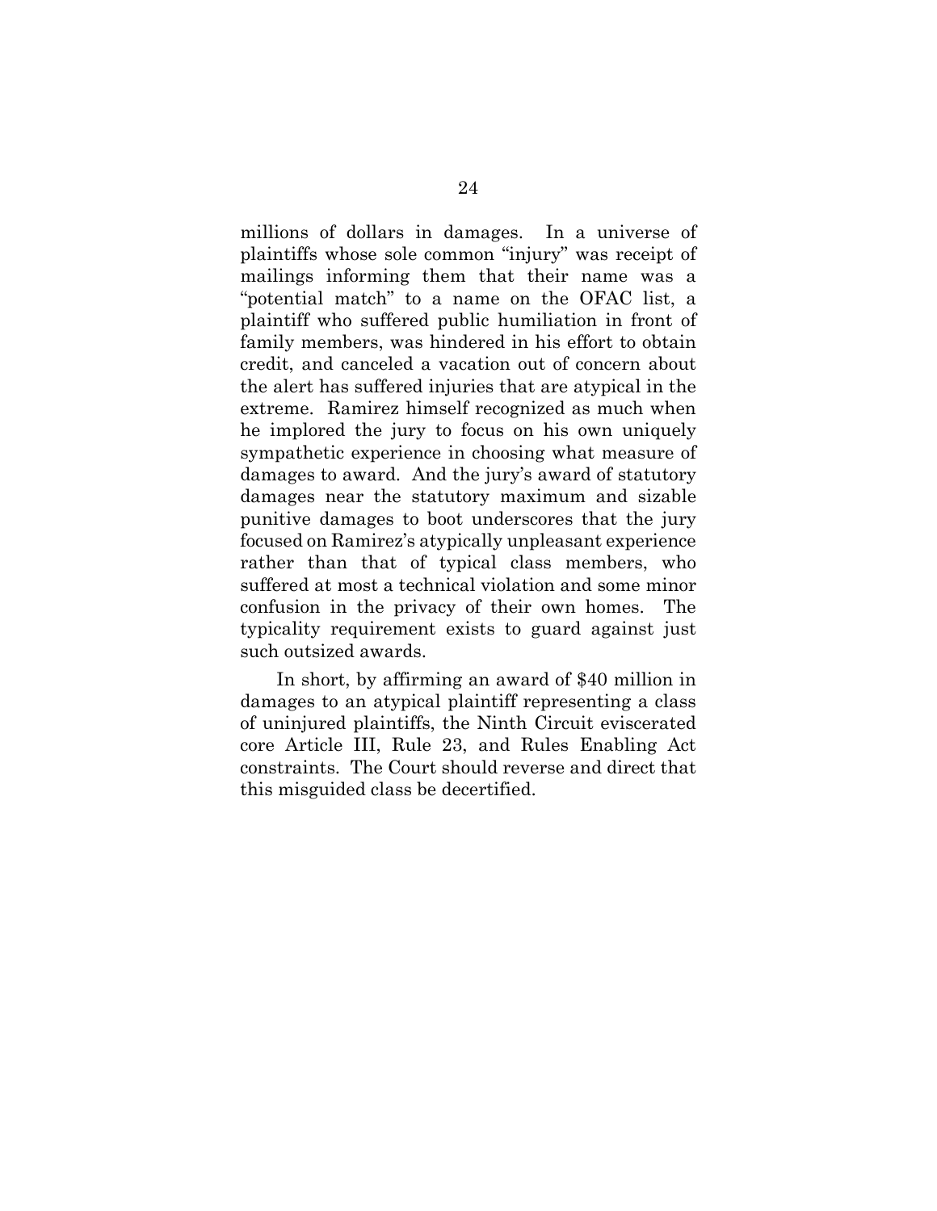millions of dollars in damages. In a universe of plaintiffs whose sole common "injury" was receipt of mailings informing them that their name was a "potential match" to a name on the OFAC list, a plaintiff who suffered public humiliation in front of family members, was hindered in his effort to obtain credit, and canceled a vacation out of concern about the alert has suffered injuries that are atypical in the extreme. Ramirez himself recognized as much when he implored the jury to focus on his own uniquely sympathetic experience in choosing what measure of damages to award. And the jury's award of statutory damages near the statutory maximum and sizable punitive damages to boot underscores that the jury focused on Ramirez's atypically unpleasant experience rather than that of typical class members, who suffered at most a technical violation and some minor confusion in the privacy of their own homes. The typicality requirement exists to guard against just such outsized awards.

In short, by affirming an award of $40 million in damages to an atypical plaintiff representing a class of uninjured plaintiffs, the Ninth Circuit eviscerated core Article III, Rule 23, and Rules Enabling Act constraints. The Court should reverse and direct that this misguided class be decertified.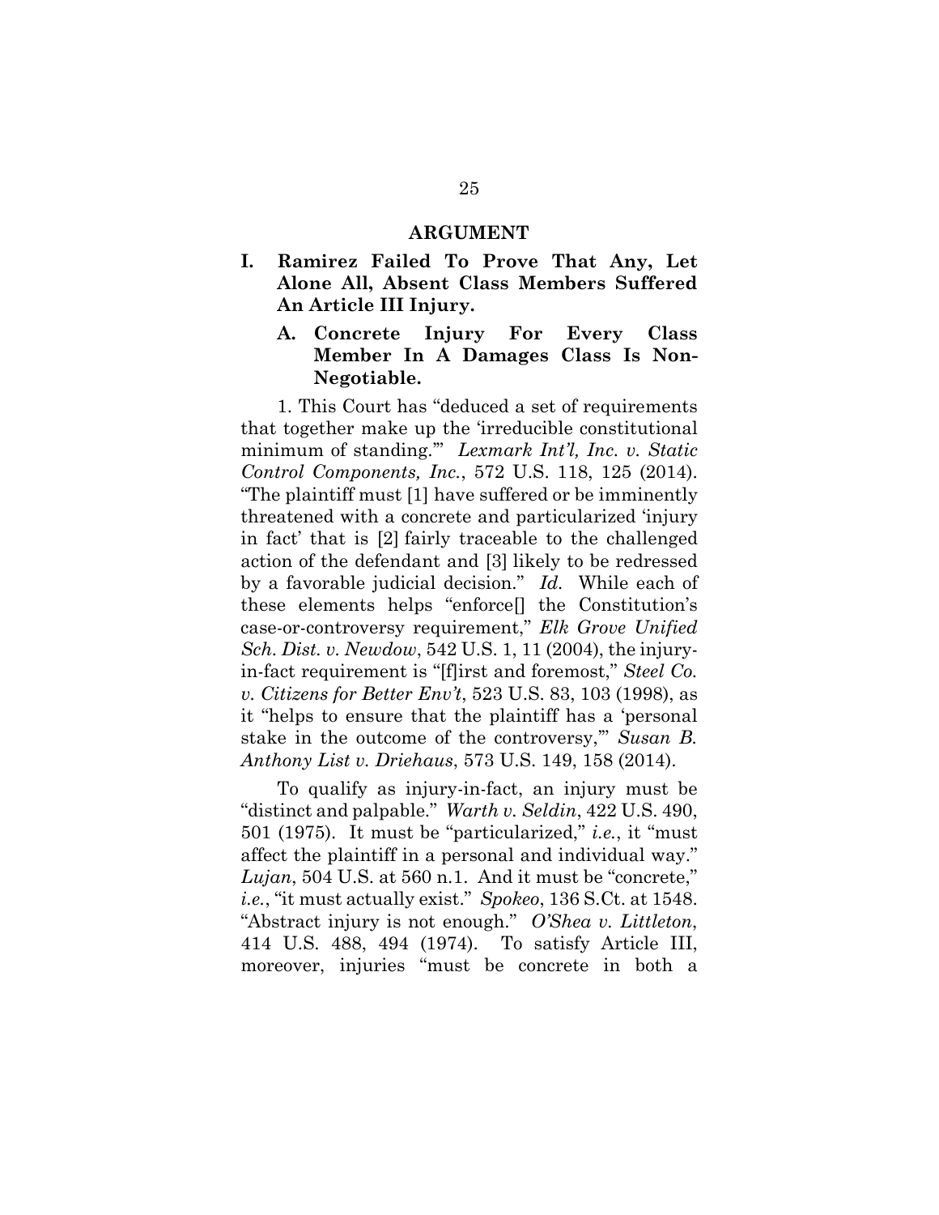## ARGUMENT

### I. Ramirez Failed To Prove That Any, Let Alone All, Absent Class Members Suffered An Article III Injury.

#### A. Concrete Injury For Every Class Member In A Damages Class Is Non-Negotiable.

1. This Court has "deduced a set of requirements that together make up the 'irreducible constitutional minimum of standing.'" *Lexmark Int'l, Inc. v. Static Control Components, Inc.*, 572 U.S. 118, 125 (2014). "The plaintiff must [1] have suffered or be imminently threatened with a concrete and particularized 'injury in fact' that is [2] fairly traceable to the challenged action of the defendant and [3] likely to be redressed by a favorable judicial decision." *Id.* While each of these elements helps "enforce[] the Constitution's case-or-controversy requirement," *Elk Grove Unified Sch. Dist. v. Newdow*, 542 U.S. 1, 11 (2004), the injury-in-fact requirement is "[f]irst and foremost," *Steel Co. v. Citizens for Better Env't*, 523 U.S. 83, 103 (1998), as it "helps to ensure that the plaintiff has a 'personal stake in the outcome of the controversy,'" *Susan B. Anthony List v. Driehaus*, 573 U.S. 149, 158 (2014).

To qualify as injury-in-fact, an injury must be "distinct and palpable." *Warth v. Seldin*, 422 U.S. 490, 501 (1975). It must be "particularized," *i.e.*, it "must affect the plaintiff in a personal and individual way." *Lujan*, 504 U.S. at 560 n.1. And it must be "concrete," *i.e.*, "it must actually exist." *Spokeo*, 136 S.Ct. at 1548. "Abstract injury is not enough." *O'Shea v. Littleton*, 414 U.S. 488, 494 (1974). To satisfy Article III, moreover, injuries "must be concrete in both a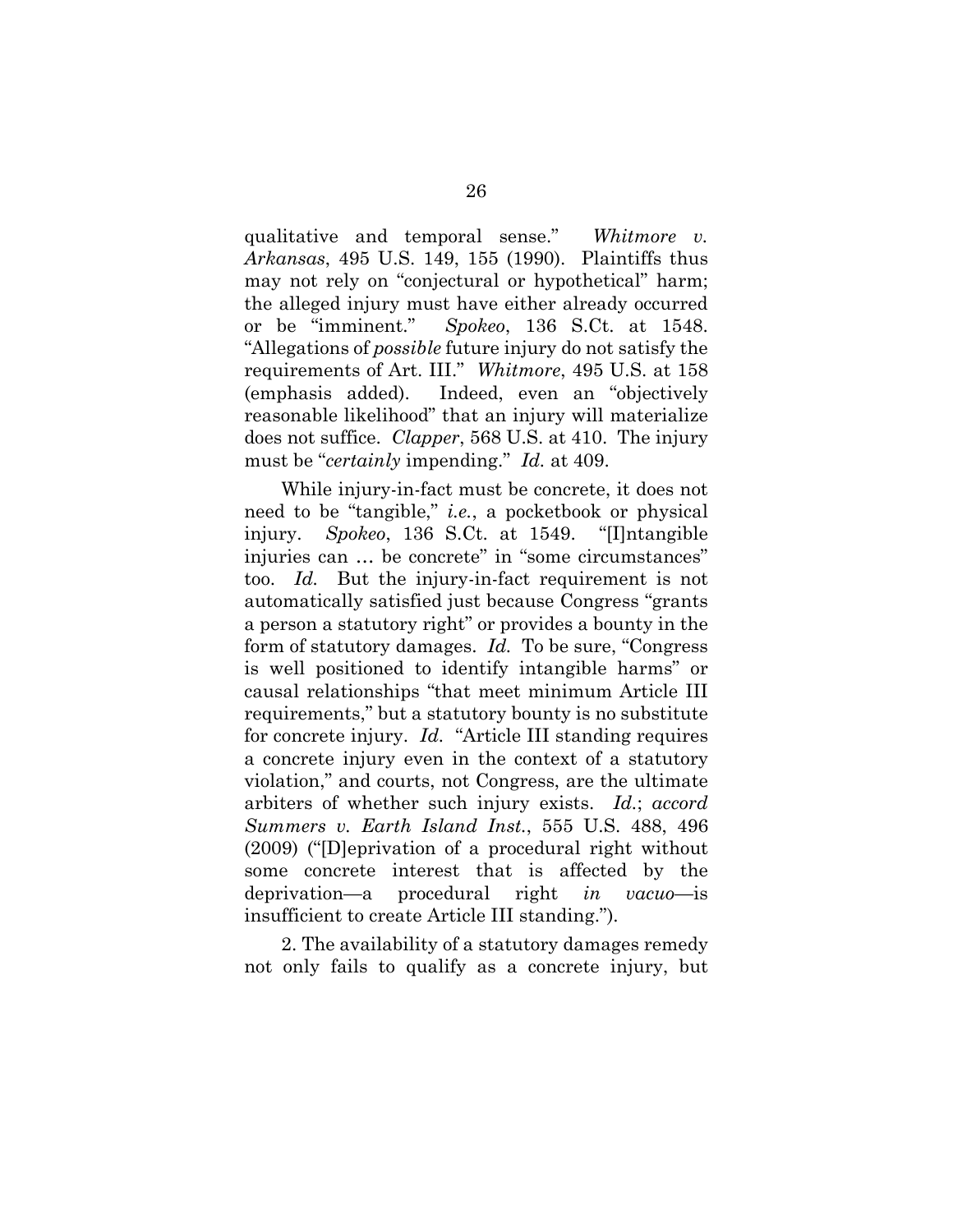qualitative and temporal sense." *Whitmore v. Arkansas*, 495 U.S. 149, 155 (1990). Plaintiffs thus may not rely on "conjectural or hypothetical" harm; the alleged injury must have either already occurred or be "imminent." *Spokeo*, 136 S.Ct. at 1548. "Allegations of *possible* future injury do not satisfy the requirements of Art. III." *Whitmore*, 495 U.S. at 158 (emphasis added). Indeed, even an "objectively reasonable likelihood" that an injury will materialize does not suffice. *Clapper*, 568 U.S. at 410. The injury must be "*certainly* impending." *Id.* at 409.

While injury-in-fact must be concrete, it does not need to be "tangible," *i.e.*, a pocketbook or physical injury. *Spokeo*, 136 S.Ct. at 1549. "[I]ntangible injuries can … be concrete" in "some circumstances" too. *Id.* But the injury-in-fact requirement is not automatically satisfied just because Congress "grants a person a statutory right" or provides a bounty in the form of statutory damages. *Id.* To be sure, "Congress is well positioned to identify intangible harms" or causal relationships "that meet minimum Article III requirements," but a statutory bounty is no substitute for concrete injury. *Id.* "Article III standing requires a concrete injury even in the context of a statutory violation," and courts, not Congress, are the ultimate arbiters of whether such injury exists. *Id.*; *accord Summers v. Earth Island Inst.*, 555 U.S. 488, 496 (2009) ("[D]eprivation of a procedural right without some concrete interest that is affected by the deprivation—a procedural right *in vacuo*—is insufficient to create Article III standing.").

2. The availability of a statutory damages remedy not only fails to qualify as a concrete injury, but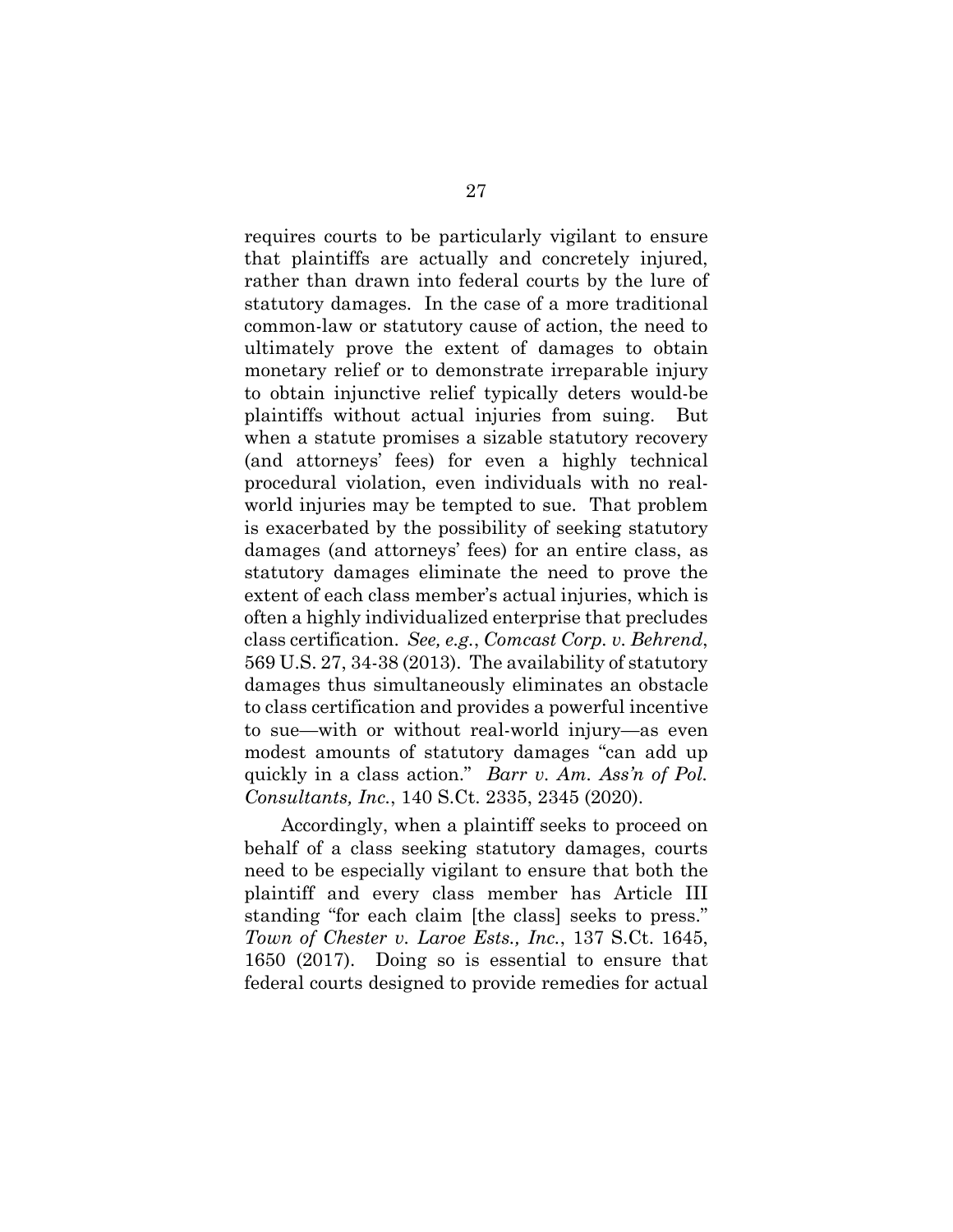requires courts to be particularly vigilant to ensure that plaintiffs are actually and concretely injured, rather than drawn into federal courts by the lure of statutory damages. In the case of a more traditional common-law or statutory cause of action, the need to ultimately prove the extent of damages to obtain monetary relief or to demonstrate irreparable injury to obtain injunctive relief typically deters would-be plaintiffs without actual injuries from suing. But when a statute promises a sizable statutory recovery (and attorneys' fees) for even a highly technical procedural violation, even individuals with no real-world injuries may be tempted to sue. That problem is exacerbated by the possibility of seeking statutory damages (and attorneys' fees) for an entire class, as statutory damages eliminate the need to prove the extent of each class member's actual injuries, which is often a highly individualized enterprise that precludes class certification. *See, e.g.*, *Comcast Corp. v. Behrend*, 569 U.S. 27, 34-38 (2013). The availability of statutory damages thus simultaneously eliminates an obstacle to class certification and provides a powerful incentive to sue—with or without real-world injury—as even modest amounts of statutory damages "can add up quickly in a class action." *Barr v. Am. Ass'n of Pol. Consultants, Inc.*, 140 S.Ct. 2335, 2345 (2020).

Accordingly, when a plaintiff seeks to proceed on behalf of a class seeking statutory damages, courts need to be especially vigilant to ensure that both the plaintiff and every class member has Article III standing "for each claim [the class] seeks to press." *Town of Chester v. Laroe Ests., Inc.*, 137 S.Ct. 1645, 1650 (2017). Doing so is essential to ensure that federal courts designed to provide remedies for actual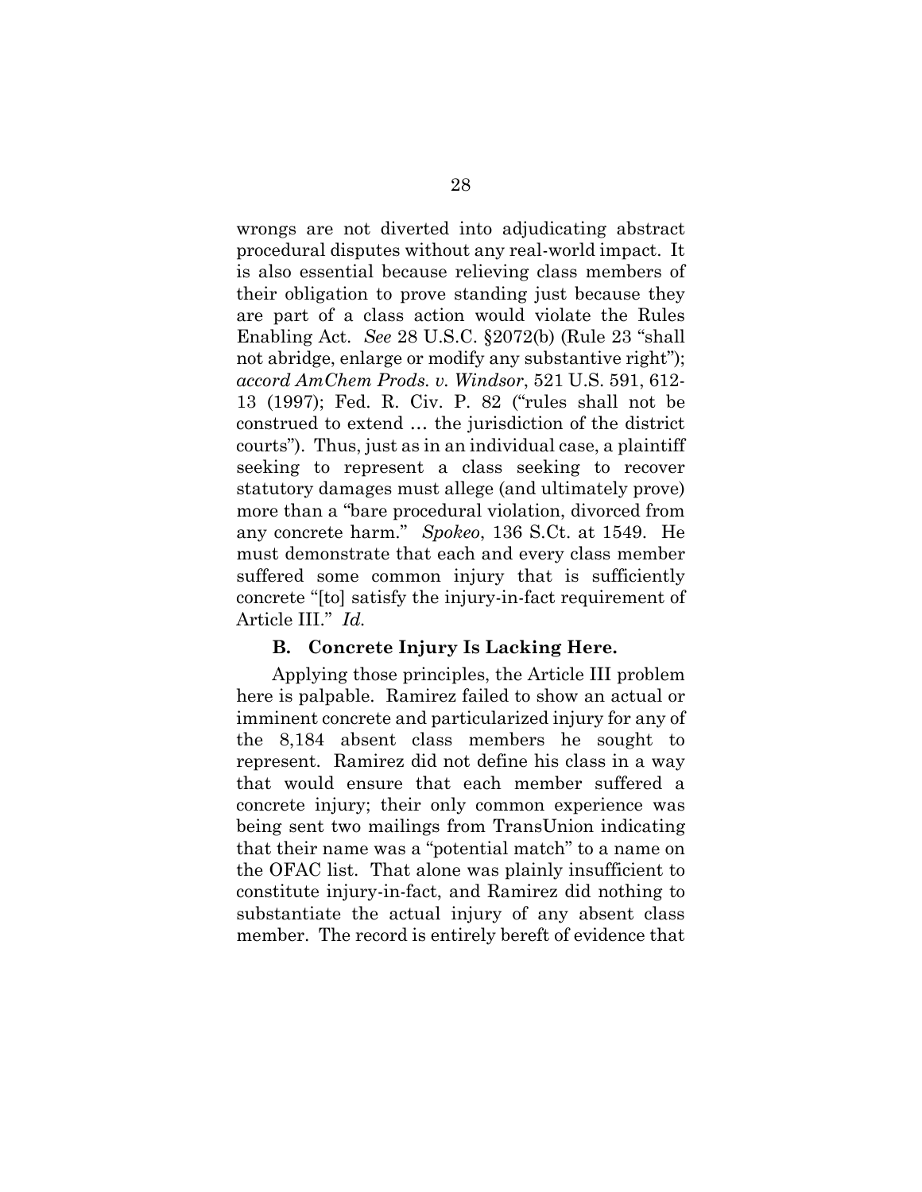wrongs are not diverted into adjudicating abstract procedural disputes without any real-world impact. It is also essential because relieving class members of their obligation to prove standing just because they are part of a class action would violate the Rules Enabling Act. *See* 28 U.S.C. §2072(b) (Rule 23 "shall not abridge, enlarge or modify any substantive right"); *accord AmChem Prods. v. Windsor*, 521 U.S. 591, 612-13 (1997); Fed. R. Civ. P. 82 ("rules shall not be construed to extend … the jurisdiction of the district courts"). Thus, just as in an individual case, a plaintiff seeking to represent a class seeking to recover statutory damages must allege (and ultimately prove) more than a "bare procedural violation, divorced from any concrete harm." *Spokeo*, 136 S.Ct. at 1549. He must demonstrate that each and every class member suffered some common injury that is sufficiently concrete "[to] satisfy the injury-in-fact requirement of Article III." *Id.*

### B. Concrete Injury Is Lacking Here.

Applying those principles, the Article III problem here is palpable. Ramirez failed to show an actual or imminent concrete and particularized injury for any of the 8,184 absent class members he sought to represent. Ramirez did not define his class in a way that would ensure that each member suffered a concrete injury; their only common experience was being sent two mailings from TransUnion indicating that their name was a "potential match" to a name on the OFAC list. That alone was plainly insufficient to constitute injury-in-fact, and Ramirez did nothing to substantiate the actual injury of any absent class member. The record is entirely bereft of evidence that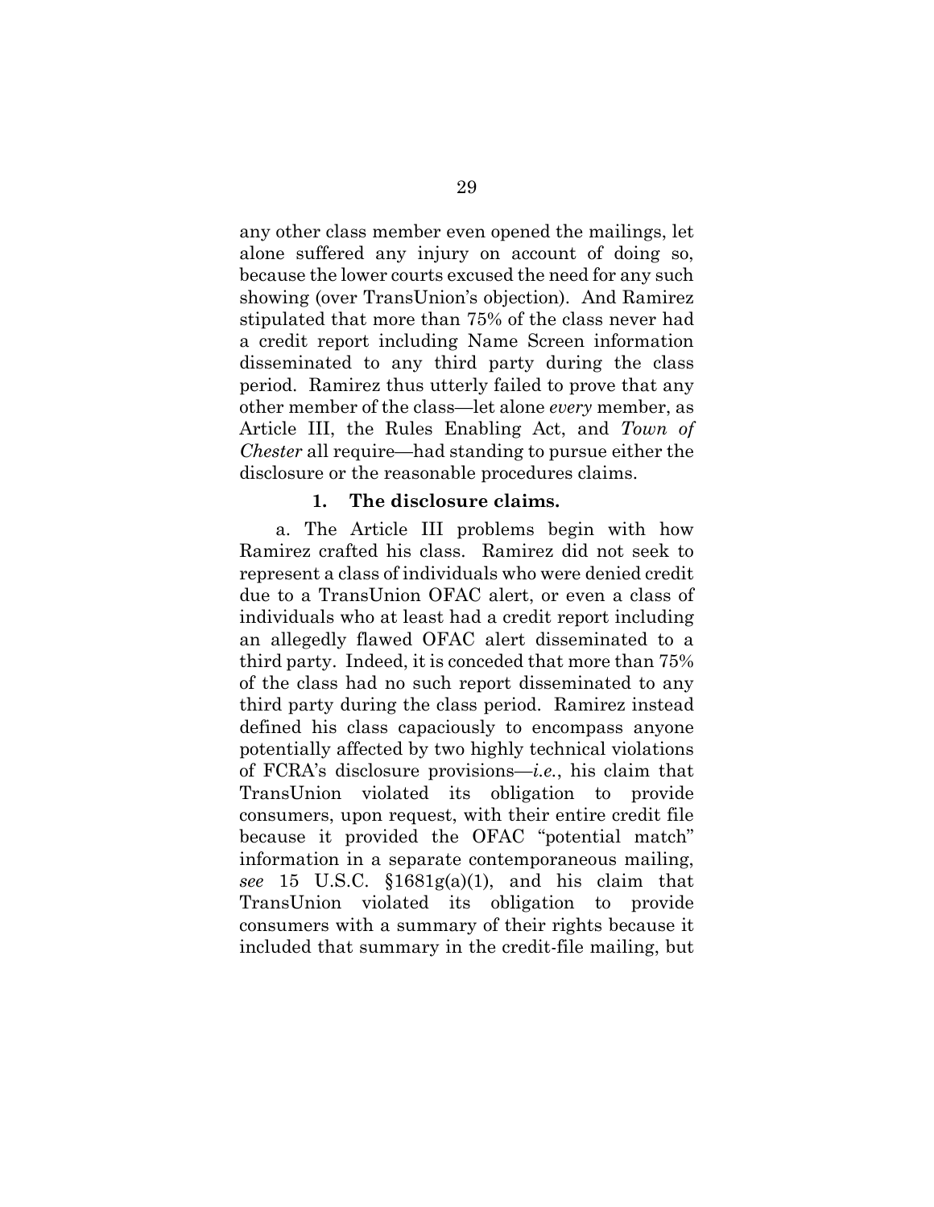any other class member even opened the mailings, let alone suffered any injury on account of doing so, because the lower courts excused the need for any such showing (over TransUnion's objection). And Ramirez stipulated that more than 75% of the class never had a credit report including Name Screen information disseminated to any third party during the class period. Ramirez thus utterly failed to prove that any other member of the class—let alone *every* member, as Article III, the Rules Enabling Act, and *Town of Chester* all require—had standing to pursue either the disclosure or the reasonable procedures claims.

### 1. The disclosure claims.

a. The Article III problems begin with how Ramirez crafted his class. Ramirez did not seek to represent a class of individuals who were denied credit due to a TransUnion OFAC alert, or even a class of individuals who at least had a credit report including an allegedly flawed OFAC alert disseminated to a third party. Indeed, it is conceded that more than 75% of the class had no such report disseminated to any third party during the class period. Ramirez instead defined his class capaciously to encompass anyone potentially affected by two highly technical violations of FCRA's disclosure provisions—*i.e.*, his claim that TransUnion violated its obligation to provide consumers, upon request, with their entire credit file because it provided the OFAC "potential match" information in a separate contemporaneous mailing, *see* 15 U.S.C. §1681g(a)(1), and his claim that TransUnion violated its obligation to provide consumers with a summary of their rights because it included that summary in the credit-file mailing, but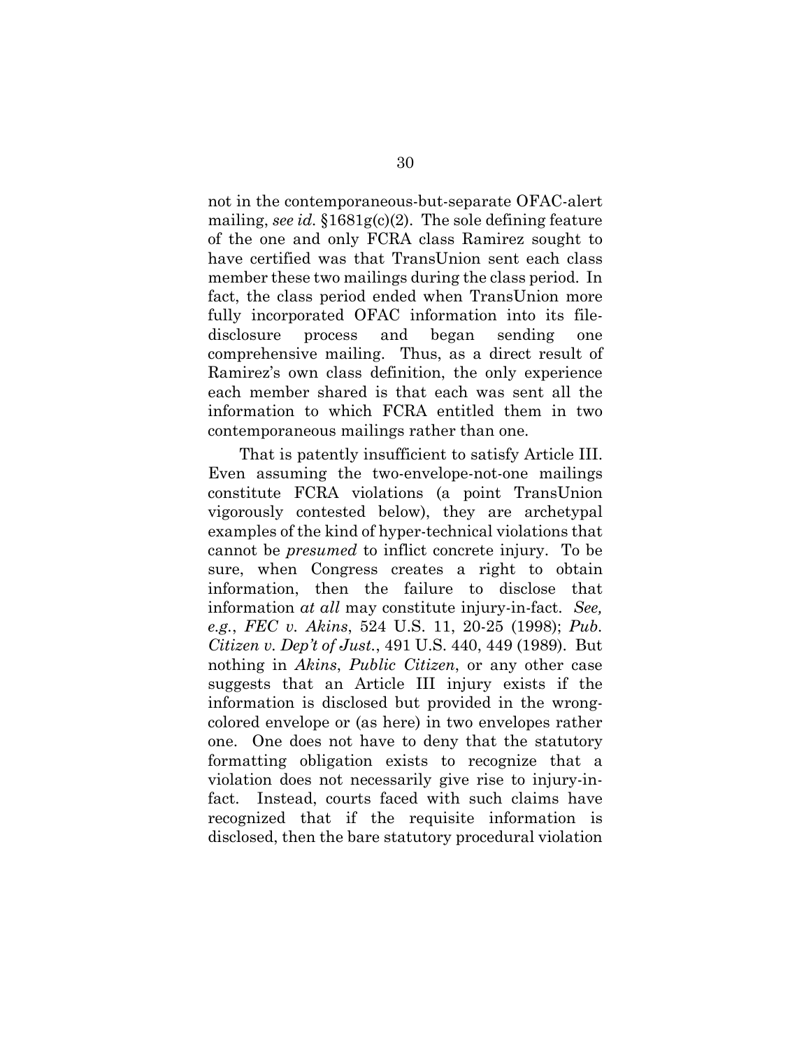not in the contemporaneous-but-separate OFAC-alert mailing, *see id.* §1681g(c)(2). The sole defining feature of the one and only FCRA class Ramirez sought to have certified was that TransUnion sent each class member these two mailings during the class period. In fact, the class period ended when TransUnion more fully incorporated OFAC information into its file-disclosure process and began sending one comprehensive mailing. Thus, as a direct result of Ramirez's own class definition, the only experience each member shared is that each was sent all the information to which FCRA entitled them in two contemporaneous mailings rather than one.

That is patently insufficient to satisfy Article III. Even assuming the two-envelope-not-one mailings constitute FCRA violations (a point TransUnion vigorously contested below), they are archetypal examples of the kind of hyper-technical violations that cannot be *presumed* to inflict concrete injury. To be sure, when Congress creates a right to obtain information, then the failure to disclose that information *at all* may constitute injury-in-fact. *See, e.g.*, *FEC v. Akins*, 524 U.S. 11, 20-25 (1998); *Pub. Citizen v. Dep't of Just.*, 491 U.S. 440, 449 (1989). But nothing in *Akins*, *Public Citizen*, or any other case suggests that an Article III injury exists if the information is disclosed but provided in the wrong-colored envelope or (as here) in two envelopes rather one. One does not have to deny that the statutory formatting obligation exists to recognize that a violation does not necessarily give rise to injury-in-fact. Instead, courts faced with such claims have recognized that if the requisite information is disclosed, then the bare statutory procedural violation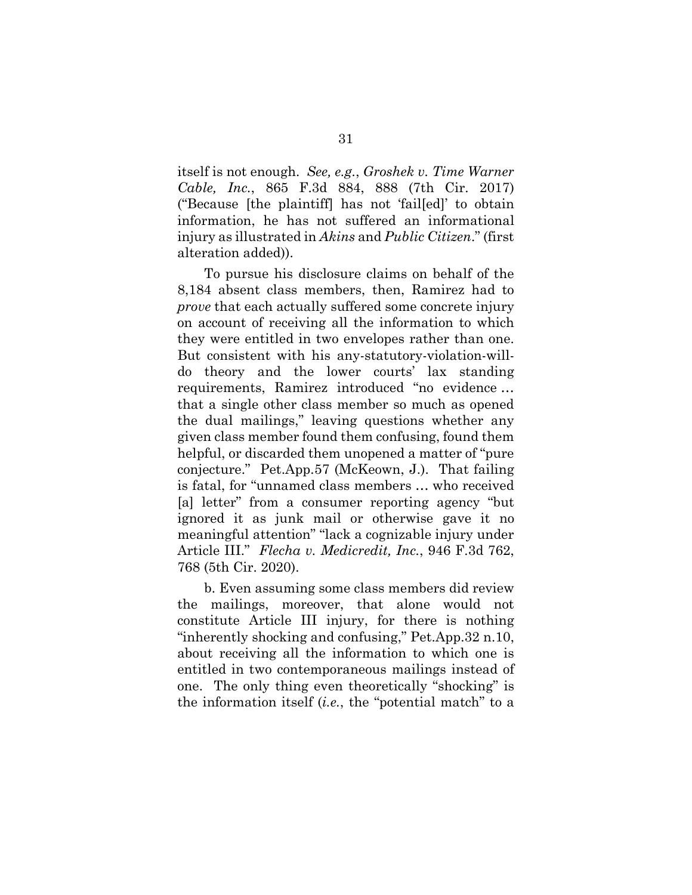itself is not enough. *See, e.g.*, *Groshek v. Time Warner Cable, Inc.*, 865 F.3d 884, 888 (7th Cir. 2017) ("Because [the plaintiff] has not 'fail[ed]' to obtain information, he has not suffered an informational injury as illustrated in *Akins* and *Public Citizen*." (first alteration added)).

To pursue his disclosure claims on behalf of the 8,184 absent class members, then, Ramirez had to *prove* that each actually suffered some concrete injury on account of receiving all the information to which they were entitled in two envelopes rather than one. But consistent with his any-statutory-violation-will-do theory and the lower courts' lax standing requirements, Ramirez introduced "no evidence … that a single other class member so much as opened the dual mailings," leaving questions whether any given class member found them confusing, found them helpful, or discarded them unopened a matter of "pure conjecture." Pet.App.57 (McKeown, J.). That failing is fatal, for "unnamed class members … who received [a] letter" from a consumer reporting agency "but ignored it as junk mail or otherwise gave it no meaningful attention" "lack a cognizable injury under Article III." *Flecha v. Medicredit, Inc.*, 946 F.3d 762, 768 (5th Cir. 2020).

b. Even assuming some class members did review the mailings, moreover, that alone would not constitute Article III injury, for there is nothing "inherently shocking and confusing," Pet.App.32 n.10, about receiving all the information to which one is entitled in two contemporaneous mailings instead of one. The only thing even theoretically "shocking" is the information itself (*i.e.*, the "potential match" to a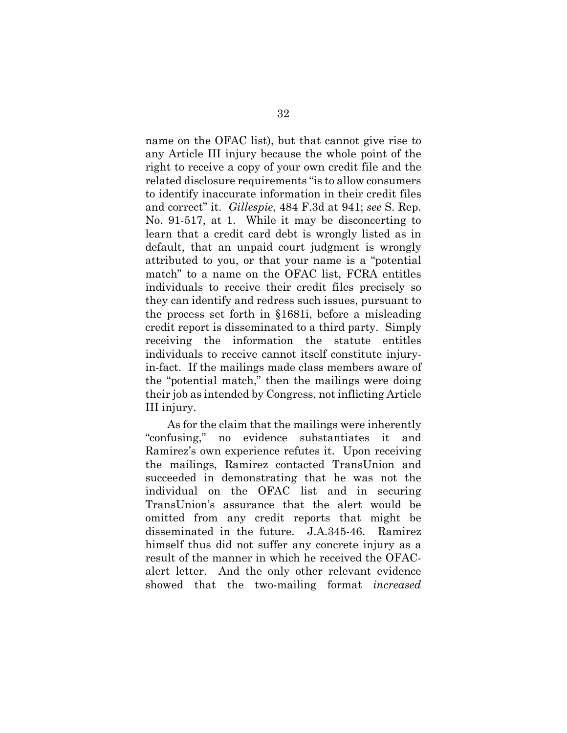name on the OFAC list), but that cannot give rise to any Article III injury because the whole point of the right to receive a copy of your own credit file and the related disclosure requirements "is to allow consumers to identify inaccurate information in their credit files and correct" it. *Gillespie*, 484 F.3d at 941; *see* S. Rep. No. 91-517, at 1. While it may be disconcerting to learn that a credit card debt is wrongly listed as in default, that an unpaid court judgment is wrongly attributed to you, or that your name is a "potential match" to a name on the OFAC list, FCRA entitles individuals to receive their credit files precisely so they can identify and redress such issues, pursuant to the process set forth in §1681i, before a misleading credit report is disseminated to a third party. Simply receiving the information the statute entitles individuals to receive cannot itself constitute injury-in-fact. If the mailings made class members aware of the "potential match," then the mailings were doing their job as intended by Congress, not inflicting Article III injury.

As for the claim that the mailings were inherently "confusing," no evidence substantiates it and Ramirez's own experience refutes it. Upon receiving the mailings, Ramirez contacted TransUnion and succeeded in demonstrating that he was not the individual on the OFAC list and in securing TransUnion's assurance that the alert would be omitted from any credit reports that might be disseminated in the future. J.A.345-46. Ramirez himself thus did not suffer any concrete injury as a result of the manner in which he received the OFAC-alert letter. And the only other relevant evidence showed that the two-mailing format *increased*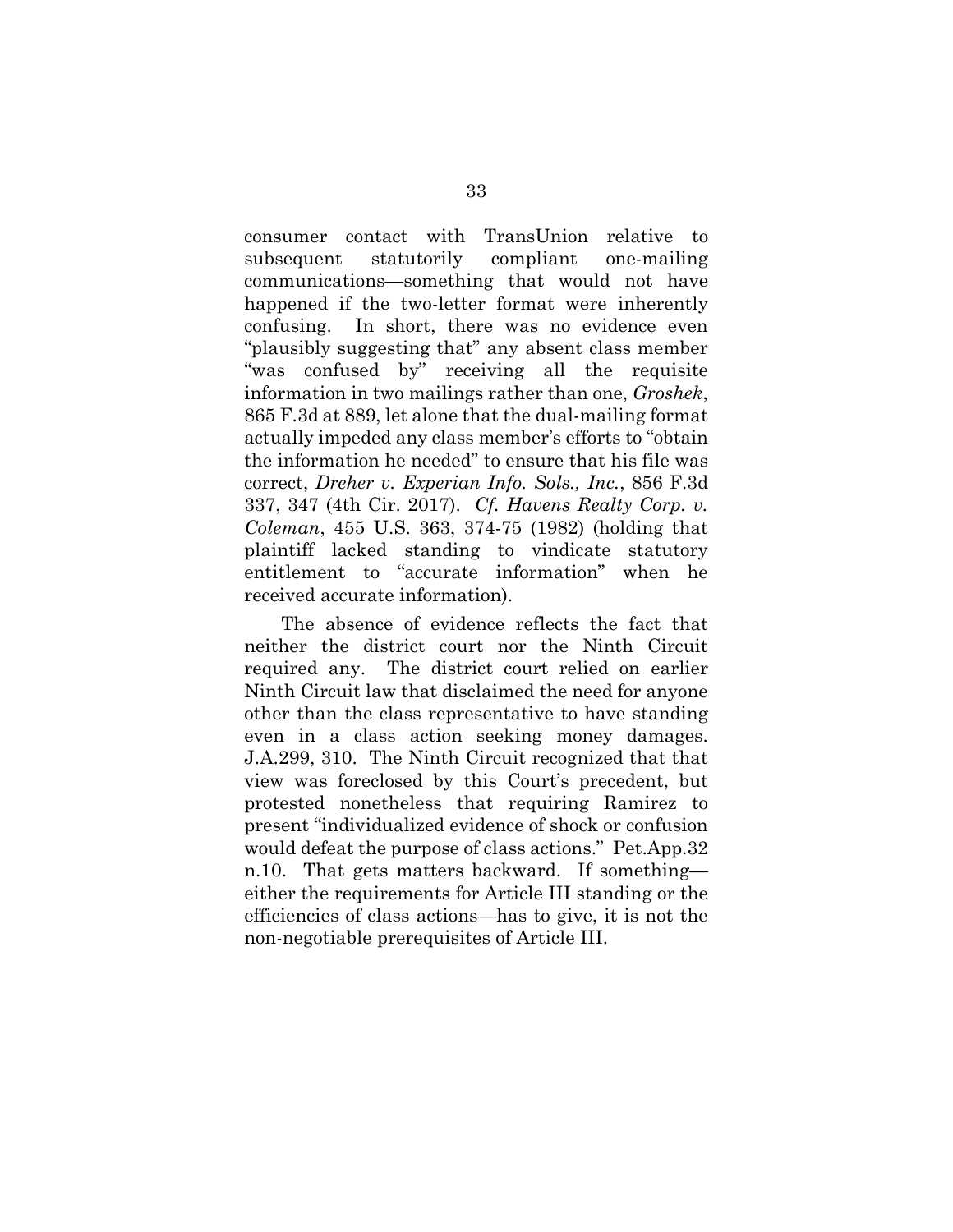consumer contact with TransUnion relative to subsequent statutorily compliant one-mailing communications—something that would not have happened if the two-letter format were inherently confusing. In short, there was no evidence even "plausibly suggesting that" any absent class member "was confused by" receiving all the requisite information in two mailings rather than one, *Groshek*, 865 F.3d at 889, let alone that the dual-mailing format actually impeded any class member's efforts to "obtain the information he needed" to ensure that his file was correct, *Dreher v. Experian Info. Sols., Inc.*, 856 F.3d 337, 347 (4th Cir. 2017). *Cf. Havens Realty Corp. v. Coleman*, 455 U.S. 363, 374-75 (1982) (holding that plaintiff lacked standing to vindicate statutory entitlement to "accurate information" when he received accurate information).

The absence of evidence reflects the fact that neither the district court nor the Ninth Circuit required any. The district court relied on earlier Ninth Circuit law that disclaimed the need for anyone other than the class representative to have standing even in a class action seeking money damages. J.A.299, 310. The Ninth Circuit recognized that that view was foreclosed by this Court's precedent, but protested nonetheless that requiring Ramirez to present "individualized evidence of shock or confusion would defeat the purpose of class actions." Pet.App.32 n.10. That gets matters backward. If something—either the requirements for Article III standing or the efficiencies of class actions—has to give, it is not the non-negotiable prerequisites of Article III.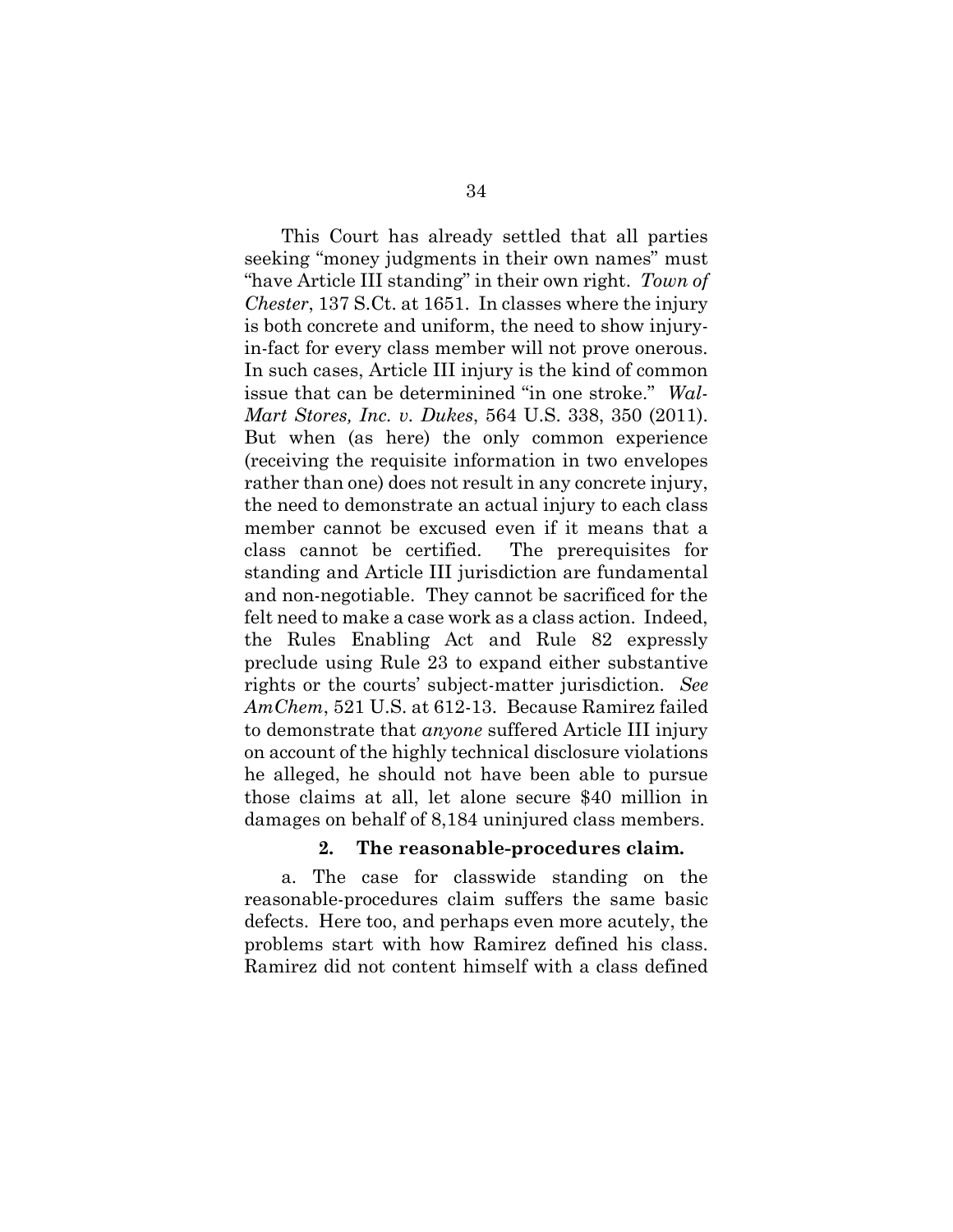This Court has already settled that all parties seeking "money judgments in their own names" must "have Article III standing" in their own right. *Town of Chester*, 137 S.Ct. at 1651. In classes where the injury is both concrete and uniform, the need to show injury-in-fact for every class member will not prove onerous. In such cases, Article III injury is the kind of common issue that can be determinined "in one stroke." *Wal-Mart Stores, Inc. v. Dukes*, 564 U.S. 338, 350 (2011). But when (as here) the only common experience (receiving the requisite information in two envelopes rather than one) does not result in any concrete injury, the need to demonstrate an actual injury to each class member cannot be excused even if it means that a class cannot be certified. The prerequisites for standing and Article III jurisdiction are fundamental and non-negotiable. They cannot be sacrificed for the felt need to make a case work as a class action. Indeed, the Rules Enabling Act and Rule 82 expressly preclude using Rule 23 to expand either substantive rights or the courts' subject-matter jurisdiction. *See AmChem*, 521 U.S. at 612-13. Because Ramirez failed to demonstrate that *anyone* suffered Article III injury on account of the highly technical disclosure violations he alleged, he should not have been able to pursue those claims at all, let alone secure $40 million in damages on behalf of 8,184 uninjured class members.

#### 2. The reasonable-procedures claim.

a. The case for classwide standing on the reasonable-procedures claim suffers the same basic defects. Here too, and perhaps even more acutely, the problems start with how Ramirez defined his class. Ramirez did not content himself with a class defined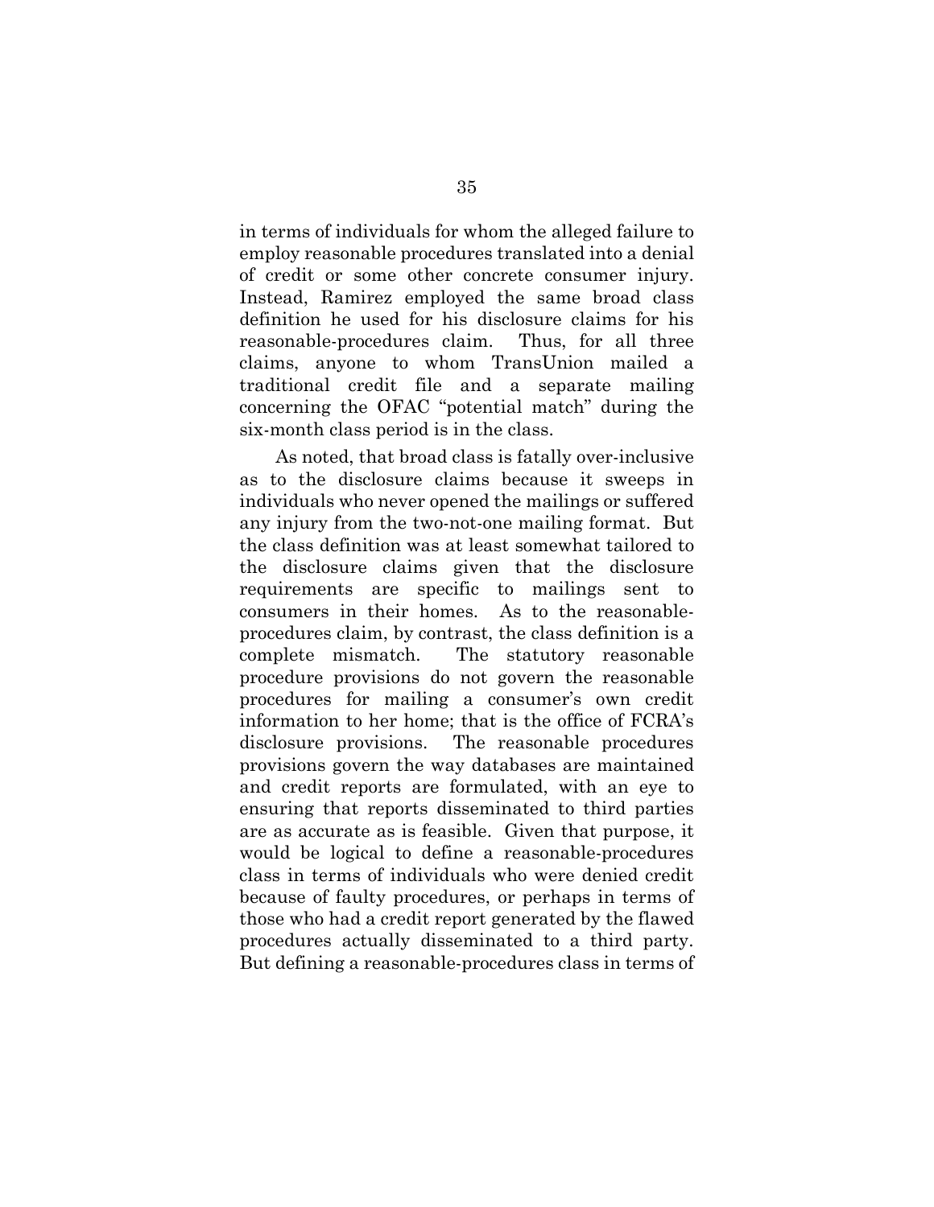in terms of individuals for whom the alleged failure to employ reasonable procedures translated into a denial of credit or some other concrete consumer injury. Instead, Ramirez employed the same broad class definition he used for his disclosure claims for his reasonable-procedures claim. Thus, for all three claims, anyone to whom TransUnion mailed a traditional credit file and a separate mailing concerning the OFAC "potential match" during the six-month class period is in the class.

As noted, that broad class is fatally over-inclusive as to the disclosure claims because it sweeps in individuals who never opened the mailings or suffered any injury from the two-not-one mailing format. But the class definition was at least somewhat tailored to the disclosure claims given that the disclosure requirements are specific to mailings sent to consumers in their homes. As to the reasonable-procedures claim, by contrast, the class definition is a complete mismatch. The statutory reasonable procedure provisions do not govern the reasonable procedures for mailing a consumer's own credit information to her home; that is the office of FCRA's disclosure provisions. The reasonable procedures provisions govern the way databases are maintained and credit reports are formulated, with an eye to ensuring that reports disseminated to third parties are as accurate as is feasible. Given that purpose, it would be logical to define a reasonable-procedures class in terms of individuals who were denied credit because of faulty procedures, or perhaps in terms of those who had a credit report generated by the flawed procedures actually disseminated to a third party. But defining a reasonable-procedures class in terms of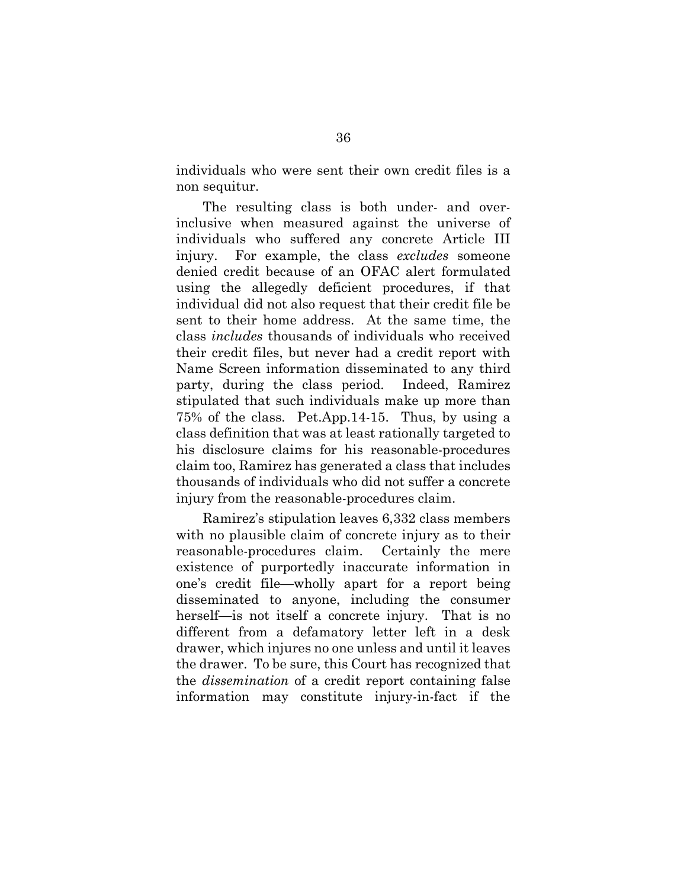individuals who were sent their own credit files is a non sequitur.

The resulting class is both under- and over-inclusive when measured against the universe of individuals who suffered any concrete Article III injury. For example, the class *excludes* someone denied credit because of an OFAC alert formulated using the allegedly deficient procedures, if that individual did not also request that their credit file be sent to their home address. At the same time, the class *includes* thousands of individuals who received their credit files, but never had a credit report with Name Screen information disseminated to any third party, during the class period. Indeed, Ramirez stipulated that such individuals make up more than 75% of the class. Pet.App.14-15. Thus, by using a class definition that was at least rationally targeted to his disclosure claims for his reasonable-procedures claim too, Ramirez has generated a class that includes thousands of individuals who did not suffer a concrete injury from the reasonable-procedures claim.

Ramirez's stipulation leaves 6,332 class members with no plausible claim of concrete injury as to their reasonable-procedures claim. Certainly the mere existence of purportedly inaccurate information in one's credit file—wholly apart for a report being disseminated to anyone, including the consumer herself—is not itself a concrete injury. That is no different from a defamatory letter left in a desk drawer, which injures no one unless and until it leaves the drawer. To be sure, this Court has recognized that the *dissemination* of a credit report containing false information may constitute injury-in-fact if the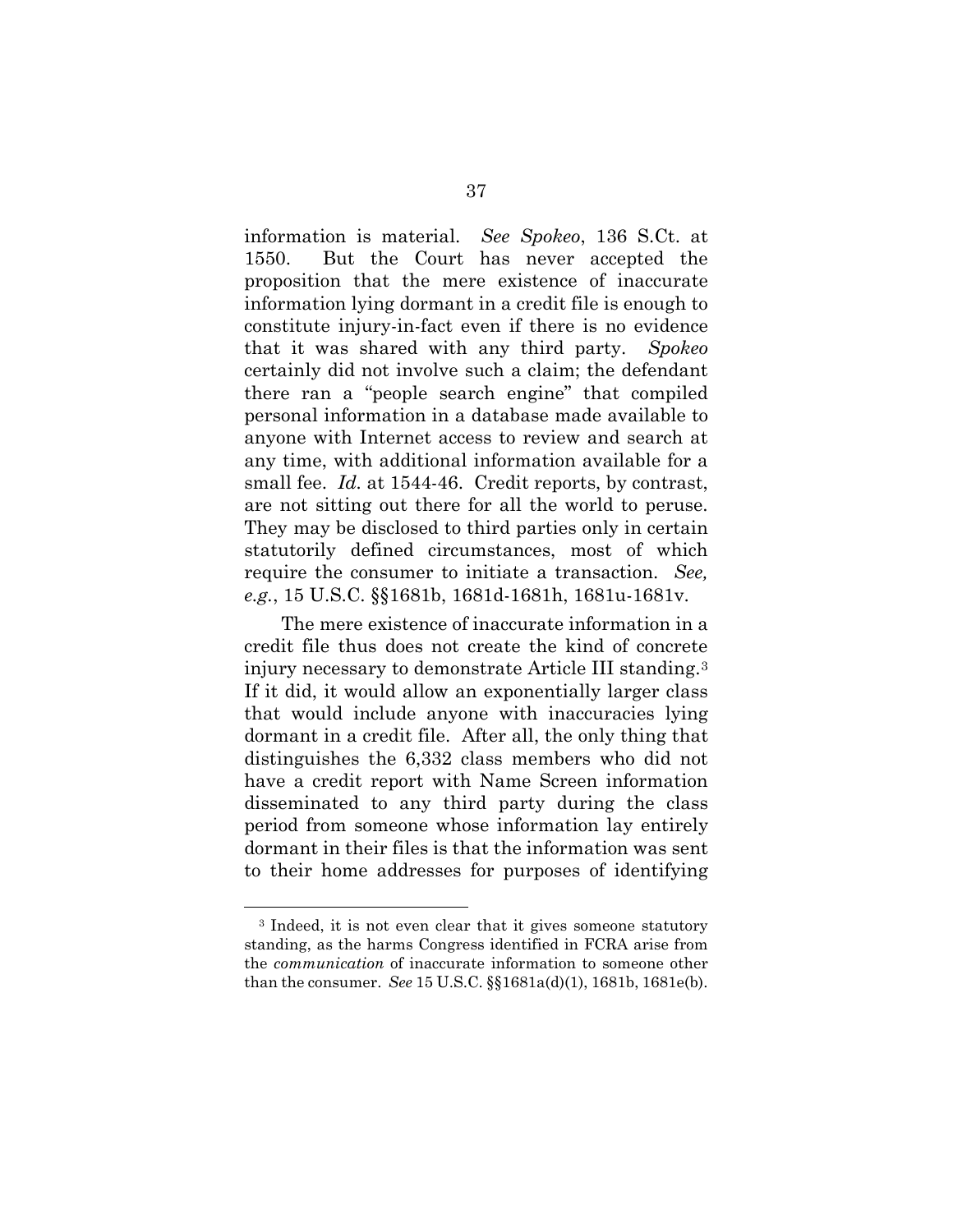information is material. *See Spokeo*, 136 S.Ct. at 1550. But the Court has never accepted the proposition that the mere existence of inaccurate information lying dormant in a credit file is enough to constitute injury-in-fact even if there is no evidence that it was shared with any third party. *Spokeo* certainly did not involve such a claim; the defendant there ran a "people search engine" that compiled personal information in a database made available to anyone with Internet access to review and search at any time, with additional information available for a small fee. *Id.* at 1544-46. Credit reports, by contrast, are not sitting out there for all the world to peruse. They may be disclosed to third parties only in certain statutorily defined circumstances, most of which require the consumer to initiate a transaction. *See, e.g.*, 15 U.S.C. §§1681b, 1681d-1681h, 1681u-1681v.

The mere existence of inaccurate information in a credit file thus does not create the kind of concrete injury necessary to demonstrate Article III standing.[3] If it did, it would allow an exponentially larger class that would include anyone with inaccuracies lying dormant in a credit file. After all, the only thing that distinguishes the 6,332 class members who did not have a credit report with Name Screen information disseminated to any third party during the class period from someone whose information lay entirely dormant in their files is that the information was sent to their home addresses for purposes of identifying

[3] Indeed, it is not even clear that it gives someone statutory standing, as the harms Congress identified in FCRA arise from the *communication* of inaccurate information to someone other than the consumer. *See* 15 U.S.C. §§1681a(d)(1), 1681b, 1681e(b).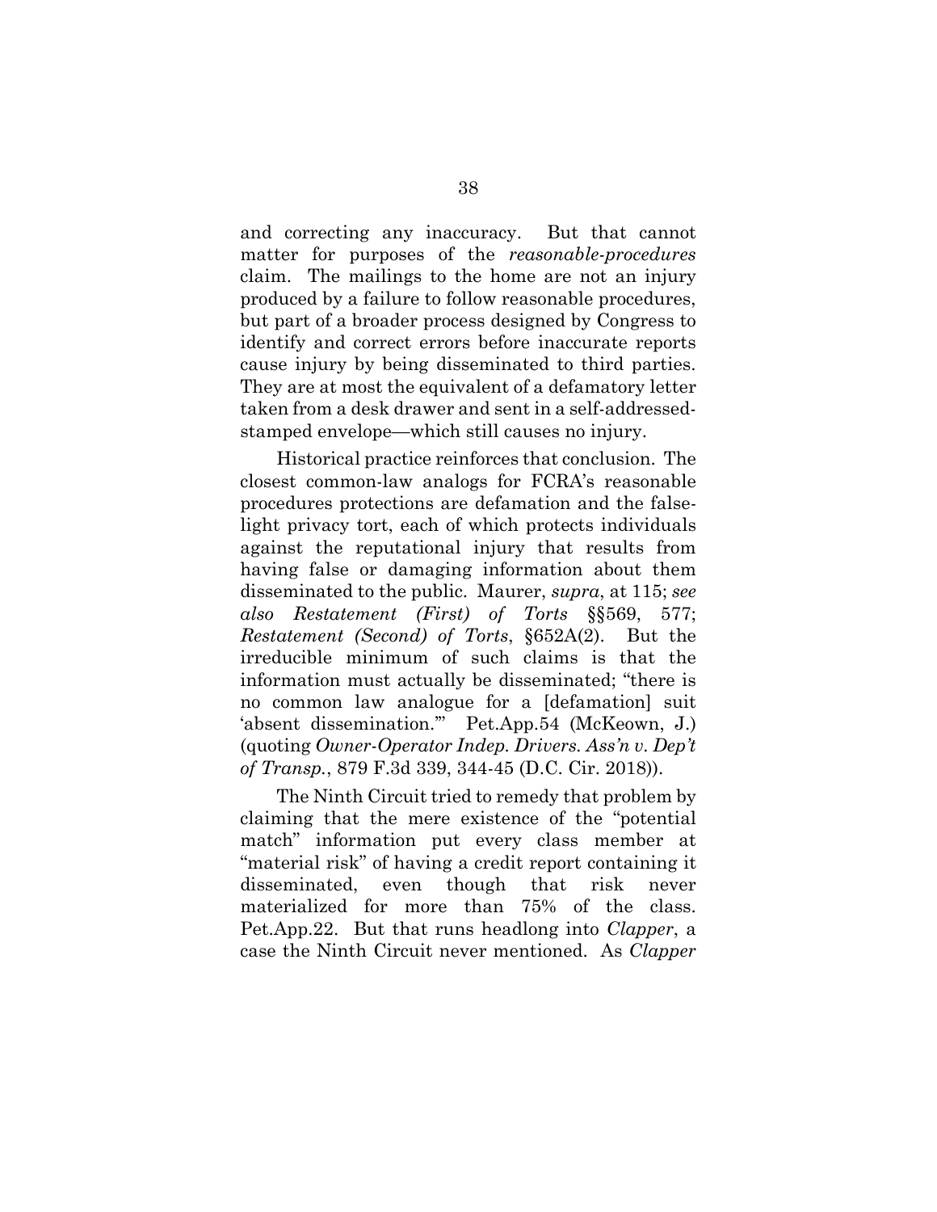and correcting any inaccuracy. But that cannot matter for purposes of the *reasonable-procedures* claim. The mailings to the home are not an injury produced by a failure to follow reasonable procedures, but part of a broader process designed by Congress to identify and correct errors before inaccurate reports cause injury by being disseminated to third parties. They are at most the equivalent of a defamatory letter taken from a desk drawer and sent in a self-addressed-stamped envelope—which still causes no injury.

Historical practice reinforces that conclusion. The closest common-law analogs for FCRA's reasonable procedures protections are defamation and the false-light privacy tort, each of which protects individuals against the reputational injury that results from having false or damaging information about them disseminated to the public. Maurer, *supra*, at 115; *see also Restatement (First) of Torts* §§569, 577; *Restatement (Second) of Torts*, §652A(2). But the irreducible minimum of such claims is that the information must actually be disseminated; "there is no common law analogue for a [defamation] suit 'absent dissemination.'" Pet.App.54 (McKeown, J.) (quoting *Owner-Operator Indep. Drivers. Ass'n v. Dep't of Transp.*, 879 F.3d 339, 344-45 (D.C. Cir. 2018)).

The Ninth Circuit tried to remedy that problem by claiming that the mere existence of the "potential match" information put every class member at "material risk" of having a credit report containing it disseminated, even though that risk never materialized for more than 75% of the class. Pet.App.22. But that runs headlong into *Clapper*, a case the Ninth Circuit never mentioned. As *Clapper*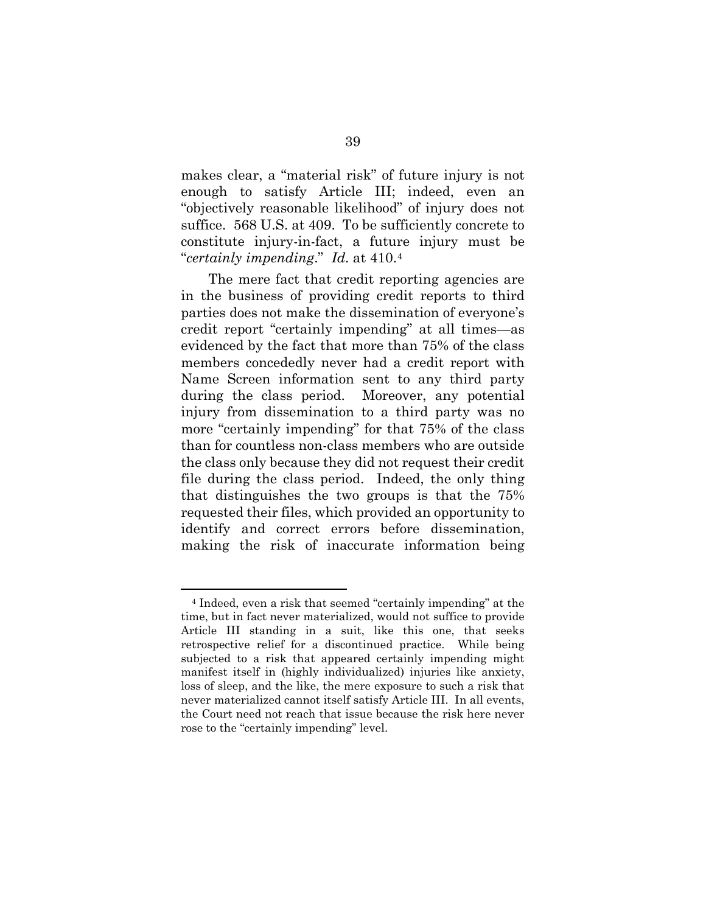makes clear, a "material risk" of future injury is not enough to satisfy Article III; indeed, even an "objectively reasonable likelihood" of injury does not suffice. 568 U.S. at 409. To be sufficiently concrete to constitute injury-in-fact, a future injury must be "*certainly impending*." *Id.* at 410.[4]

The mere fact that credit reporting agencies are in the business of providing credit reports to third parties does not make the dissemination of everyone's credit report "certainly impending" at all times—as evidenced by the fact that more than 75% of the class members concededly never had a credit report with Name Screen information sent to any third party during the class period. Moreover, any potential injury from dissemination to a third party was no more "certainly impending" for that 75% of the class than for countless non-class members who are outside the class only because they did not request their credit file during the class period. Indeed, the only thing that distinguishes the two groups is that the 75% requested their files, which provided an opportunity to identify and correct errors before dissemination, making the risk of inaccurate information being

---

[4] Indeed, even a risk that seemed "certainly impending" at the time, but in fact never materialized, would not suffice to provide Article III standing in a suit, like this one, that seeks retrospective relief for a discontinued practice. While being subjected to a risk that appeared certainly impending might manifest itself in (highly individualized) injuries like anxiety, loss of sleep, and the like, the mere exposure to such a risk that never materialized cannot itself satisfy Article III. In all events, the Court need not reach that issue because the risk here never rose to the "certainly impending" level.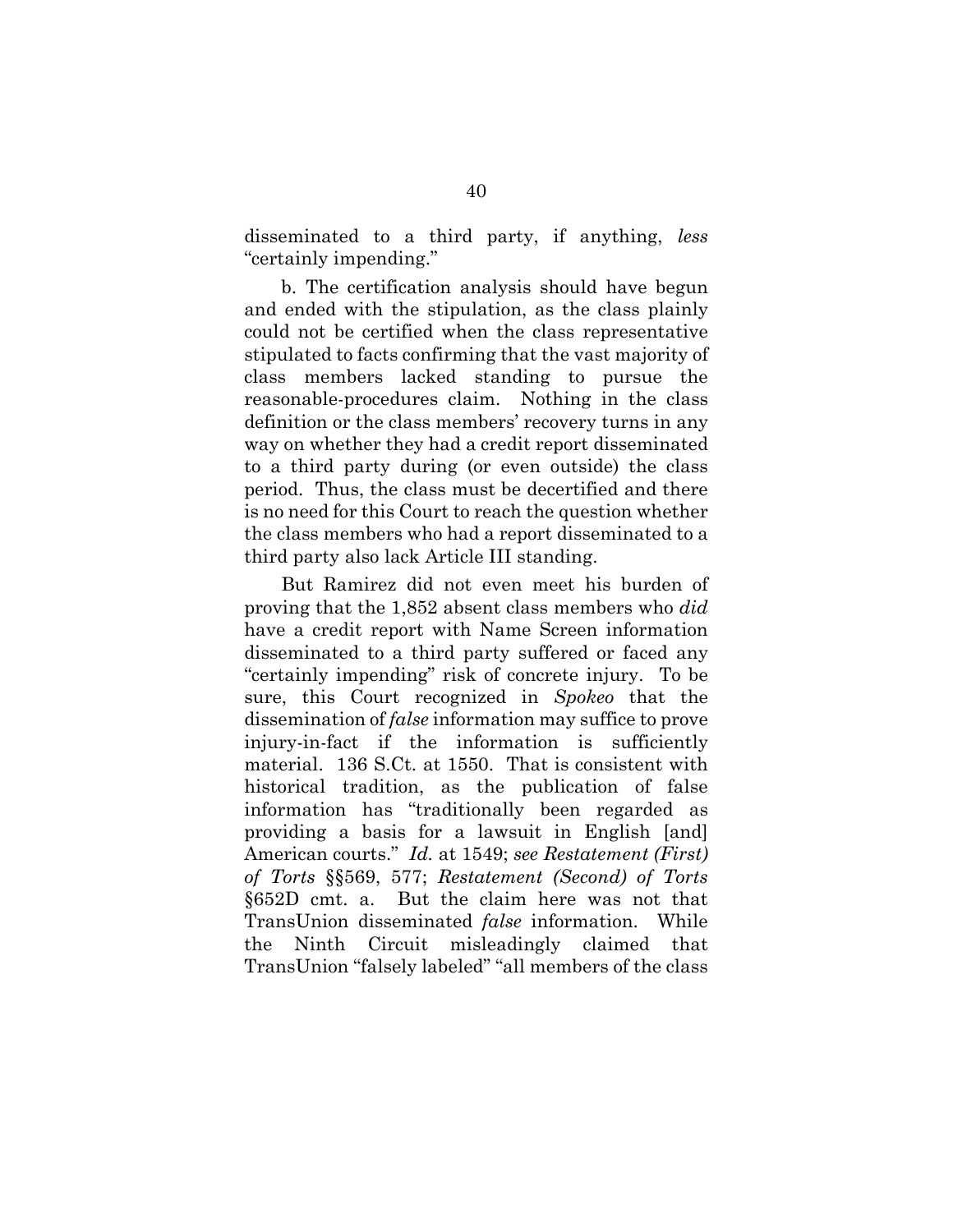disseminated to a third party, if anything, *less* "certainly impending."

b. The certification analysis should have begun and ended with the stipulation, as the class plainly could not be certified when the class representative stipulated to facts confirming that the vast majority of class members lacked standing to pursue the reasonable-procedures claim. Nothing in the class definition or the class members' recovery turns in any way on whether they had a credit report disseminated to a third party during (or even outside) the class period. Thus, the class must be decertified and there is no need for this Court to reach the question whether the class members who had a report disseminated to a third party also lack Article III standing.

But Ramirez did not even meet his burden of proving that the 1,852 absent class members who *did* have a credit report with Name Screen information disseminated to a third party suffered or faced any "certainly impending" risk of concrete injury. To be sure, this Court recognized in *Spokeo* that the dissemination of *false* information may suffice to prove injury-in-fact if the information is sufficiently material. 136 S.Ct. at 1550. That is consistent with historical tradition, as the publication of false information has "traditionally been regarded as providing a basis for a lawsuit in English [and] American courts." *Id.* at 1549; *see Restatement (First) of Torts* §§569, 577; *Restatement (Second) of Torts* §652D cmt. a. But the claim here was not that TransUnion disseminated *false* information. While the Ninth Circuit misleadingly claimed that TransUnion "falsely labeled" "all members of the class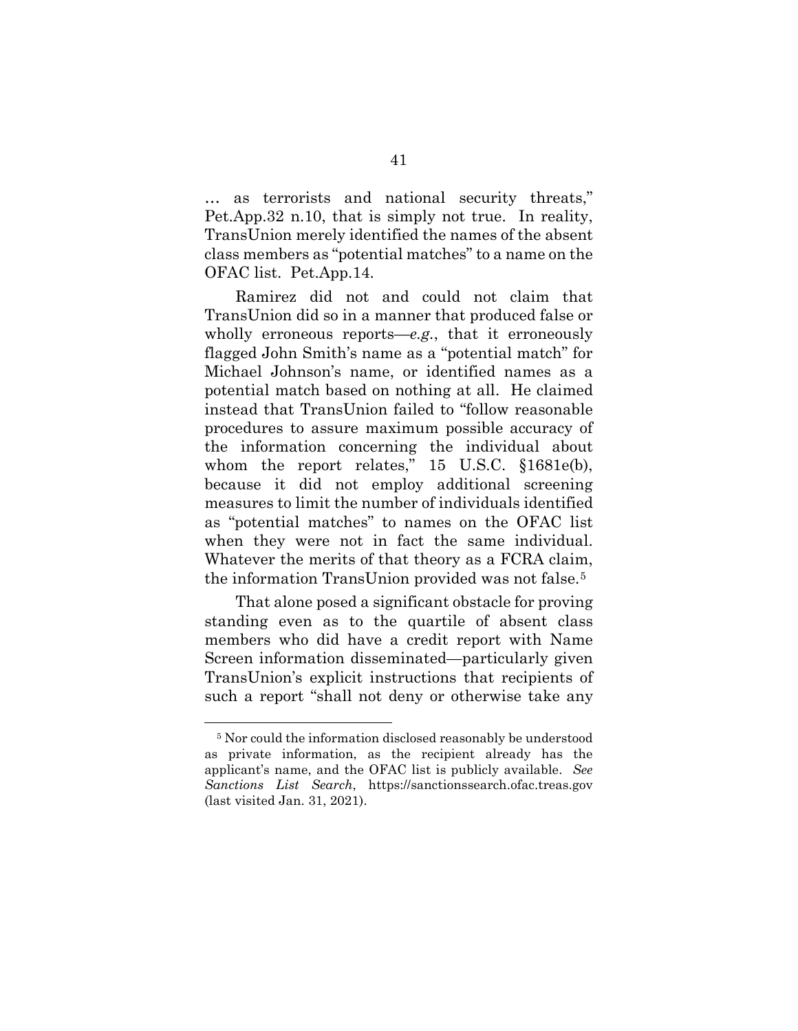… as terrorists and national security threats," Pet.App.32 n.10, that is simply not true. In reality, TransUnion merely identified the names of the absent class members as "potential matches" to a name on the OFAC list. Pet.App.14.

Ramirez did not and could not claim that TransUnion did so in a manner that produced false or wholly erroneous reports—*e.g.*, that it erroneously flagged John Smith's name as a "potential match" for Michael Johnson's name, or identified names as a potential match based on nothing at all. He claimed instead that TransUnion failed to "follow reasonable procedures to assure maximum possible accuracy of the information concerning the individual about whom the report relates," 15 U.S.C. §1681e(b), because it did not employ additional screening measures to limit the number of individuals identified as "potential matches" to names on the OFAC list when they were not in fact the same individual. Whatever the merits of that theory as a FCRA claim, the information TransUnion provided was not false.[5]

That alone posed a significant obstacle for proving standing even as to the quartile of absent class members who did have a credit report with Name Screen information disseminated—particularly given TransUnion's explicit instructions that recipients of such a report "shall not deny or otherwise take any

[5] Nor could the information disclosed reasonably be understood as private information, as the recipient already has the applicant's name, and the OFAC list is publicly available. *See Sanctions List Search*, https://sanctionssearch.ofac.treas.gov (last visited Jan. 31, 2021).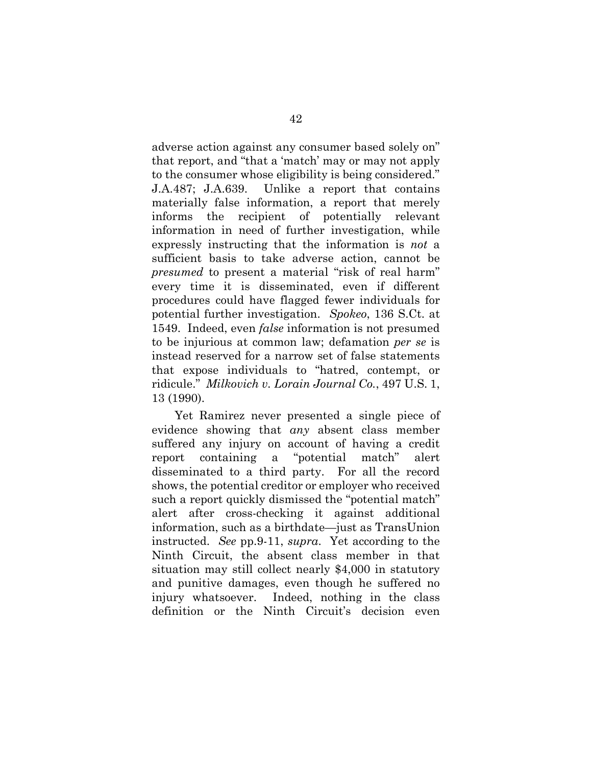adverse action against any consumer based solely on" that report, and "that a 'match' may or may not apply to the consumer whose eligibility is being considered." J.A.487; J.A.639. Unlike a report that contains materially false information, a report that merely informs the recipient of potentially relevant information in need of further investigation, while expressly instructing that the information is *not* a sufficient basis to take adverse action, cannot be *presumed* to present a material "risk of real harm" every time it is disseminated, even if different procedures could have flagged fewer individuals for potential further investigation. *Spokeo*, 136 S.Ct. at 1549. Indeed, even *false* information is not presumed to be injurious at common law; defamation *per se* is instead reserved for a narrow set of false statements that expose individuals to "hatred, contempt, or ridicule." *Milkovich v. Lorain Journal Co.*, 497 U.S. 1, 13 (1990).

Yet Ramirez never presented a single piece of evidence showing that *any* absent class member suffered any injury on account of having a credit report containing a "potential match" alert disseminated to a third party. For all the record shows, the potential creditor or employer who received such a report quickly dismissed the "potential match" alert after cross-checking it against additional information, such as a birthdate—just as TransUnion instructed. *See* pp.9-11, *supra*. Yet according to the Ninth Circuit, the absent class member in that situation may still collect nearly $4,000 in statutory and punitive damages, even though he suffered no injury whatsoever. Indeed, nothing in the class definition or the Ninth Circuit's decision even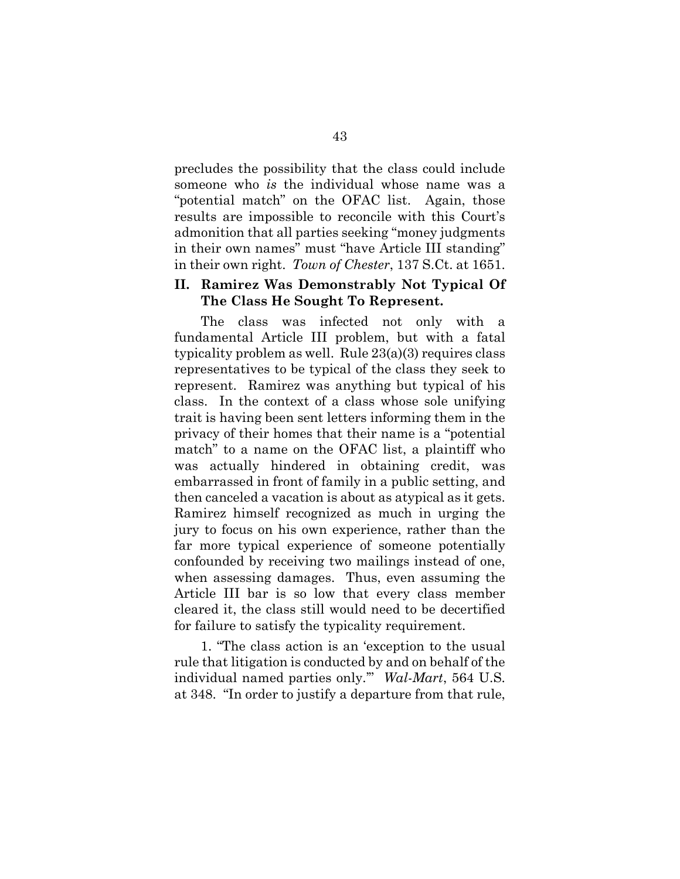precludes the possibility that the class could include someone who *is* the individual whose name was a "potential match" on the OFAC list. Again, those results are impossible to reconcile with this Court's admonition that all parties seeking "money judgments in their own names" must "have Article III standing" in their own right. *Town of Chester*, 137 S.Ct. at 1651.

## II. Ramirez Was Demonstrably Not Typical Of The Class He Sought To Represent.

The class was infected not only with a fundamental Article III problem, but with a fatal typicality problem as well. Rule 23(a)(3) requires class representatives to be typical of the class they seek to represent. Ramirez was anything but typical of his class. In the context of a class whose sole unifying trait is having been sent letters informing them in the privacy of their homes that their name is a "potential match" to a name on the OFAC list, a plaintiff who was actually hindered in obtaining credit, was embarrassed in front of family in a public setting, and then canceled a vacation is about as atypical as it gets. Ramirez himself recognized as much in urging the jury to focus on his own experience, rather than the far more typical experience of someone potentially confounded by receiving two mailings instead of one, when assessing damages. Thus, even assuming the Article III bar is so low that every class member cleared it, the class still would need to be decertified for failure to satisfy the typicality requirement.

1. "The class action is an 'exception to the usual rule that litigation is conducted by and on behalf of the individual named parties only.'" *Wal-Mart*, 564 U.S. at 348. "In order to justify a departure from that rule,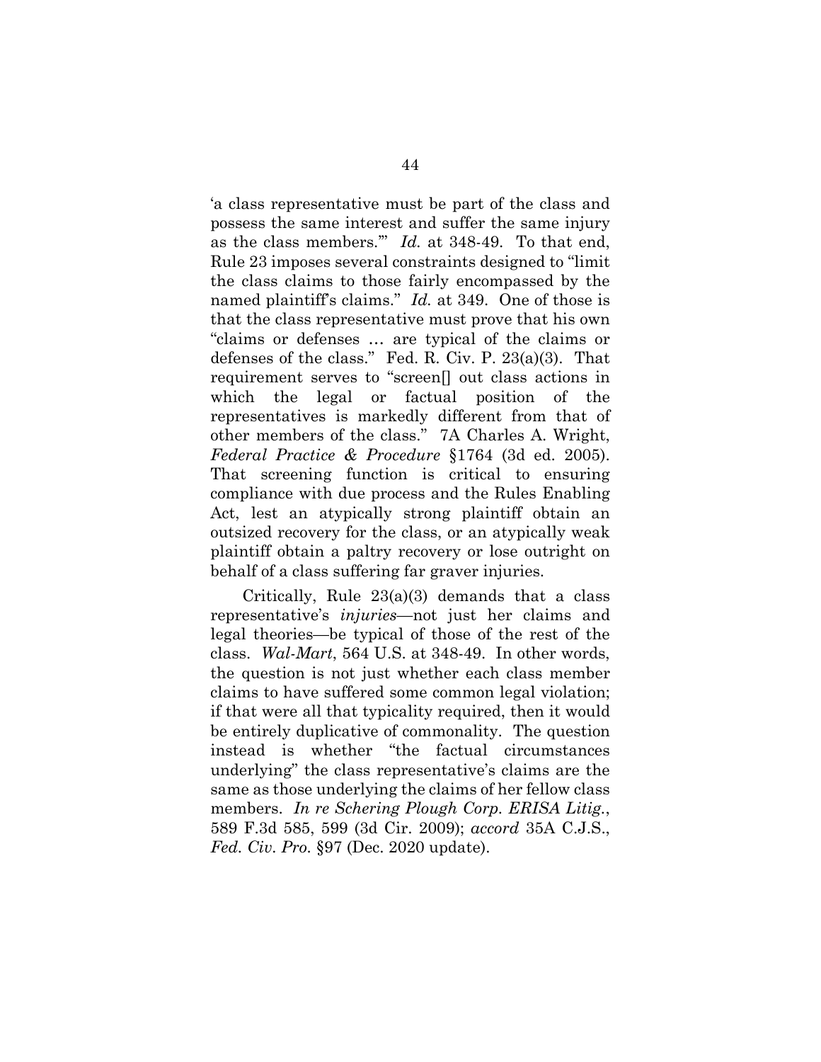'a class representative must be part of the class and possess the same interest and suffer the same injury as the class members.'" *Id.* at 348-49. To that end, Rule 23 imposes several constraints designed to "limit the class claims to those fairly encompassed by the named plaintiff's claims." *Id.* at 349. One of those is that the class representative must prove that his own "claims or defenses … are typical of the claims or defenses of the class." Fed. R. Civ. P. 23(a)(3). That requirement serves to "screen[] out class actions in which the legal or factual position of the representatives is markedly different from that of other members of the class." 7A Charles A. Wright, *Federal Practice & Procedure* §1764 (3d ed. 2005). That screening function is critical to ensuring compliance with due process and the Rules Enabling Act, lest an atypically strong plaintiff obtain an outsized recovery for the class, or an atypically weak plaintiff obtain a paltry recovery or lose outright on behalf of a class suffering far graver injuries.

Critically, Rule 23(a)(3) demands that a class representative's *injuries*—not just her claims and legal theories—be typical of those of the rest of the class. *Wal-Mart*, 564 U.S. at 348-49. In other words, the question is not just whether each class member claims to have suffered some common legal violation; if that were all that typicality required, then it would be entirely duplicative of commonality. The question instead is whether "the factual circumstances underlying" the class representative's claims are the same as those underlying the claims of her fellow class members. *In re Schering Plough Corp. ERISA Litig.*, 589 F.3d 585, 599 (3d Cir. 2009); *accord* 35A C.J.S., *Fed. Civ. Pro.* §97 (Dec. 2020 update).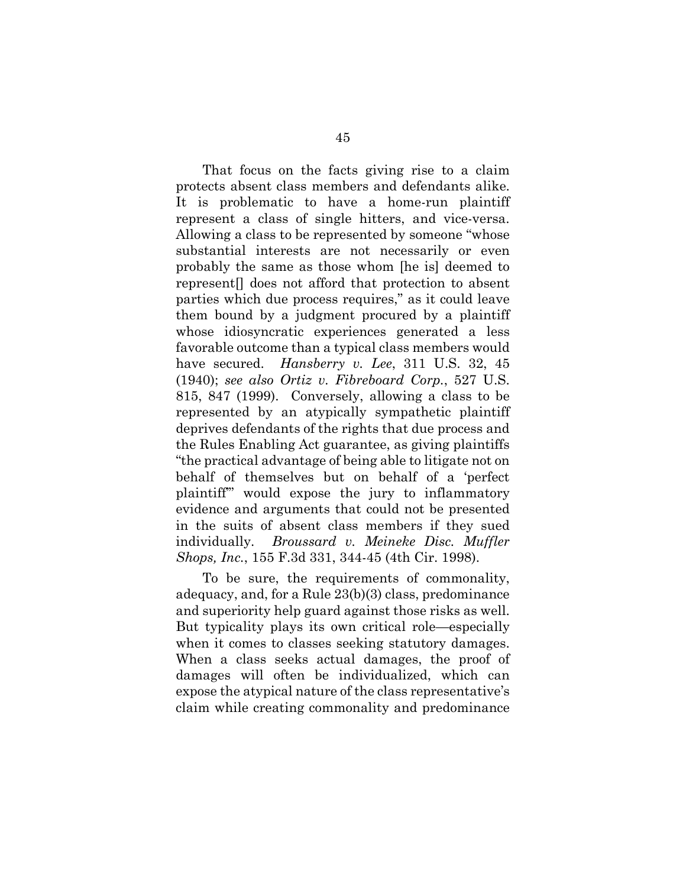That focus on the facts giving rise to a claim protects absent class members and defendants alike. It is problematic to have a home-run plaintiff represent a class of single hitters, and vice-versa. Allowing a class to be represented by someone "whose substantial interests are not necessarily or even probably the same as those whom [he is] deemed to represent[] does not afford that protection to absent parties which due process requires," as it could leave them bound by a judgment procured by a plaintiff whose idiosyncratic experiences generated a less favorable outcome than a typical class members would have secured. *Hansberry v. Lee*, 311 U.S. 32, 45 (1940); *see also Ortiz v. Fibreboard Corp.*, 527 U.S. 815, 847 (1999). Conversely, allowing a class to be represented by an atypically sympathetic plaintiff deprives defendants of the rights that due process and the Rules Enabling Act guarantee, as giving plaintiffs "the practical advantage of being able to litigate not on behalf of themselves but on behalf of a 'perfect plaintiff'" would expose the jury to inflammatory evidence and arguments that could not be presented in the suits of absent class members if they sued individually. *Broussard v. Meineke Disc. Muffler Shops, Inc.*, 155 F.3d 331, 344-45 (4th Cir. 1998).

To be sure, the requirements of commonality, adequacy, and, for a Rule 23(b)(3) class, predominance and superiority help guard against those risks as well. But typicality plays its own critical role—especially when it comes to classes seeking statutory damages. When a class seeks actual damages, the proof of damages will often be individualized, which can expose the atypical nature of the class representative's claim while creating commonality and predominance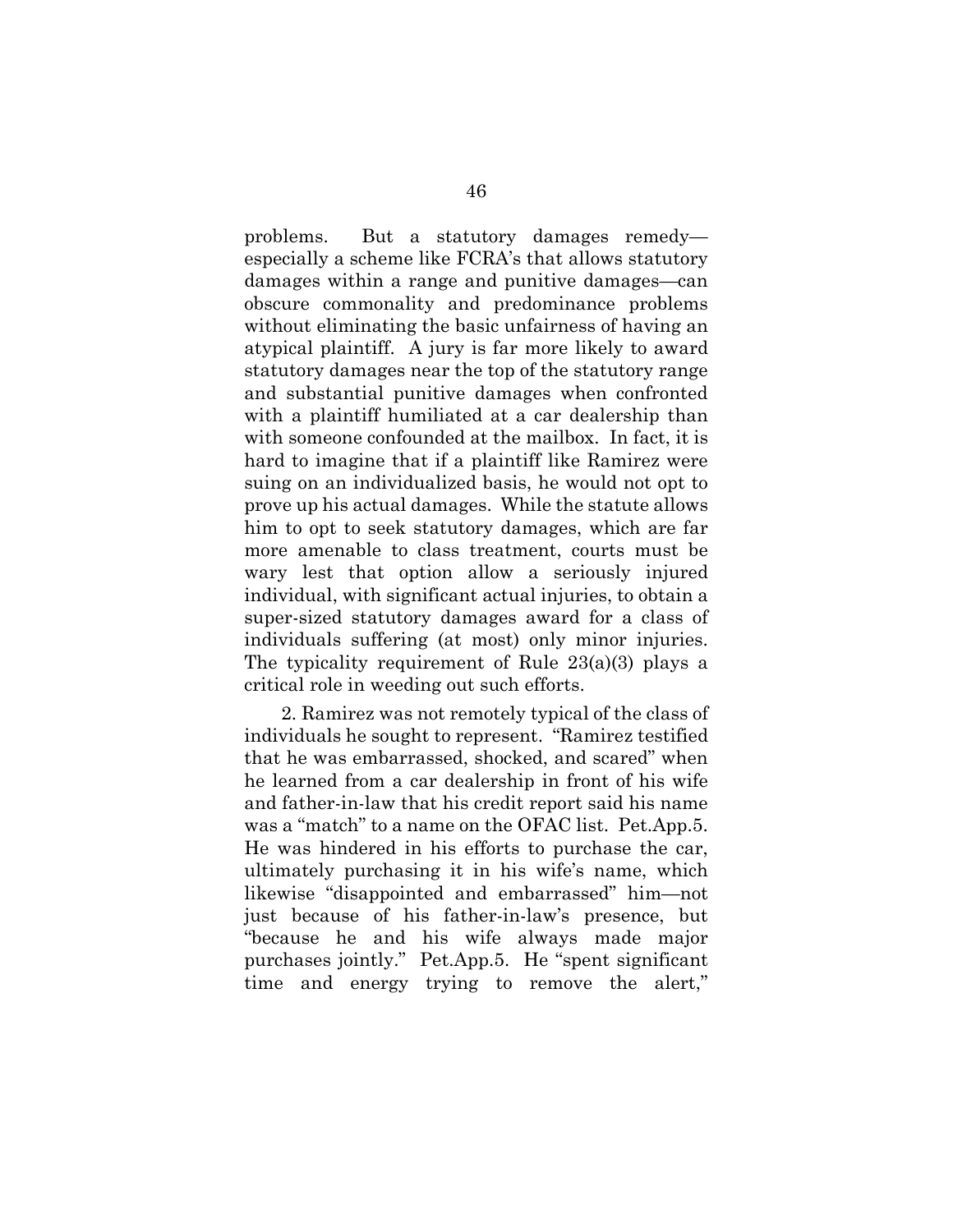problems. But a statutory damages remedy—especially a scheme like FCRA's that allows statutory damages within a range and punitive damages—can obscure commonality and predominance problems without eliminating the basic unfairness of having an atypical plaintiff. A jury is far more likely to award statutory damages near the top of the statutory range and substantial punitive damages when confronted with a plaintiff humiliated at a car dealership than with someone confounded at the mailbox. In fact, it is hard to imagine that if a plaintiff like Ramirez were suing on an individualized basis, he would not opt to prove up his actual damages. While the statute allows him to opt to seek statutory damages, which are far more amenable to class treatment, courts must be wary lest that option allow a seriously injured individual, with significant actual injuries, to obtain a super-sized statutory damages award for a class of individuals suffering (at most) only minor injuries. The typicality requirement of Rule 23(a)(3) plays a critical role in weeding out such efforts.

2. Ramirez was not remotely typical of the class of individuals he sought to represent. "Ramirez testified that he was embarrassed, shocked, and scared" when he learned from a car dealership in front of his wife and father-in-law that his credit report said his name was a "match" to a name on the OFAC list. Pet.App.5. He was hindered in his efforts to purchase the car, ultimately purchasing it in his wife's name, which likewise "disappointed and embarrassed" him—not just because of his father-in-law's presence, but "because he and his wife always made major purchases jointly." Pet.App.5. He "spent significant time and energy trying to remove the alert,"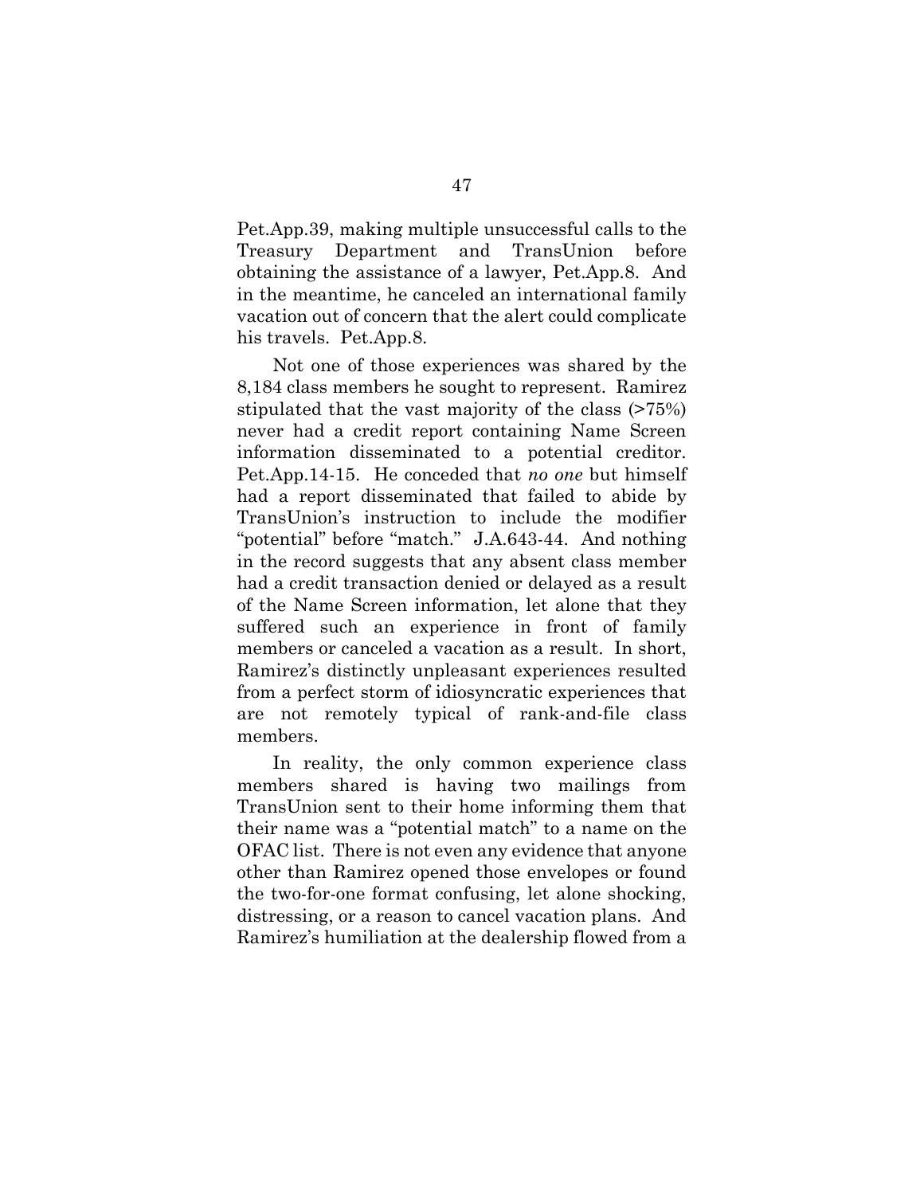Pet.App.39, making multiple unsuccessful calls to the Treasury Department and TransUnion before obtaining the assistance of a lawyer, Pet.App.8. And in the meantime, he canceled an international family vacation out of concern that the alert could complicate his travels. Pet.App.8.

Not one of those experiences was shared by the 8,184 class members he sought to represent. Ramirez stipulated that the vast majority of the class (>75%) never had a credit report containing Name Screen information disseminated to a potential creditor. Pet.App.14-15. He conceded that *no one* but himself had a report disseminated that failed to abide by TransUnion's instruction to include the modifier "potential" before "match." J.A.643-44. And nothing in the record suggests that any absent class member had a credit transaction denied or delayed as a result of the Name Screen information, let alone that they suffered such an experience in front of family members or canceled a vacation as a result. In short, Ramirez's distinctly unpleasant experiences resulted from a perfect storm of idiosyncratic experiences that are not remotely typical of rank-and-file class members.

In reality, the only common experience class members shared is having two mailings from TransUnion sent to their home informing them that their name was a "potential match" to a name on the OFAC list. There is not even any evidence that anyone other than Ramirez opened those envelopes or found the two-for-one format confusing, let alone shocking, distressing, or a reason to cancel vacation plans. And Ramirez's humiliation at the dealership flowed from a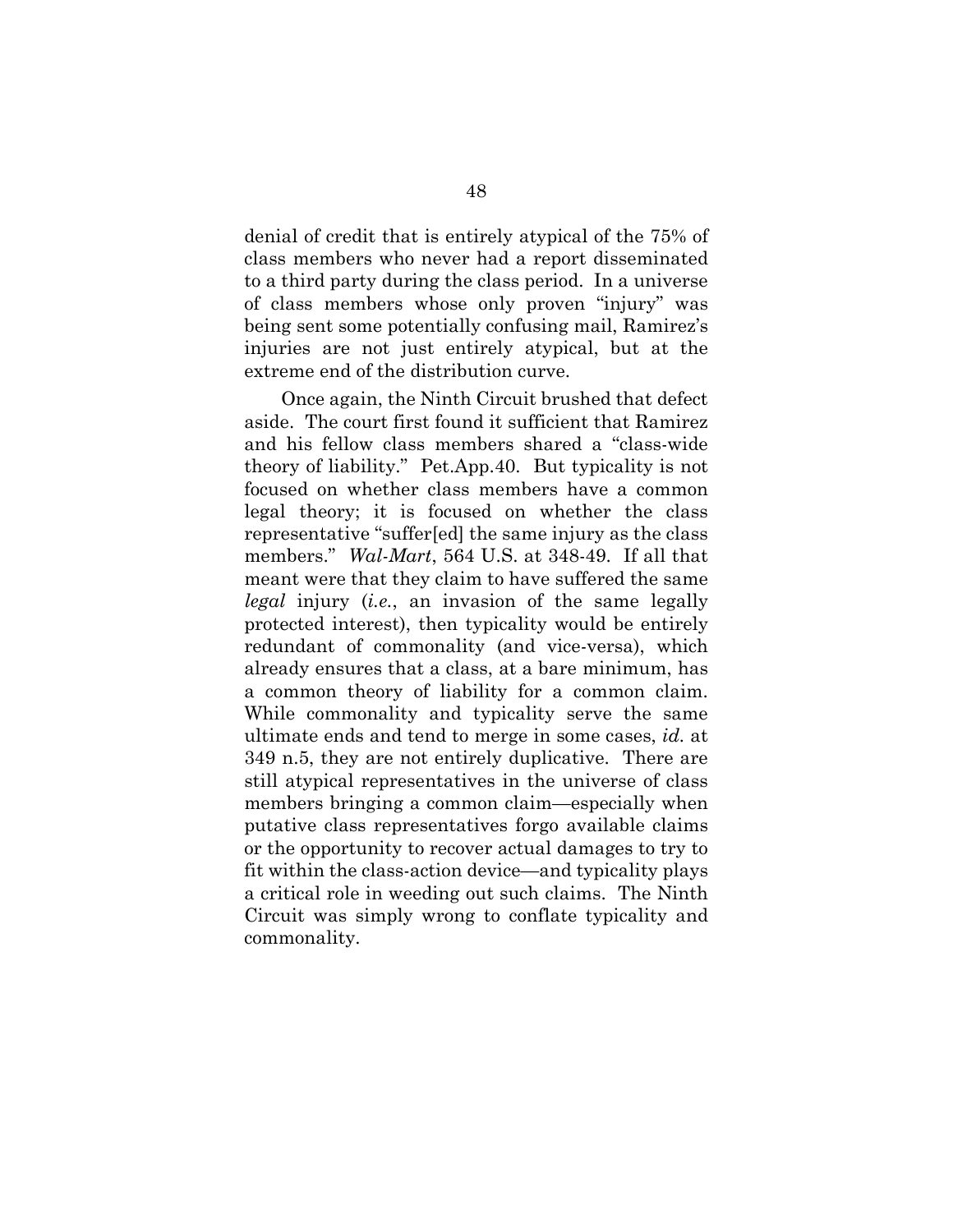denial of credit that is entirely atypical of the 75% of class members who never had a report disseminated to a third party during the class period. In a universe of class members whose only proven "injury" was being sent some potentially confusing mail, Ramirez's injuries are not just entirely atypical, but at the extreme end of the distribution curve.

Once again, the Ninth Circuit brushed that defect aside. The court first found it sufficient that Ramirez and his fellow class members shared a "class-wide theory of liability." Pet.App.40. But typicality is not focused on whether class members have a common legal theory; it is focused on whether the class representative "suffer[ed] the same injury as the class members." *Wal-Mart*, 564 U.S. at 348-49. If all that meant were that they claim to have suffered the same *legal* injury (*i.e.*, an invasion of the same legally protected interest), then typicality would be entirely redundant of commonality (and vice-versa), which already ensures that a class, at a bare minimum, has a common theory of liability for a common claim. While commonality and typicality serve the same ultimate ends and tend to merge in some cases, *id.* at 349 n.5, they are not entirely duplicative. There are still atypical representatives in the universe of class members bringing a common claim—especially when putative class representatives forgo available claims or the opportunity to recover actual damages to try to fit within the class-action device—and typicality plays a critical role in weeding out such claims. The Ninth Circuit was simply wrong to conflate typicality and commonality.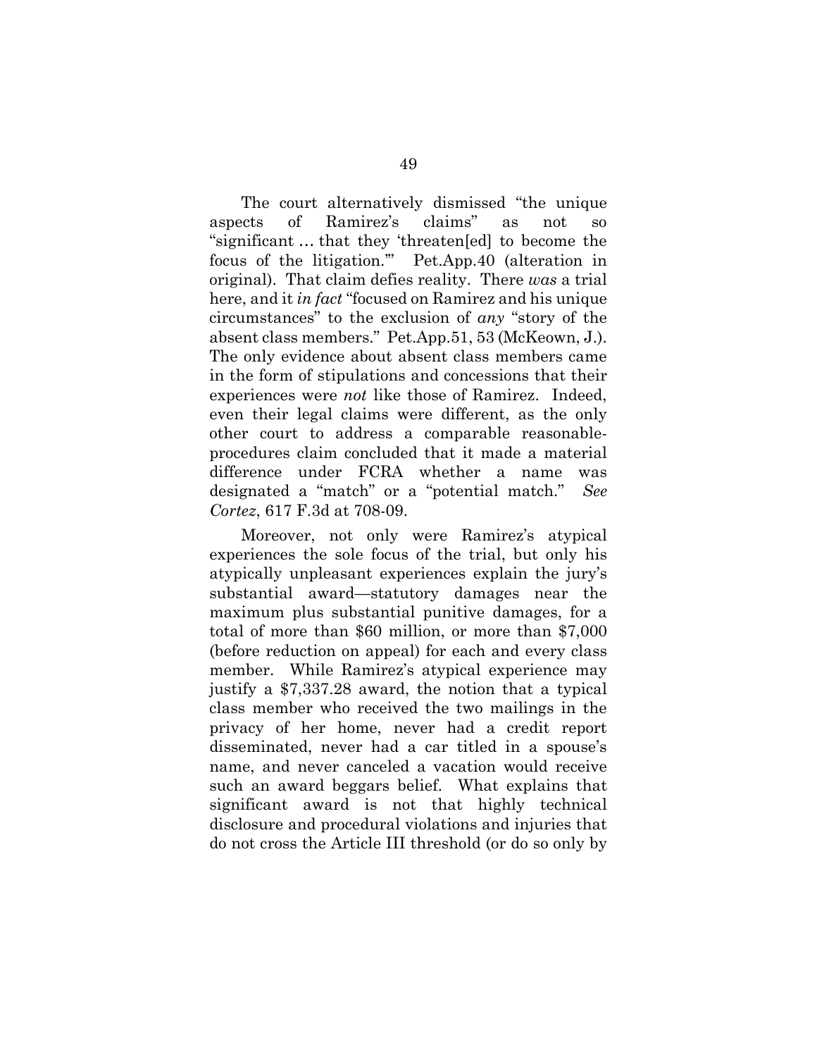The court alternatively dismissed "the unique aspects of Ramirez's claims" as not so "significant … that they 'threaten[ed] to become the focus of the litigation.'" Pet.App.40 (alteration in original). That claim defies reality. There *was* a trial here, and it *in fact* "focused on Ramirez and his unique circumstances" to the exclusion of *any* "story of the absent class members." Pet.App.51, 53 (McKeown, J.). The only evidence about absent class members came in the form of stipulations and concessions that their experiences were *not* like those of Ramirez. Indeed, even their legal claims were different, as the only other court to address a comparable reasonable-procedures claim concluded that it made a material difference under FCRA whether a name was designated a "match" or a "potential match." *See Cortez*, 617 F.3d at 708-09.

Moreover, not only were Ramirez's atypical experiences the sole focus of the trial, but only his atypically unpleasant experiences explain the jury's substantial award—statutory damages near the maximum plus substantial punitive damages, for a total of more than $60 million, or more than $7,000 (before reduction on appeal) for each and every class member. While Ramirez's atypical experience may justify a $7,337.28 award, the notion that a typical class member who received the two mailings in the privacy of her home, never had a credit report disseminated, never had a car titled in a spouse's name, and never canceled a vacation would receive such an award beggars belief. What explains that significant award is not that highly technical disclosure and procedural violations and injuries that do not cross the Article III threshold (or do so only by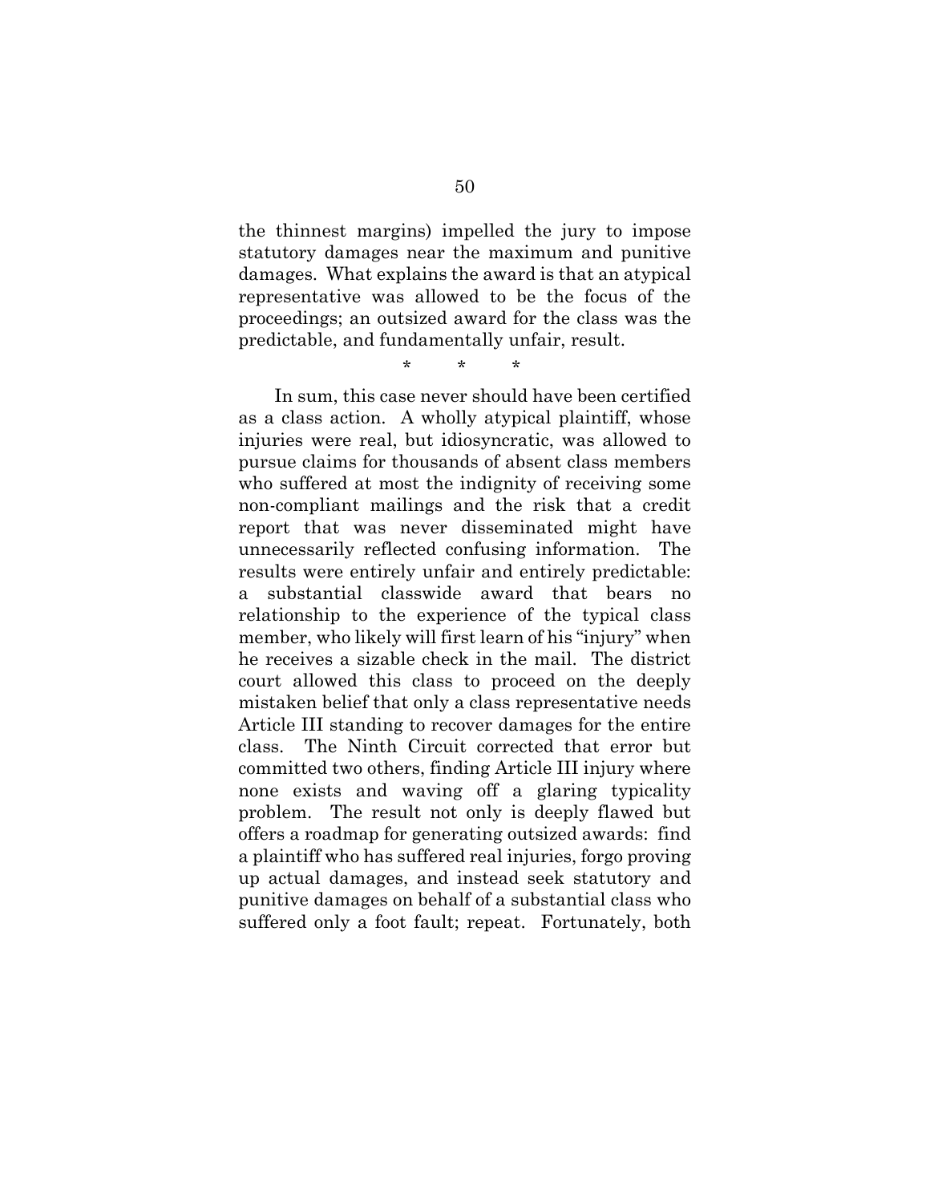the thinnest margins) impelled the jury to impose statutory damages near the maximum and punitive damages. What explains the award is that an atypical representative was allowed to be the focus of the proceedings; an outsized award for the class was the predictable, and fundamentally unfair, result.

\* \* \*

In sum, this case never should have been certified as a class action. A wholly atypical plaintiff, whose injuries were real, but idiosyncratic, was allowed to pursue claims for thousands of absent class members who suffered at most the indignity of receiving some non-compliant mailings and the risk that a credit report that was never disseminated might have unnecessarily reflected confusing information. The results were entirely unfair and entirely predictable: a substantial classwide award that bears no relationship to the experience of the typical class member, who likely will first learn of his "injury" when he receives a sizable check in the mail. The district court allowed this class to proceed on the deeply mistaken belief that only a class representative needs Article III standing to recover damages for the entire class. The Ninth Circuit corrected that error but committed two others, finding Article III injury where none exists and waving off a glaring typicality problem. The result not only is deeply flawed but offers a roadmap for generating outsized awards: find a plaintiff who has suffered real injuries, forgo proving up actual damages, and instead seek statutory and punitive damages on behalf of a substantial class who suffered only a foot fault; repeat. Fortunately, both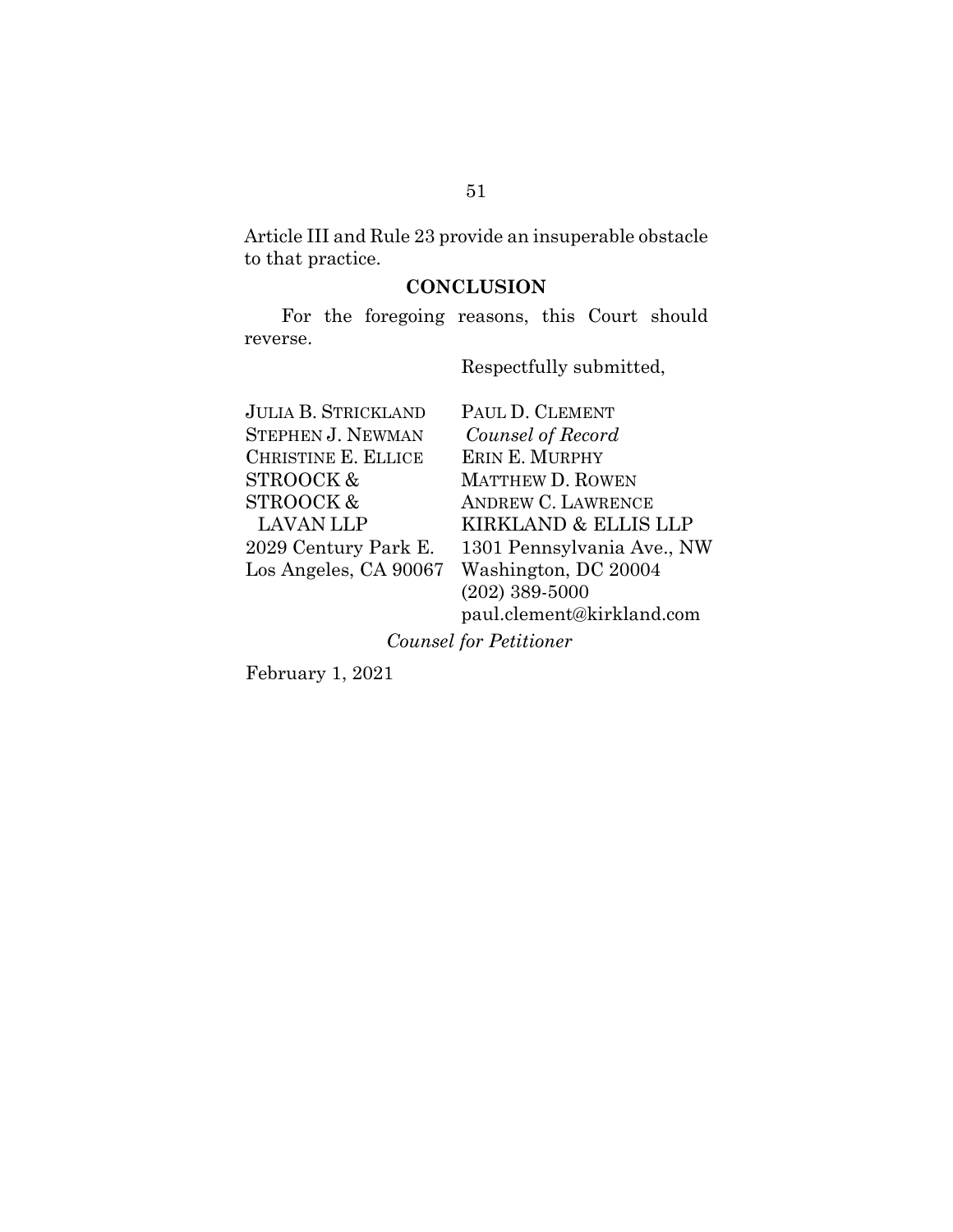Article III and Rule 23 provide an insuperable obstacle to that practice.

## CONCLUSION

For the foregoing reasons, this Court should reverse.

Respectfully submitted,

| | |
|---|---|
| JULIA B. STRICKLAND | PAUL D. CLEMENT |
| STEPHEN J. NEWMAN | *Counsel of Record* |
| CHRISTINE E. ELLICE | ERIN E. MURPHY |
| STROOCK & | MATTHEW D. ROWEN |
| STROOCK & | ANDREW C. LAWRENCE |
| LAVAN LLP | KIRKLAND & ELLIS LLP |
| 2029 Century Park E. | 1301 Pennsylvania Ave., NW |
| Los Angeles, CA 90067 | Washington, DC 20004 |
| | (202) 389-5000 |
| | paul.clement@kirkland.com |

*Counsel for Petitioner*

February 1, 2021